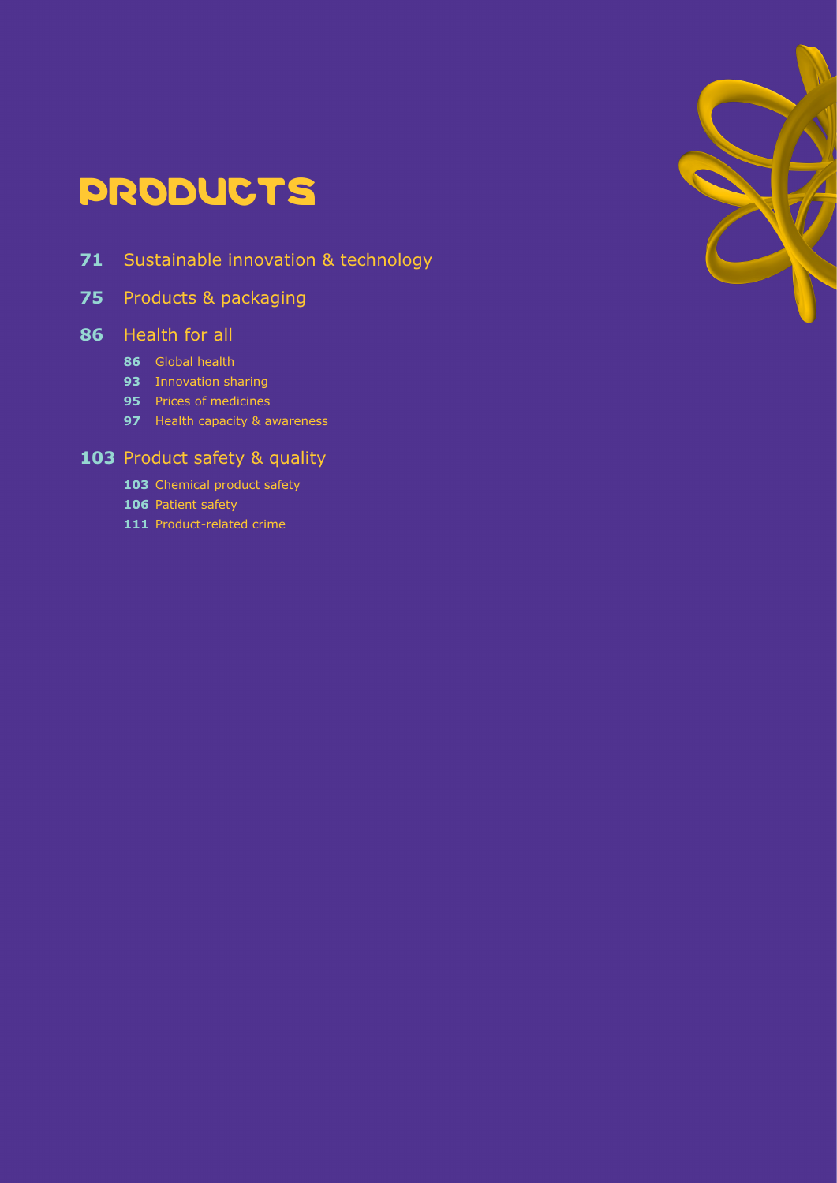# PRODUCTS

- **71** Sustainable innovation & technology
- **75** Products & packaging
- **86** Health for all
  - **86** Global health
  - **93** Innovation sharing
  - **95** Prices of medicines
  - **97** Health capacity & awareness
- **103** Product safety & quality
  - **103** Chemical product safety
  - **106** Patient safety
  - **111** Product-related crime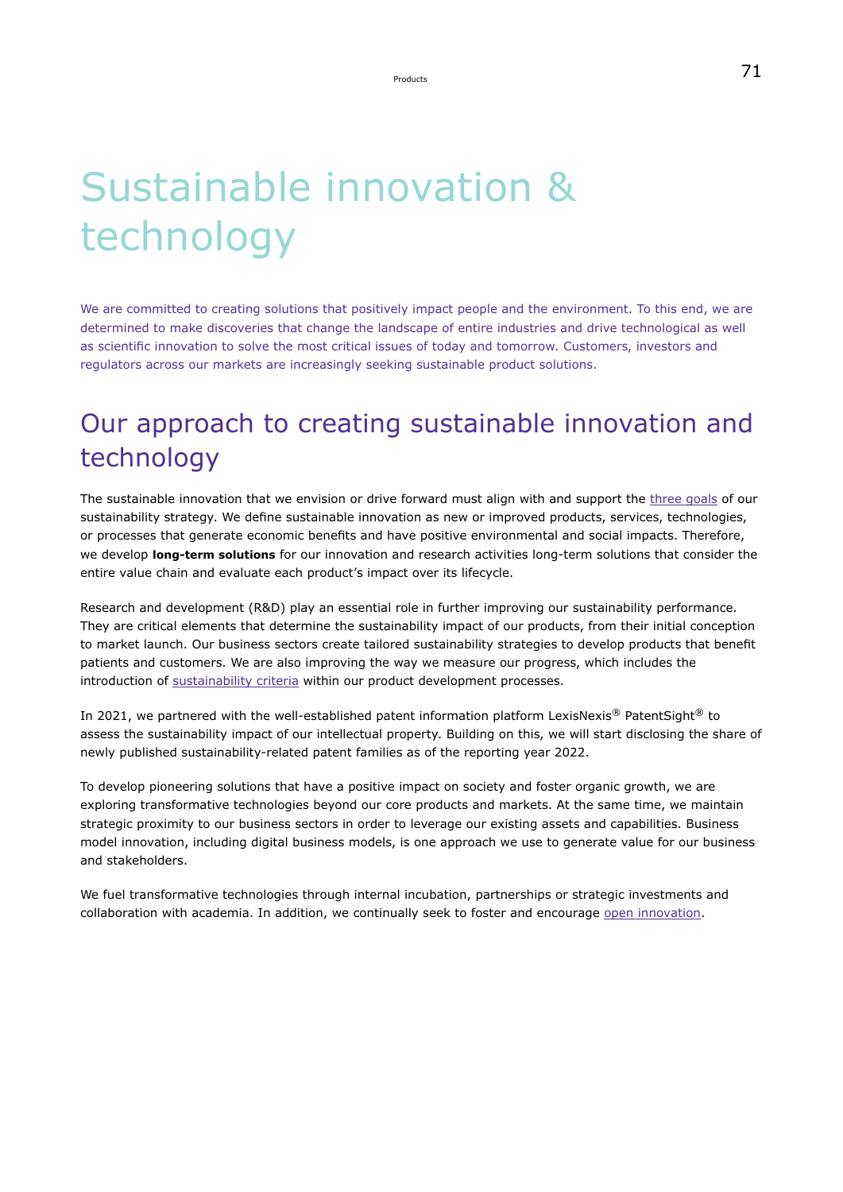# Sustainable innovation & technology

We are committed to creating solutions that positively impact people and the environment. To this end, we are determined to make discoveries that change the landscape of entire industries and drive technological as well as scientific innovation to solve the most critical issues of today and tomorrow. Customers, investors and regulators across our markets are increasingly seeking sustainable product solutions.

## Our approach to creating sustainable innovation and technology

The sustainable innovation that we envision or drive forward must align with and support the three goals of our sustainability strategy. We define sustainable innovation as new or improved products, services, technologies, or processes that generate economic benefits and have positive environmental and social impacts. Therefore, we develop **long-term solutions** for our innovation and research activities long-term solutions that consider the entire value chain and evaluate each product's impact over its lifecycle.

Research and development (R&D) play an essential role in further improving our sustainability performance. They are critical elements that determine the sustainability impact of our products, from their initial conception to market launch. Our business sectors create tailored sustainability strategies to develop products that benefit patients and customers. We are also improving the way we measure our progress, which includes the introduction of sustainability criteria within our product development processes.

In 2021, we partnered with the well-established patent information platform LexisNexis® PatentSight® to assess the sustainability impact of our intellectual property. Building on this, we will start disclosing the share of newly published sustainability-related patent families as of the reporting year 2022.

To develop pioneering solutions that have a positive impact on society and foster organic growth, we are exploring transformative technologies beyond our core products and markets. At the same time, we maintain strategic proximity to our business sectors in order to leverage our existing assets and capabilities. Business model innovation, including digital business models, is one approach we use to generate value for our business and stakeholders.

We fuel transformative technologies through internal incubation, partnerships or strategic investments and collaboration with academia. In addition, we continually seek to foster and encourage open innovation.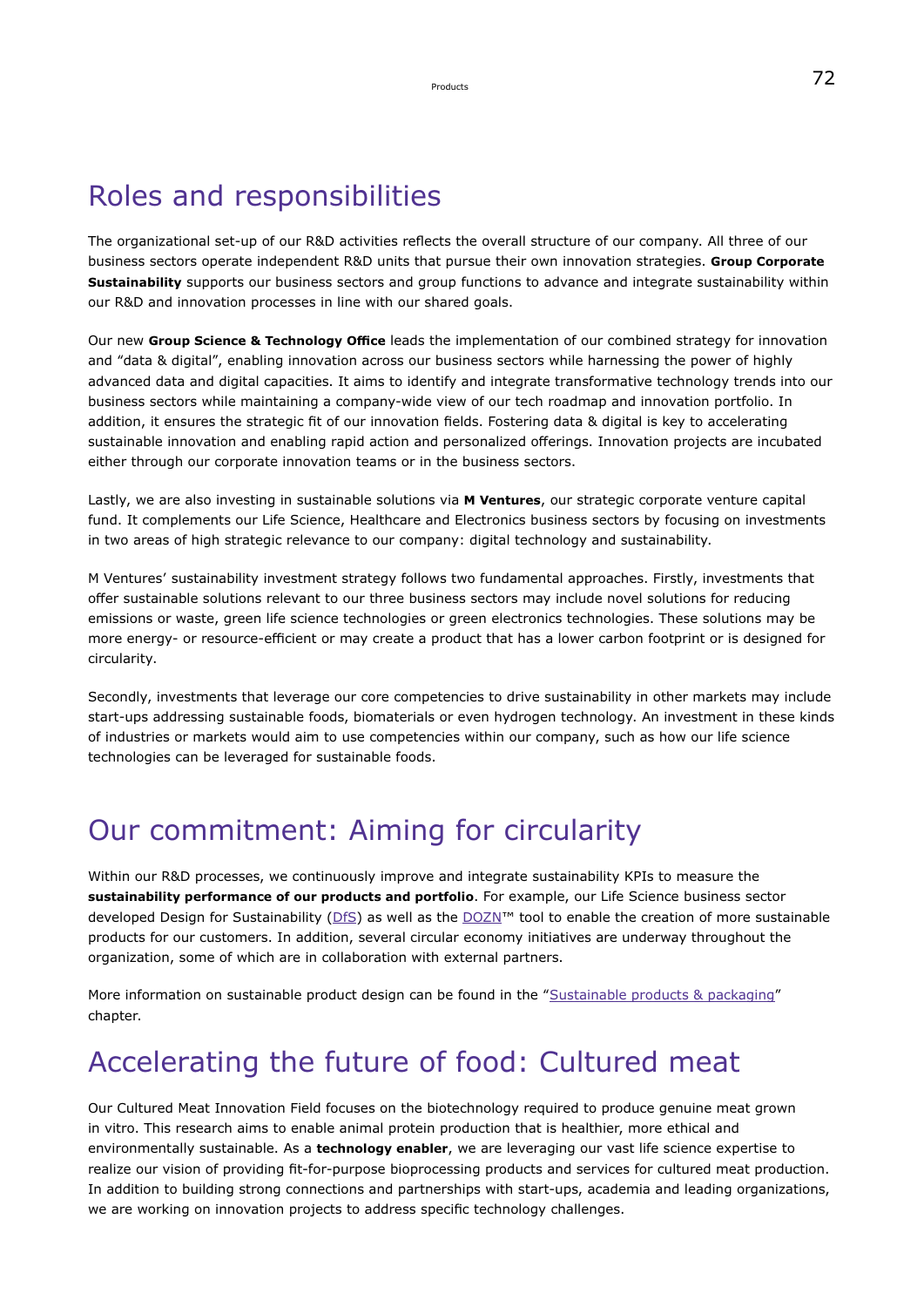# Roles and responsibilities

The organizational set-up of our R&D activities reflects the overall structure of our company. All three of our business sectors operate independent R&D units that pursue their own innovation strategies. **Group Corporate Sustainability** supports our business sectors and group functions to advance and integrate sustainability within our R&D and innovation processes in line with our shared goals.

Our new **Group Science & Technology Office** leads the implementation of our combined strategy for innovation and “data & digital”, enabling innovation across our business sectors while harnessing the power of highly advanced data and digital capacities. It aims to identify and integrate transformative technology trends into our business sectors while maintaining a company-wide view of our tech roadmap and innovation portfolio. In addition, it ensures the strategic fit of our innovation fields. Fostering data & digital is key to accelerating sustainable innovation and enabling rapid action and personalized offerings. Innovation projects are incubated either through our corporate innovation teams or in the business sectors.

Lastly, we are also investing in sustainable solutions via **M Ventures**, our strategic corporate venture capital fund. It complements our Life Science, Healthcare and Electronics business sectors by focusing on investments in two areas of high strategic relevance to our company: digital technology and sustainability.

M Ventures’ sustainability investment strategy follows two fundamental approaches. Firstly, investments that offer sustainable solutions relevant to our three business sectors may include novel solutions for reducing emissions or waste, green life science technologies or green electronics technologies. These solutions may be more energy- or resource-efficient or may create a product that has a lower carbon footprint or is designed for circularity.

Secondly, investments that leverage our core competencies to drive sustainability in other markets may include start-ups addressing sustainable foods, biomaterials or even hydrogen technology. An investment in these kinds of industries or markets would aim to use competencies within our company, such as how our life science technologies can be leveraged for sustainable foods.

# Our commitment: Aiming for circularity

Within our R&D processes, we continuously improve and integrate sustainability KPIs to measure the **sustainability performance of our products and portfolio**. For example, our Life Science business sector developed Design for Sustainability (DfS) as well as the DOZN™ tool to enable the creation of more sustainable products for our customers. In addition, several circular economy initiatives are underway throughout the organization, some of which are in collaboration with external partners.

More information on sustainable product design can be found in the “Sustainable products & packaging” chapter.

# Accelerating the future of food: Cultured meat

Our Cultured Meat Innovation Field focuses on the biotechnology required to produce genuine meat grown in vitro. This research aims to enable animal protein production that is healthier, more ethical and environmentally sustainable. As a **technology enabler**, we are leveraging our vast life science expertise to realize our vision of providing fit-for-purpose bioprocessing products and services for cultured meat production. In addition to building strong connections and partnerships with start-ups, academia and leading organizations, we are working on innovation projects to address specific technology challenges.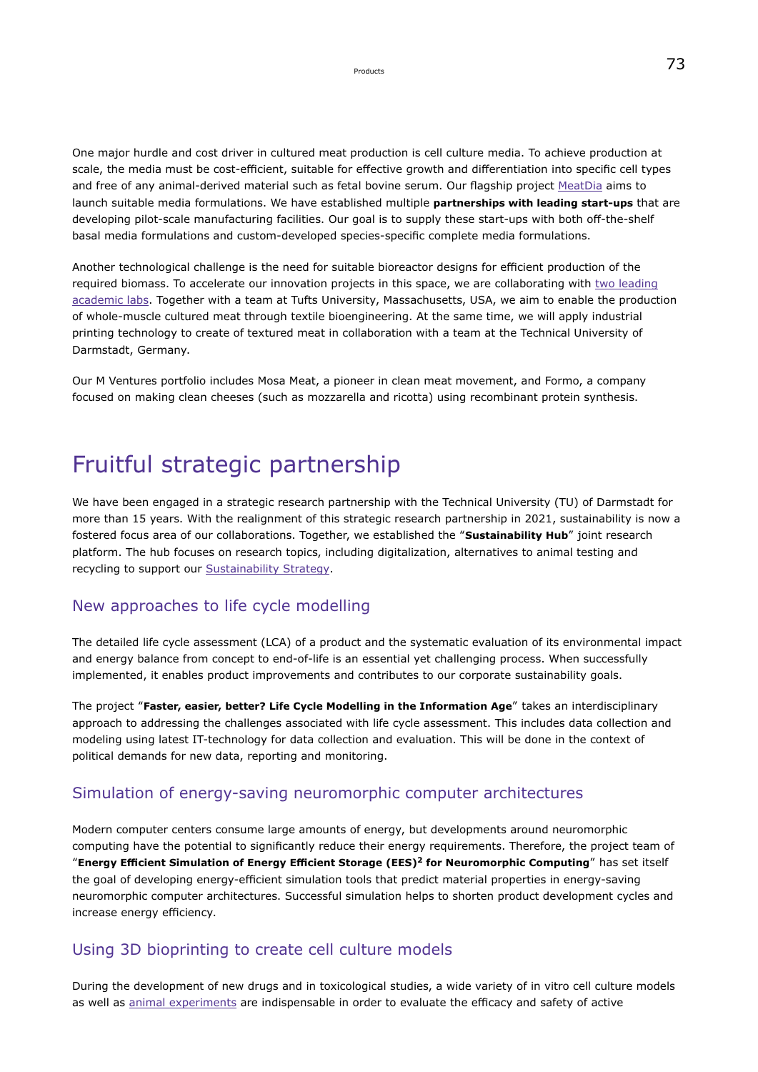One major hurdle and cost driver in cultured meat production is cell culture media. To achieve production at scale, the media must be cost-efficient, suitable for effective growth and differentiation into specific cell types and free of any animal-derived material such as fetal bovine serum. Our flagship project MeatDia aims to launch suitable media formulations. We have established multiple **partnerships with leading start-ups** that are developing pilot-scale manufacturing facilities. Our goal is to supply these start-ups with both off-the-shelf basal media formulations and custom-developed species-specific complete media formulations.

Another technological challenge is the need for suitable bioreactor designs for efficient production of the required biomass. To accelerate our innovation projects in this space, we are collaborating with two leading academic labs. Together with a team at Tufts University, Massachusetts, USA, we aim to enable the production of whole-muscle cultured meat through textile bioengineering. At the same time, we will apply industrial printing technology to create of textured meat in collaboration with a team at the Technical University of Darmstadt, Germany.

Our M Ventures portfolio includes Mosa Meat, a pioneer in clean meat movement, and Formo, a company focused on making clean cheeses (such as mozzarella and ricotta) using recombinant protein synthesis.

# Fruitful strategic partnership

We have been engaged in a strategic research partnership with the Technical University (TU) of Darmstadt for more than 15 years. With the realignment of this strategic research partnership in 2021, sustainability is now a fostered focus area of our collaborations. Together, we established the "**Sustainability Hub**" joint research platform. The hub focuses on research topics, including digitalization, alternatives to animal testing and recycling to support our Sustainability Strategy.

## New approaches to life cycle modelling

The detailed life cycle assessment (LCA) of a product and the systematic evaluation of its environmental impact and energy balance from concept to end-of-life is an essential yet challenging process. When successfully implemented, it enables product improvements and contributes to our corporate sustainability goals.

The project "**Faster, easier, better? Life Cycle Modelling in the Information Age**" takes an interdisciplinary approach to addressing the challenges associated with life cycle assessment. This includes data collection and modeling using latest IT-technology for data collection and evaluation. This will be done in the context of political demands for new data, reporting and monitoring.

## Simulation of energy-saving neuromorphic computer architectures

Modern computer centers consume large amounts of energy, but developments around neuromorphic computing have the potential to significantly reduce their energy requirements. Therefore, the project team of "**Energy Efficient Simulation of Energy Efficient Storage (EES)$^2$ for Neuromorphic Computing**" has set itself the goal of developing energy-efficient simulation tools that predict material properties in energy-saving neuromorphic computer architectures. Successful simulation helps to shorten product development cycles and increase energy efficiency.

## Using 3D bioprinting to create cell culture models

During the development of new drugs and in toxicological studies, a wide variety of in vitro cell culture models as well as animal experiments are indispensable in order to evaluate the efficacy and safety of active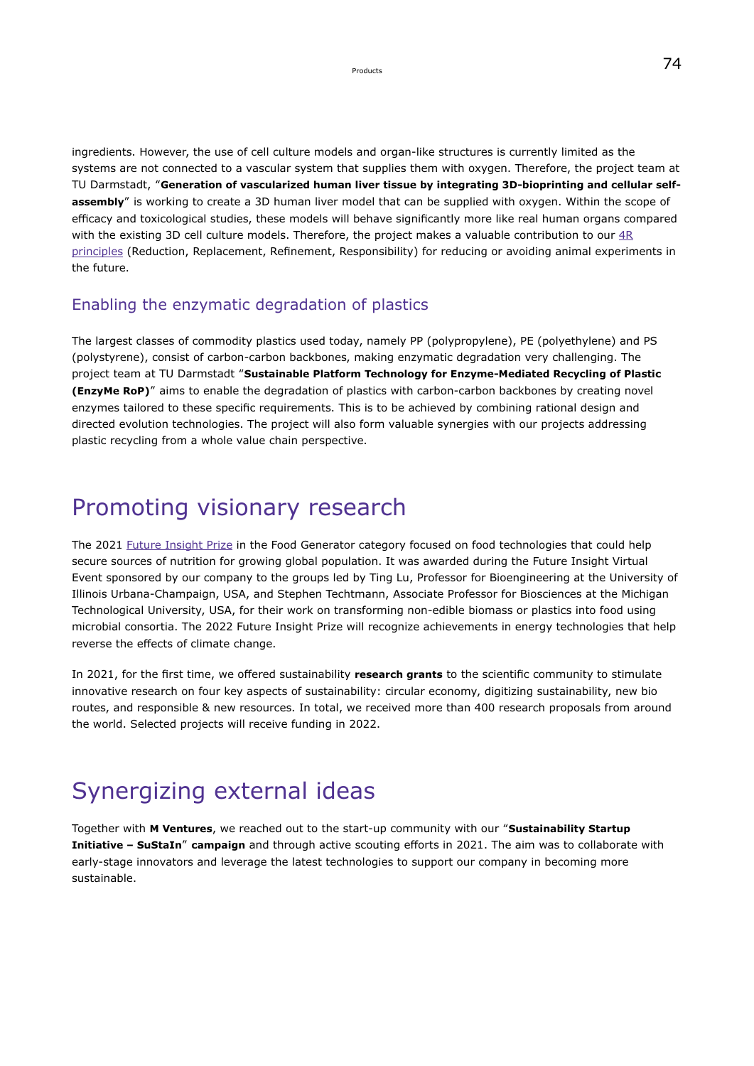ingredients. However, the use of cell culture models and organ-like structures is currently limited as the systems are not connected to a vascular system that supplies them with oxygen. Therefore, the project team at TU Darmstadt, "**Generation of vascularized human liver tissue by integrating 3D-bioprinting and cellular self-assembly**" is working to create a 3D human liver model that can be supplied with oxygen. Within the scope of efficacy and toxicological studies, these models will behave significantly more like real human organs compared with the existing 3D cell culture models. Therefore, the project makes a valuable contribution to our 4R principles (Reduction, Replacement, Refinement, Responsibility) for reducing or avoiding animal experiments in the future.

### Enabling the enzymatic degradation of plastics

The largest classes of commodity plastics used today, namely PP (polypropylene), PE (polyethylene) and PS (polystyrene), consist of carbon-carbon backbones, making enzymatic degradation very challenging. The project team at TU Darmstadt "**Sustainable Platform Technology for Enzyme-Mediated Recycling of Plastic (EnzyMe RoP)**" aims to enable the degradation of plastics with carbon-carbon backbones by creating novel enzymes tailored to these specific requirements. This is to be achieved by combining rational design and directed evolution technologies. The project will also form valuable synergies with our projects addressing plastic recycling from a whole value chain perspective.

## Promoting visionary research

The 2021 Future Insight Prize in the Food Generator category focused on food technologies that could help secure sources of nutrition for growing global population. It was awarded during the Future Insight Virtual Event sponsored by our company to the groups led by Ting Lu, Professor for Bioengineering at the University of Illinois Urbana-Champaign, USA, and Stephen Techtmann, Associate Professor for Biosciences at the Michigan Technological University, USA, for their work on transforming non-edible biomass or plastics into food using microbial consortia. The 2022 Future Insight Prize will recognize achievements in energy technologies that help reverse the effects of climate change.

In 2021, for the first time, we offered sustainability **research grants** to the scientific community to stimulate innovative research on four key aspects of sustainability: circular economy, digitizing sustainability, new bio routes, and responsible & new resources. In total, we received more than 400 research proposals from around the world. Selected projects will receive funding in 2022.

## Synergizing external ideas

Together with **M Ventures**, we reached out to the start-up community with our "**Sustainability Startup Initiative – SuStaIn**" **campaign** and through active scouting efforts in 2021. The aim was to collaborate with early-stage innovators and leverage the latest technologies to support our company in becoming more sustainable.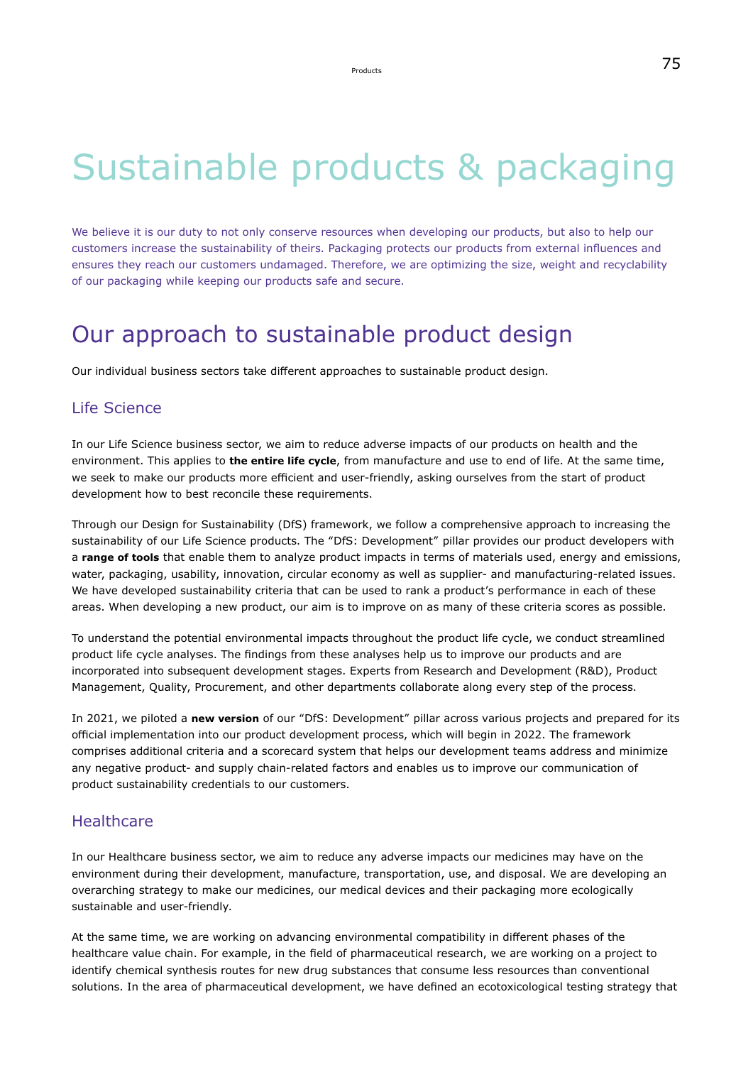# Sustainable products & packaging

We believe it is our duty to not only conserve resources when developing our products, but also to help our customers increase the sustainability of theirs. Packaging protects our products from external influences and ensures they reach our customers undamaged. Therefore, we are optimizing the size, weight and recyclability of our packaging while keeping our products safe and secure.

## Our approach to sustainable product design

Our individual business sectors take different approaches to sustainable product design.

### Life Science

In our Life Science business sector, we aim to reduce adverse impacts of our products on health and the environment. This applies to **the entire life cycle**, from manufacture and use to end of life. At the same time, we seek to make our products more efficient and user-friendly, asking ourselves from the start of product development how to best reconcile these requirements.

Through our Design for Sustainability (DfS) framework, we follow a comprehensive approach to increasing the sustainability of our Life Science products. The "DfS: Development" pillar provides our product developers with a **range of tools** that enable them to analyze product impacts in terms of materials used, energy and emissions, water, packaging, usability, innovation, circular economy as well as supplier- and manufacturing-related issues. We have developed sustainability criteria that can be used to rank a product's performance in each of these areas. When developing a new product, our aim is to improve on as many of these criteria scores as possible.

To understand the potential environmental impacts throughout the product life cycle, we conduct streamlined product life cycle analyses. The findings from these analyses help us to improve our products and are incorporated into subsequent development stages. Experts from Research and Development (R&D), Product Management, Quality, Procurement, and other departments collaborate along every step of the process.

In 2021, we piloted a **new version** of our "DfS: Development" pillar across various projects and prepared for its official implementation into our product development process, which will begin in 2022. The framework comprises additional criteria and a scorecard system that helps our development teams address and minimize any negative product- and supply chain-related factors and enables us to improve our communication of product sustainability credentials to our customers.

### Healthcare

In our Healthcare business sector, we aim to reduce any adverse impacts our medicines may have on the environment during their development, manufacture, transportation, use, and disposal. We are developing an overarching strategy to make our medicines, our medical devices and their packaging more ecologically sustainable and user-friendly.

At the same time, we are working on advancing environmental compatibility in different phases of the healthcare value chain. For example, in the field of pharmaceutical research, we are working on a project to identify chemical synthesis routes for new drug substances that consume less resources than conventional solutions. In the area of pharmaceutical development, we have defined an ecotoxicological testing strategy that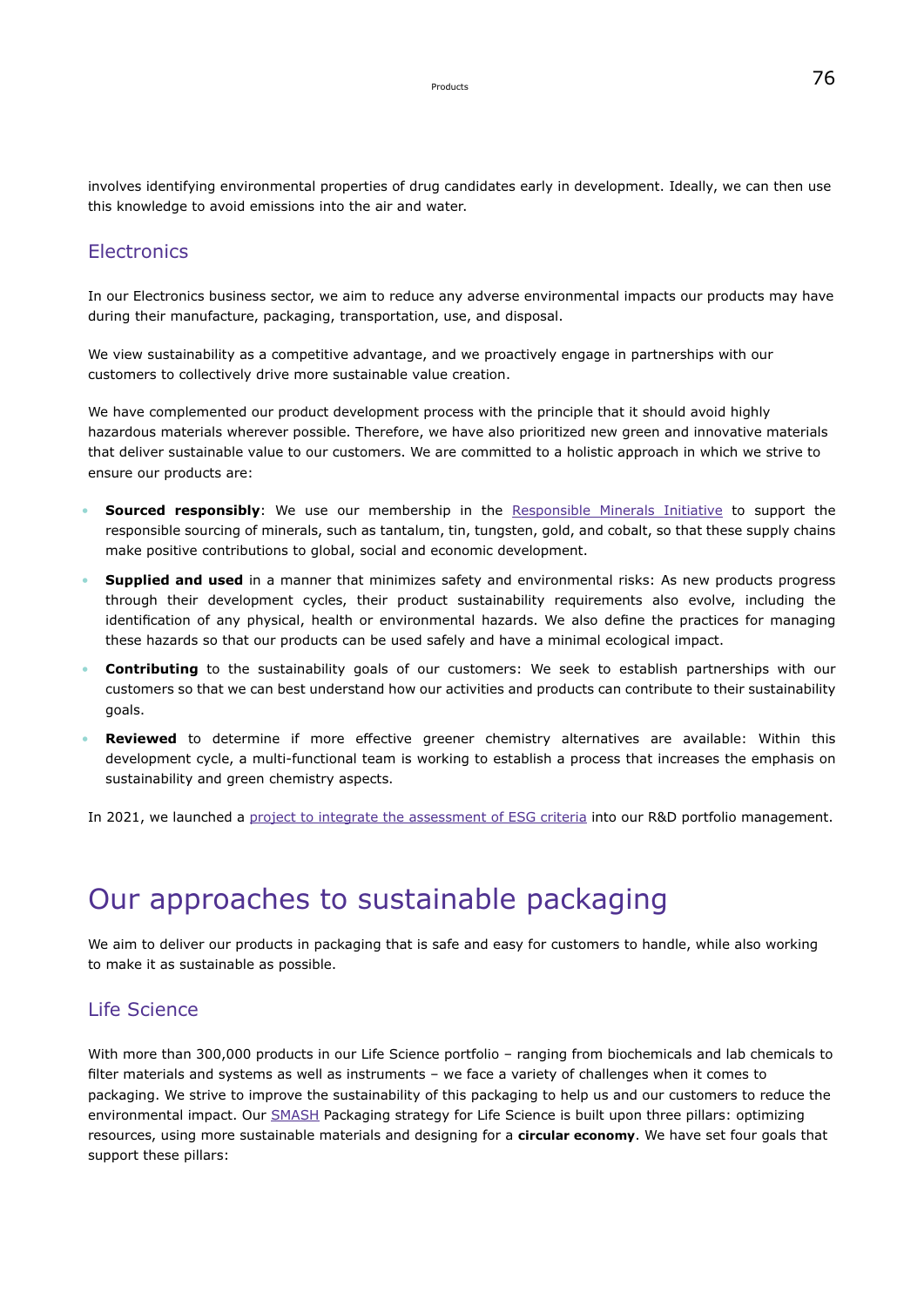involves identifying environmental properties of drug candidates early in development. Ideally, we can then use this knowledge to avoid emissions into the air and water.

### Electronics

In our Electronics business sector, we aim to reduce any adverse environmental impacts our products may have during their manufacture, packaging, transportation, use, and disposal.

We view sustainability as a competitive advantage, and we proactively engage in partnerships with our customers to collectively drive more sustainable value creation.

We have complemented our product development process with the principle that it should avoid highly hazardous materials wherever possible. Therefore, we have also prioritized new green and innovative materials that deliver sustainable value to our customers. We are committed to a holistic approach in which we strive to ensure our products are:

- **Sourced responsibly**: We use our membership in the Responsible Minerals Initiative to support the responsible sourcing of minerals, such as tantalum, tin, tungsten, gold, and cobalt, so that these supply chains make positive contributions to global, social and economic development.
- **Supplied and used** in a manner that minimizes safety and environmental risks: As new products progress through their development cycles, their product sustainability requirements also evolve, including the identification of any physical, health or environmental hazards. We also define the practices for managing these hazards so that our products can be used safely and have a minimal ecological impact.
- **Contributing** to the sustainability goals of our customers: We seek to establish partnerships with our customers so that we can best understand how our activities and products can contribute to their sustainability goals.
- **Reviewed** to determine if more effective greener chemistry alternatives are available: Within this development cycle, a multi-functional team is working to establish a process that increases the emphasis on sustainability and green chemistry aspects.

In 2021, we launched a project to integrate the assessment of ESG criteria into our R&D portfolio management.

## Our approaches to sustainable packaging

We aim to deliver our products in packaging that is safe and easy for customers to handle, while also working to make it as sustainable as possible.

### Life Science

With more than 300,000 products in our Life Science portfolio – ranging from biochemicals and lab chemicals to filter materials and systems as well as instruments – we face a variety of challenges when it comes to packaging. We strive to improve the sustainability of this packaging to help us and our customers to reduce the environmental impact. Our SMASH Packaging strategy for Life Science is built upon three pillars: optimizing resources, using more sustainable materials and designing for a **circular economy**. We have set four goals that support these pillars: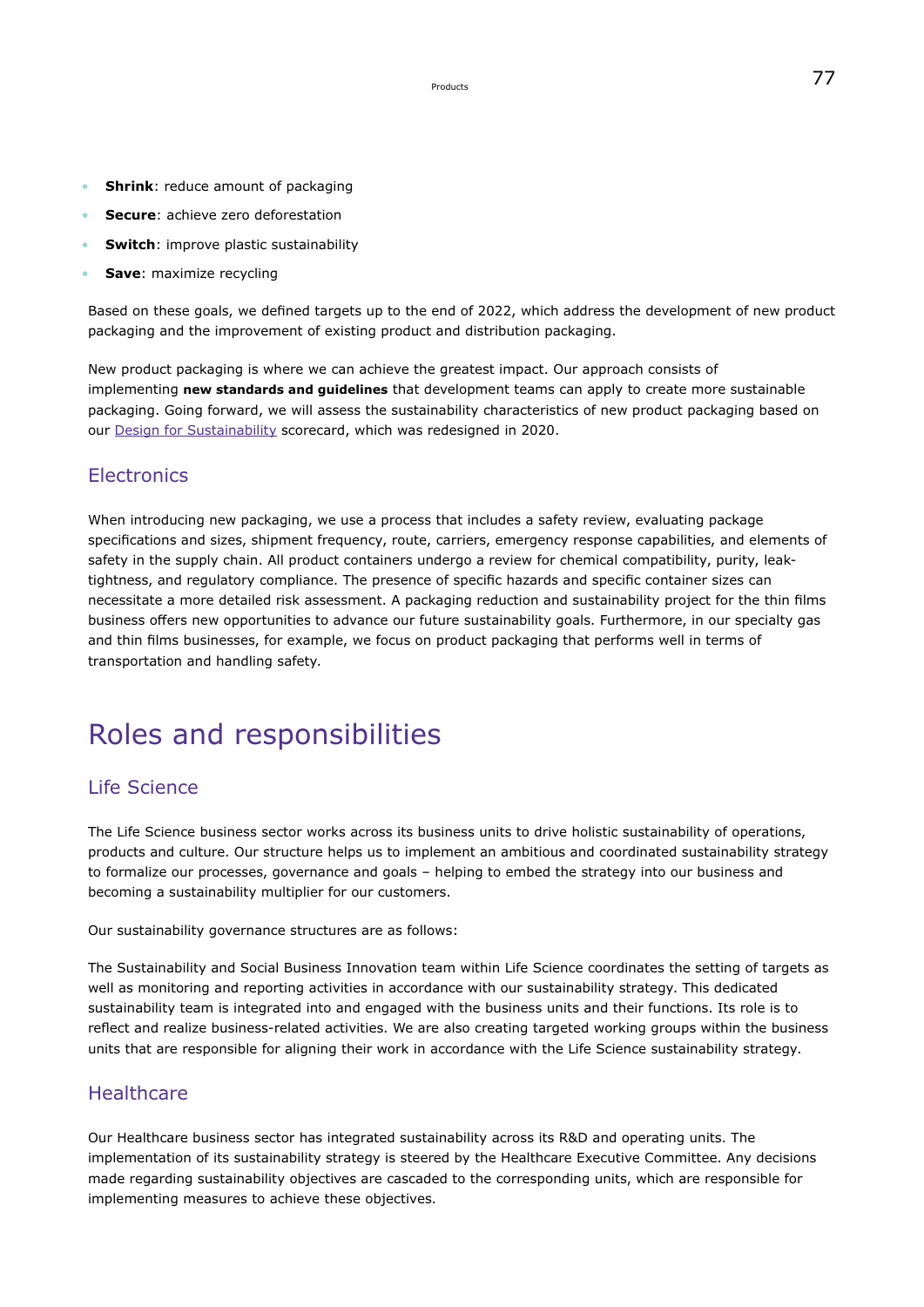- **Shrink**: reduce amount of packaging
- **Secure**: achieve zero deforestation
- **Switch**: improve plastic sustainability
- **Save**: maximize recycling

Based on these goals, we defined targets up to the end of 2022, which address the development of new product packaging and the improvement of existing product and distribution packaging.

New product packaging is where we can achieve the greatest impact. Our approach consists of implementing **new standards and guidelines** that development teams can apply to create more sustainable packaging. Going forward, we will assess the sustainability characteristics of new product packaging based on our Design for Sustainability scorecard, which was redesigned in 2020.

## Electronics

When introducing new packaging, we use a process that includes a safety review, evaluating package specifications and sizes, shipment frequency, route, carriers, emergency response capabilities, and elements of safety in the supply chain. All product containers undergo a review for chemical compatibility, purity, leak-tightness, and regulatory compliance. The presence of specific hazards and specific container sizes can necessitate a more detailed risk assessment. A packaging reduction and sustainability project for the thin films business offers new opportunities to advance our future sustainability goals. Furthermore, in our specialty gas and thin films businesses, for example, we focus on product packaging that performs well in terms of transportation and handling safety.

# Roles and responsibilities

## Life Science

The Life Science business sector works across its business units to drive holistic sustainability of operations, products and culture. Our structure helps us to implement an ambitious and coordinated sustainability strategy to formalize our processes, governance and goals – helping to embed the strategy into our business and becoming a sustainability multiplier for our customers.

Our sustainability governance structures are as follows:

The Sustainability and Social Business Innovation team within Life Science coordinates the setting of targets as well as monitoring and reporting activities in accordance with our sustainability strategy. This dedicated sustainability team is integrated into and engaged with the business units and their functions. Its role is to reflect and realize business-related activities. We are also creating targeted working groups within the business units that are responsible for aligning their work in accordance with the Life Science sustainability strategy.

## Healthcare

Our Healthcare business sector has integrated sustainability across its R&D and operating units. The implementation of its sustainability strategy is steered by the Healthcare Executive Committee. Any decisions made regarding sustainability objectives are cascaded to the corresponding units, which are responsible for implementing measures to achieve these objectives.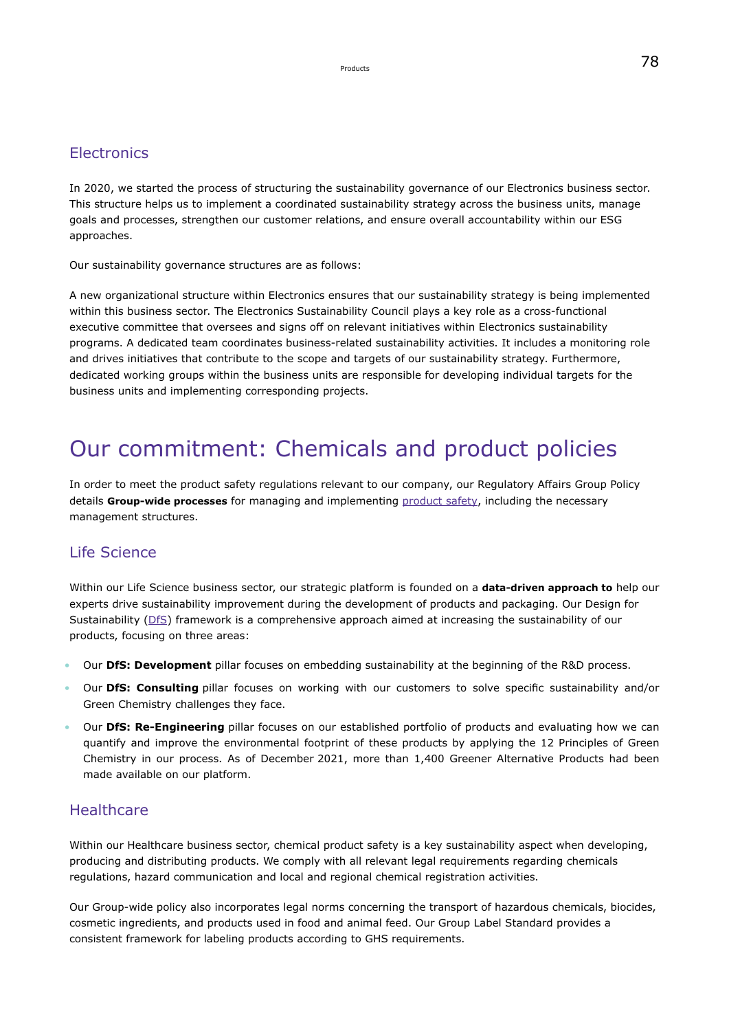### Electronics

In 2020, we started the process of structuring the sustainability governance of our Electronics business sector. This structure helps us to implement a coordinated sustainability strategy across the business units, manage goals and processes, strengthen our customer relations, and ensure overall accountability within our ESG approaches.

Our sustainability governance structures are as follows:

A new organizational structure within Electronics ensures that our sustainability strategy is being implemented within this business sector. The Electronics Sustainability Council plays a key role as a cross-functional executive committee that oversees and signs off on relevant initiatives within Electronics sustainability programs. A dedicated team coordinates business-related sustainability activities. It includes a monitoring role and drives initiatives that contribute to the scope and targets of our sustainability strategy. Furthermore, dedicated working groups within the business units are responsible for developing individual targets for the business units and implementing corresponding projects.

## Our commitment: Chemicals and product policies

In order to meet the product safety regulations relevant to our company, our Regulatory Affairs Group Policy details **Group-wide processes** for managing and implementing product safety, including the necessary management structures.

### Life Science

Within our Life Science business sector, our strategic platform is founded on a **data-driven approach to** help our experts drive sustainability improvement during the development of products and packaging. Our Design for Sustainability (DfS) framework is a comprehensive approach aimed at increasing the sustainability of our products, focusing on three areas:

- Our **DfS: Development** pillar focuses on embedding sustainability at the beginning of the R&D process.
- Our **DfS: Consulting** pillar focuses on working with our customers to solve specific sustainability and/or Green Chemistry challenges they face.
- Our **DfS: Re-Engineering** pillar focuses on our established portfolio of products and evaluating how we can quantify and improve the environmental footprint of these products by applying the 12 Principles of Green Chemistry in our process. As of December 2021, more than 1,400 Greener Alternative Products had been made available on our platform.

### Healthcare

Within our Healthcare business sector, chemical product safety is a key sustainability aspect when developing, producing and distributing products. We comply with all relevant legal requirements regarding chemicals regulations, hazard communication and local and regional chemical registration activities.

Our Group-wide policy also incorporates legal norms concerning the transport of hazardous chemicals, biocides, cosmetic ingredients, and products used in food and animal feed. Our Group Label Standard provides a consistent framework for labeling products according to GHS requirements.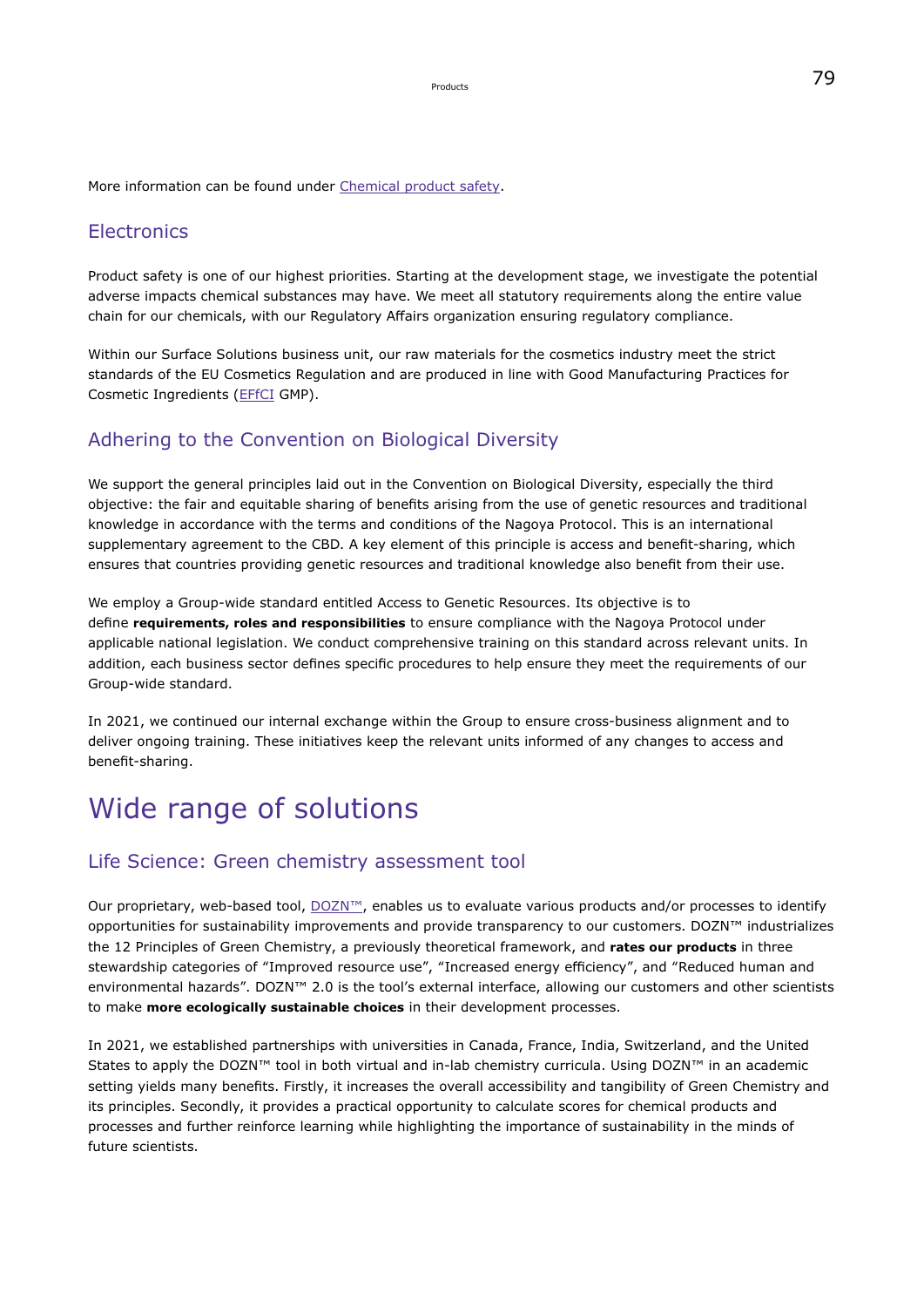More information can be found under Chemical product safety.

### Electronics

Product safety is one of our highest priorities. Starting at the development stage, we investigate the potential adverse impacts chemical substances may have. We meet all statutory requirements along the entire value chain for our chemicals, with our Regulatory Affairs organization ensuring regulatory compliance.

Within our Surface Solutions business unit, our raw materials for the cosmetics industry meet the strict standards of the EU Cosmetics Regulation and are produced in line with Good Manufacturing Practices for Cosmetic Ingredients (EFfCI GMP).

### Adhering to the Convention on Biological Diversity

We support the general principles laid out in the Convention on Biological Diversity, especially the third objective: the fair and equitable sharing of benefits arising from the use of genetic resources and traditional knowledge in accordance with the terms and conditions of the Nagoya Protocol. This is an international supplementary agreement to the CBD. A key element of this principle is access and benefit-sharing, which ensures that countries providing genetic resources and traditional knowledge also benefit from their use.

We employ a Group-wide standard entitled Access to Genetic Resources. Its objective is to define **requirements, roles and responsibilities** to ensure compliance with the Nagoya Protocol under applicable national legislation. We conduct comprehensive training on this standard across relevant units. In addition, each business sector defines specific procedures to help ensure they meet the requirements of our Group-wide standard.

In 2021, we continued our internal exchange within the Group to ensure cross-business alignment and to deliver ongoing training. These initiatives keep the relevant units informed of any changes to access and benefit-sharing.

## Wide range of solutions

### Life Science: Green chemistry assessment tool

Our proprietary, web-based tool, DOZN™, enables us to evaluate various products and/or processes to identify opportunities for sustainability improvements and provide transparency to our customers. DOZN™ industrializes the 12 Principles of Green Chemistry, a previously theoretical framework, and **rates our products** in three stewardship categories of “Improved resource use”, “Increased energy efficiency”, and “Reduced human and environmental hazards”. DOZN™ 2.0 is the tool’s external interface, allowing our customers and other scientists to make **more ecologically sustainable choices** in their development processes.

In 2021, we established partnerships with universities in Canada, France, India, Switzerland, and the United States to apply the DOZN™ tool in both virtual and in-lab chemistry curricula. Using DOZN™ in an academic setting yields many benefits. Firstly, it increases the overall accessibility and tangibility of Green Chemistry and its principles. Secondly, it provides a practical opportunity to calculate scores for chemical products and processes and further reinforce learning while highlighting the importance of sustainability in the minds of future scientists.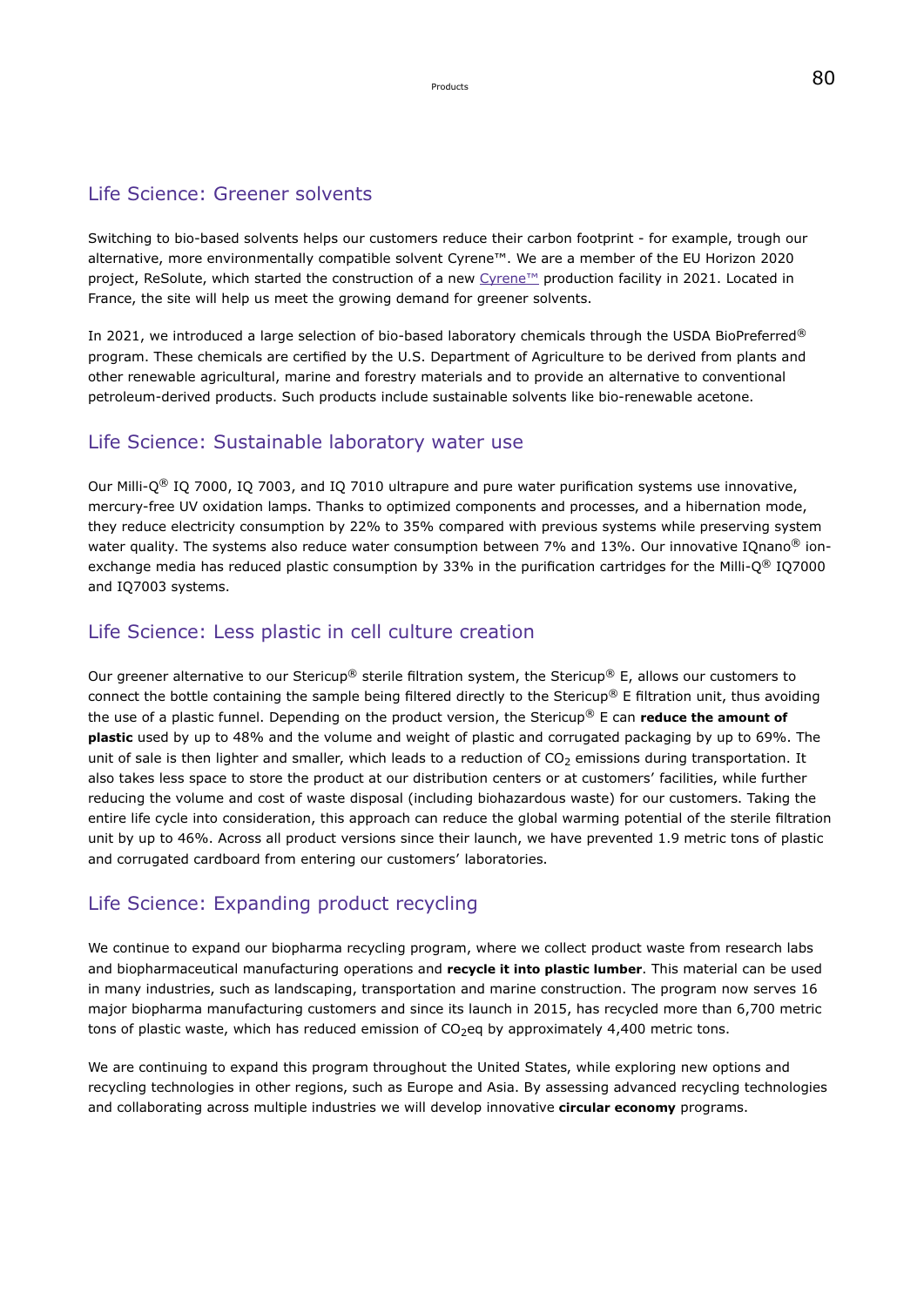## Life Science: Greener solvents

Switching to bio-based solvents helps our customers reduce their carbon footprint - for example, trough our alternative, more environmentally compatible solvent Cyrene™. We are a member of the EU Horizon 2020 project, ReSolute, which started the construction of a new Cyrene™ production facility in 2021. Located in France, the site will help us meet the growing demand for greener solvents.

In 2021, we introduced a large selection of bio-based laboratory chemicals through the USDA BioPreferred® program. These chemicals are certified by the U.S. Department of Agriculture to be derived from plants and other renewable agricultural, marine and forestry materials and to provide an alternative to conventional petroleum-derived products. Such products include sustainable solvents like bio-renewable acetone.

## Life Science: Sustainable laboratory water use

Our Milli-Q® IQ 7000, IQ 7003, and IQ 7010 ultrapure and pure water purification systems use innovative, mercury-free UV oxidation lamps. Thanks to optimized components and processes, and a hibernation mode, they reduce electricity consumption by 22% to 35% compared with previous systems while preserving system water quality. The systems also reduce water consumption between 7% and 13%. Our innovative IQnano® ion-exchange media has reduced plastic consumption by 33% in the purification cartridges for the Milli-Q® IQ7000 and IQ7003 systems.

## Life Science: Less plastic in cell culture creation

Our greener alternative to our Stericup® sterile filtration system, the Stericup® E, allows our customers to connect the bottle containing the sample being filtered directly to the Stericup® E filtration unit, thus avoiding the use of a plastic funnel. Depending on the product version, the Stericup® E can **reduce the amount of plastic** used by up to 48% and the volume and weight of plastic and corrugated packaging by up to 69%. The unit of sale is then lighter and smaller, which leads to a reduction of $CO_2$ emissions during transportation. It also takes less space to store the product at our distribution centers or at customers' facilities, while further reducing the volume and cost of waste disposal (including biohazardous waste) for our customers. Taking the entire life cycle into consideration, this approach can reduce the global warming potential of the sterile filtration unit by up to 46%. Across all product versions since their launch, we have prevented 1.9 metric tons of plastic and corrugated cardboard from entering our customers' laboratories.

## Life Science: Expanding product recycling

We continue to expand our biopharma recycling program, where we collect product waste from research labs and biopharmaceutical manufacturing operations and **recycle it into plastic lumber**. This material can be used in many industries, such as landscaping, transportation and marine construction. The program now serves 16 major biopharma manufacturing customers and since its launch in 2015, has recycled more than 6,700 metric tons of plastic waste, which has reduced emission of $CO_2$eq by approximately 4,400 metric tons.

We are continuing to expand this program throughout the United States, while exploring new options and recycling technologies in other regions, such as Europe and Asia. By assessing advanced recycling technologies and collaborating across multiple industries we will develop innovative **circular economy** programs.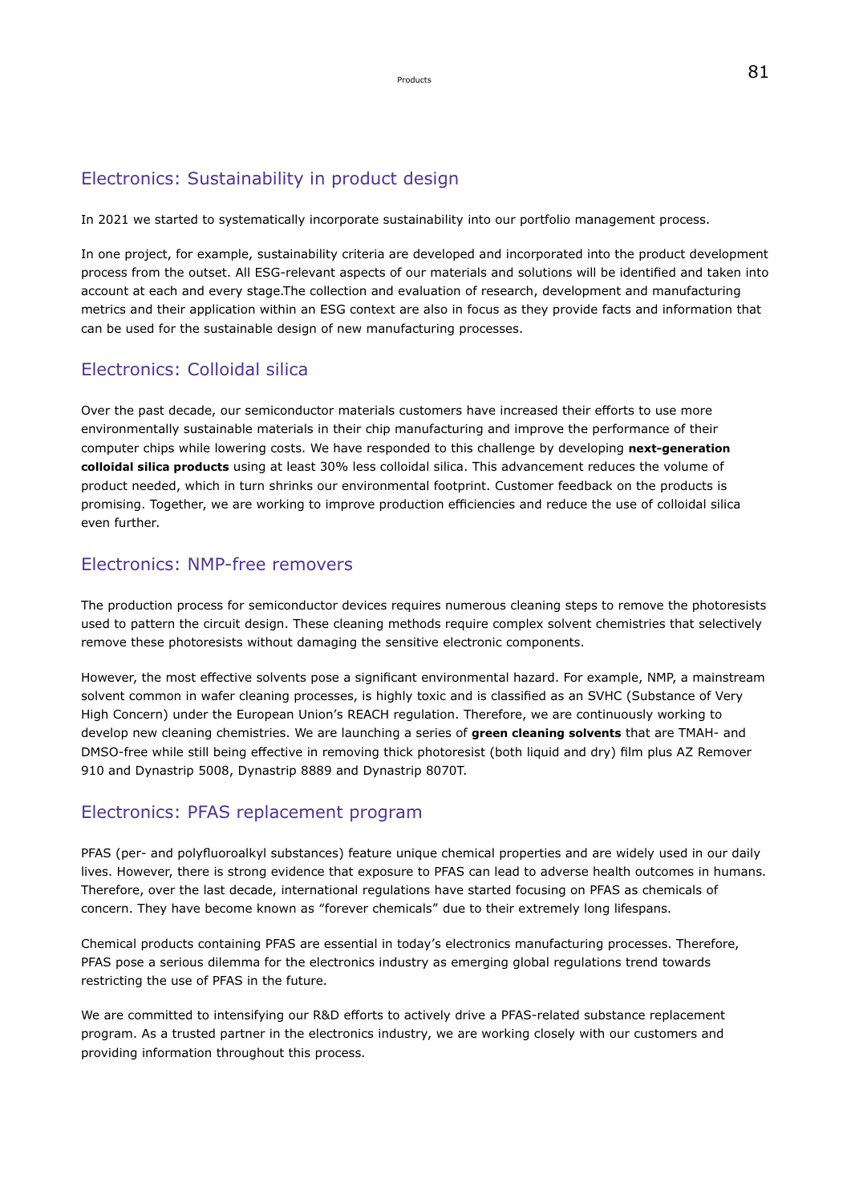## Electronics: Sustainability in product design

In 2021 we started to systematically incorporate sustainability into our portfolio management process.

In one project, for example, sustainability criteria are developed and incorporated into the product development process from the outset. All ESG-relevant aspects of our materials and solutions will be identified and taken into account at each and every stage.The collection and evaluation of research, development and manufacturing metrics and their application within an ESG context are also in focus as they provide facts and information that can be used for the sustainable design of new manufacturing processes.

## Electronics: Colloidal silica

Over the past decade, our semiconductor materials customers have increased their efforts to use more environmentally sustainable materials in their chip manufacturing and improve the performance of their computer chips while lowering costs. We have responded to this challenge by developing **next-generation colloidal silica products** using at least 30% less colloidal silica. This advancement reduces the volume of product needed, which in turn shrinks our environmental footprint. Customer feedback on the products is promising. Together, we are working to improve production efficiencies and reduce the use of colloidal silica even further.

## Electronics: NMP-free removers

The production process for semiconductor devices requires numerous cleaning steps to remove the photoresists used to pattern the circuit design. These cleaning methods require complex solvent chemistries that selectively remove these photoresists without damaging the sensitive electronic components.

However, the most effective solvents pose a significant environmental hazard. For example, NMP, a mainstream solvent common in wafer cleaning processes, is highly toxic and is classified as an SVHC (Substance of Very High Concern) under the European Union's REACH regulation. Therefore, we are continuously working to develop new cleaning chemistries. We are launching a series of **green cleaning solvents** that are TMAH- and DMSO-free while still being effective in removing thick photoresist (both liquid and dry) film plus AZ Remover 910 and Dynastrip 5008, Dynastrip 8889 and Dynastrip 8070T.

## Electronics: PFAS replacement program

PFAS (per- and polyfluoroalkyl substances) feature unique chemical properties and are widely used in our daily lives. However, there is strong evidence that exposure to PFAS can lead to adverse health outcomes in humans. Therefore, over the last decade, international regulations have started focusing on PFAS as chemicals of concern. They have become known as "forever chemicals" due to their extremely long lifespans.

Chemical products containing PFAS are essential in today's electronics manufacturing processes. Therefore, PFAS pose a serious dilemma for the electronics industry as emerging global regulations trend towards restricting the use of PFAS in the future.

We are committed to intensifying our R&D efforts to actively drive a PFAS-related substance replacement program. As a trusted partner in the electronics industry, we are working closely with our customers and providing information throughout this process.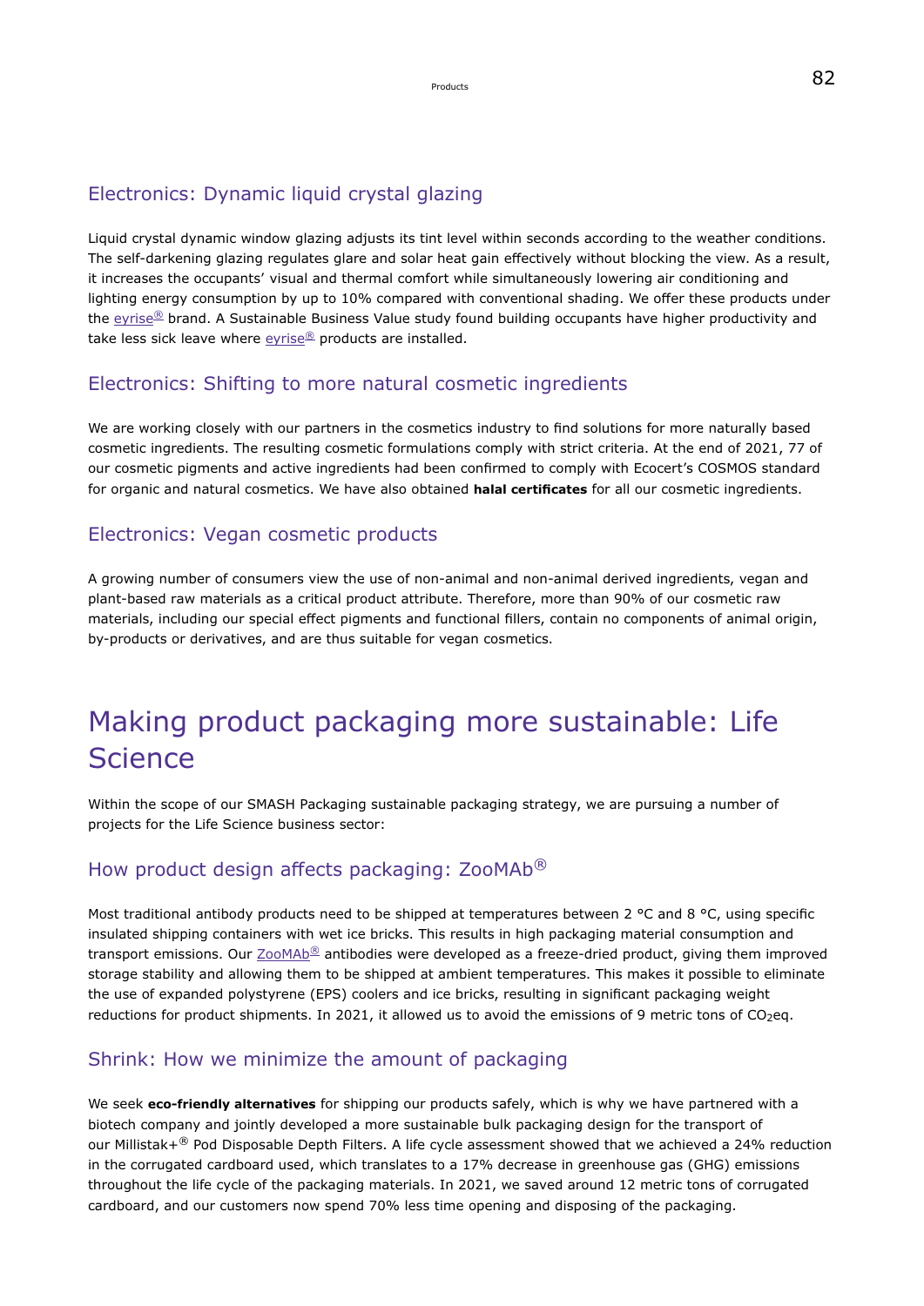## Electronics: Dynamic liquid crystal glazing

Liquid crystal dynamic window glazing adjusts its tint level within seconds according to the weather conditions. The self-darkening glazing regulates glare and solar heat gain effectively without blocking the view. As a result, it increases the occupants' visual and thermal comfort while simultaneously lowering air conditioning and lighting energy consumption by up to 10% compared with conventional shading. We offer these products under the eyrise® brand. A Sustainable Business Value study found building occupants have higher productivity and take less sick leave where eyrise® products are installed.

## Electronics: Shifting to more natural cosmetic ingredients

We are working closely with our partners in the cosmetics industry to find solutions for more naturally based cosmetic ingredients. The resulting cosmetic formulations comply with strict criteria. At the end of 2021, 77 of our cosmetic pigments and active ingredients had been confirmed to comply with Ecocert's COSMOS standard for organic and natural cosmetics. We have also obtained **halal certificates** for all our cosmetic ingredients.

## Electronics: Vegan cosmetic products

A growing number of consumers view the use of non-animal and non-animal derived ingredients, vegan and plant-based raw materials as a critical product attribute. Therefore, more than 90% of our cosmetic raw materials, including our special effect pigments and functional fillers, contain no components of animal origin, by-products or derivatives, and are thus suitable for vegan cosmetics.

# Making product packaging more sustainable: Life Science

Within the scope of our SMASH Packaging sustainable packaging strategy, we are pursuing a number of projects for the Life Science business sector:

## How product design affects packaging: ZooMAb®

Most traditional antibody products need to be shipped at temperatures between 2 °C and 8 °C, using specific insulated shipping containers with wet ice bricks. This results in high packaging material consumption and transport emissions. Our ZooMAb® antibodies were developed as a freeze-dried product, giving them improved storage stability and allowing them to be shipped at ambient temperatures. This makes it possible to eliminate the use of expanded polystyrene (EPS) coolers and ice bricks, resulting in significant packaging weight reductions for product shipments. In 2021, it allowed us to avoid the emissions of 9 metric tons of $CO_2$eq.

## Shrink: How we minimize the amount of packaging

We seek **eco-friendly alternatives** for shipping our products safely, which is why we have partnered with a biotech company and jointly developed a more sustainable bulk packaging design for the transport of our Millistak+® Pod Disposable Depth Filters. A life cycle assessment showed that we achieved a 24% reduction in the corrugated cardboard used, which translates to a 17% decrease in greenhouse gas (GHG) emissions throughout the life cycle of the packaging materials. In 2021, we saved around 12 metric tons of corrugated cardboard, and our customers now spend 70% less time opening and disposing of the packaging.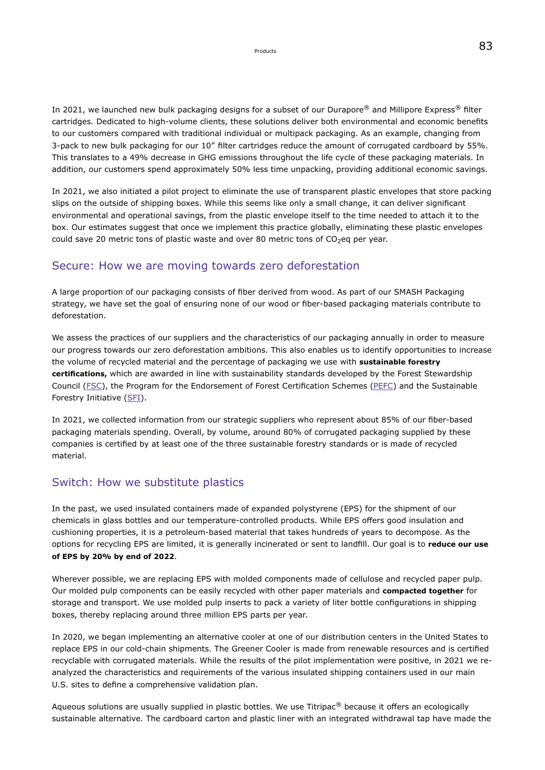In 2021, we launched new bulk packaging designs for a subset of our Durapore® and Millipore Express® filter cartridges. Dedicated to high-volume clients, these solutions deliver both environmental and economic benefits to our customers compared with traditional individual or multipack packaging. As an example, changing from 3-pack to new bulk packaging for our 10" filter cartridges reduce the amount of corrugated cardboard by 55%. This translates to a 49% decrease in GHG emissions throughout the life cycle of these packaging materials. In addition, our customers spend approximately 50% less time unpacking, providing additional economic savings.

In 2021, we also initiated a pilot project to eliminate the use of transparent plastic envelopes that store packing slips on the outside of shipping boxes. While this seems like only a small change, it can deliver significant environmental and operational savings, from the plastic envelope itself to the time needed to attach it to the box. Our estimates suggest that once we implement this practice globally, eliminating these plastic envelopes could save 20 metric tons of plastic waste and over 80 metric tons of $CO_2$eq per year.

## Secure: How we are moving towards zero deforestation

A large proportion of our packaging consists of fiber derived from wood. As part of our SMASH Packaging strategy, we have set the goal of ensuring none of our wood or fiber-based packaging materials contribute to deforestation.

We assess the practices of our suppliers and the characteristics of our packaging annually in order to measure our progress towards our zero deforestation ambitions. This also enables us to identify opportunities to increase the volume of recycled material and the percentage of packaging we use with **sustainable forestry certifications,** which are awarded in line with sustainability standards developed by the Forest Stewardship Council (FSC), the Program for the Endorsement of Forest Certification Schemes (PEFC) and the Sustainable Forestry Initiative (SFI).

In 2021, we collected information from our strategic suppliers who represent about 85% of our fiber-based packaging materials spending. Overall, by volume, around 80% of corrugated packaging supplied by these companies is certified by at least one of the three sustainable forestry standards or is made of recycled material.

## Switch: How we substitute plastics

In the past, we used insulated containers made of expanded polystyrene (EPS) for the shipment of our chemicals in glass bottles and our temperature-controlled products. While EPS offers good insulation and cushioning properties, it is a petroleum-based material that takes hundreds of years to decompose. As the options for recycling EPS are limited, it is generally incinerated or sent to landfill. Our goal is to **reduce our use of EPS by 20% by end of 2022**.

Wherever possible, we are replacing EPS with molded components made of cellulose and recycled paper pulp. Our molded pulp components can be easily recycled with other paper materials and **compacted together** for storage and transport. We use molded pulp inserts to pack a variety of liter bottle configurations in shipping boxes, thereby replacing around three million EPS parts per year.

In 2020, we began implementing an alternative cooler at one of our distribution centers in the United States to replace EPS in our cold-chain shipments. The Greener Cooler is made from renewable resources and is certified recyclable with corrugated materials. While the results of the pilot implementation were positive, in 2021 we re-analyzed the characteristics and requirements of the various insulated shipping containers used in our main U.S. sites to define a comprehensive validation plan.

Aqueous solutions are usually supplied in plastic bottles. We use Titripac® because it offers an ecologically sustainable alternative. The cardboard carton and plastic liner with an integrated withdrawal tap have made the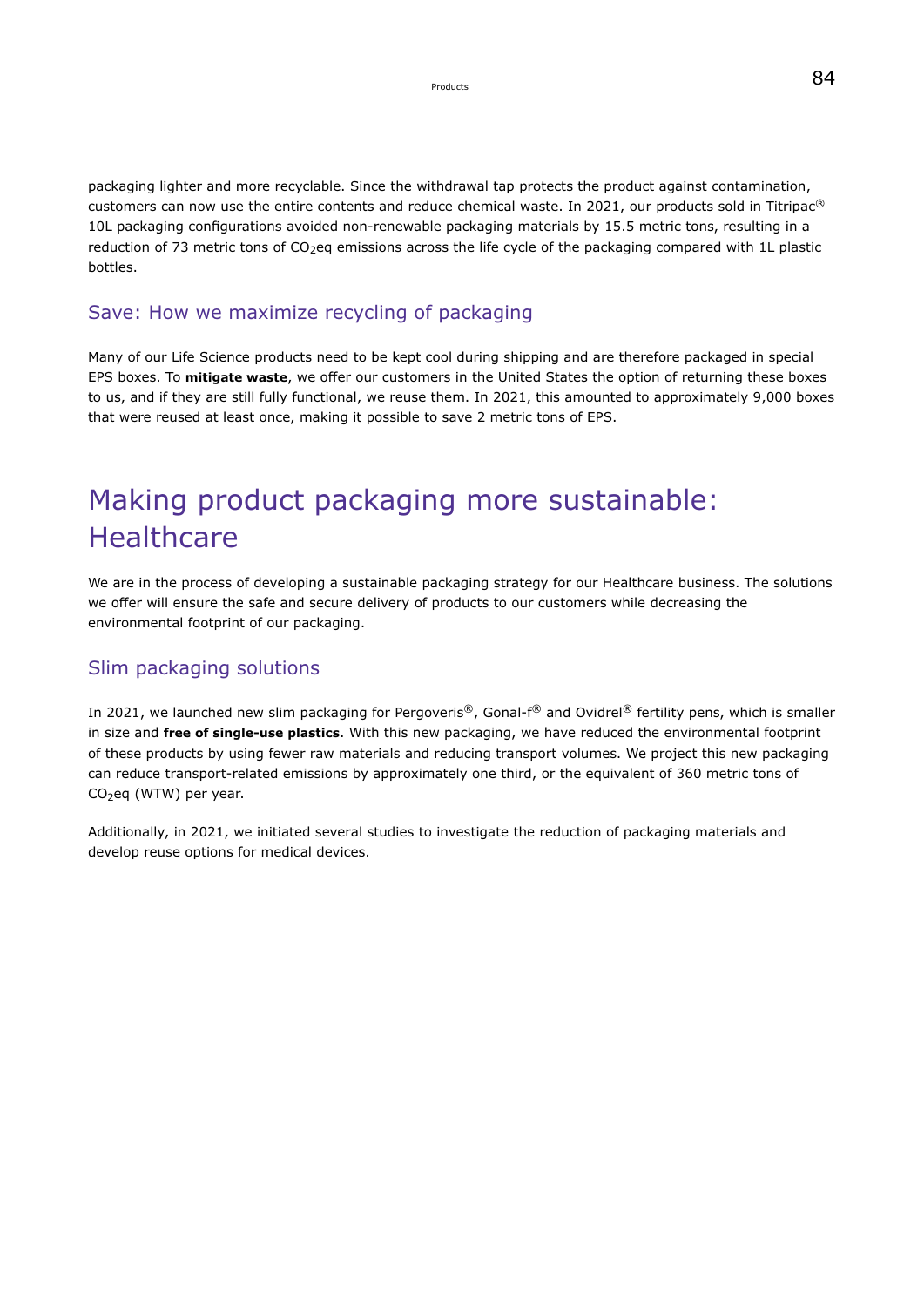packaging lighter and more recyclable. Since the withdrawal tap protects the product against contamination, customers can now use the entire contents and reduce chemical waste. In 2021, our products sold in Titripac® 10L packaging configurations avoided non-renewable packaging materials by 15.5 metric tons, resulting in a reduction of 73 metric tons of $CO_2$eq emissions across the life cycle of the packaging compared with 1L plastic bottles.

### Save: How we maximize recycling of packaging

Many of our Life Science products need to be kept cool during shipping and are therefore packaged in special EPS boxes. To **mitigate waste**, we offer our customers in the United States the option of returning these boxes to us, and if they are still fully functional, we reuse them. In 2021, this amounted to approximately 9,000 boxes that were reused at least once, making it possible to save 2 metric tons of EPS.

## Making product packaging more sustainable: Healthcare

We are in the process of developing a sustainable packaging strategy for our Healthcare business. The solutions we offer will ensure the safe and secure delivery of products to our customers while decreasing the environmental footprint of our packaging.

### Slim packaging solutions

In 2021, we launched new slim packaging for Pergoveris®, Gonal-f® and Ovidrel® fertility pens, which is smaller in size and **free of single-use plastics**. With this new packaging, we have reduced the environmental footprint of these products by using fewer raw materials and reducing transport volumes. We project this new packaging can reduce transport-related emissions by approximately one third, or the equivalent of 360 metric tons of $CO_2$eq (WTW) per year.

Additionally, in 2021, we initiated several studies to investigate the reduction of packaging materials and develop reuse options for medical devices.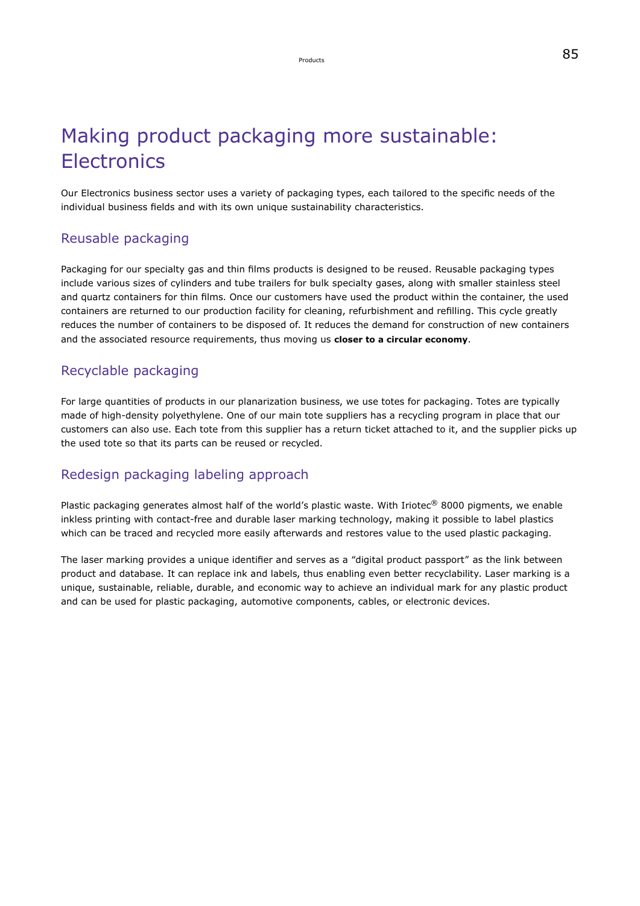# Making product packaging more sustainable: Electronics

Our Electronics business sector uses a variety of packaging types, each tailored to the specific needs of the individual business fields and with its own unique sustainability characteristics.

## Reusable packaging

Packaging for our specialty gas and thin films products is designed to be reused. Reusable packaging types include various sizes of cylinders and tube trailers for bulk specialty gases, along with smaller stainless steel and quartz containers for thin films. Once our customers have used the product within the container, the used containers are returned to our production facility for cleaning, refurbishment and refilling. This cycle greatly reduces the number of containers to be disposed of. It reduces the demand for construction of new containers and the associated resource requirements, thus moving us **closer to a circular economy**.

## Recyclable packaging

For large quantities of products in our planarization business, we use totes for packaging. Totes are typically made of high-density polyethylene. One of our main tote suppliers has a recycling program in place that our customers can also use. Each tote from this supplier has a return ticket attached to it, and the supplier picks up the used tote so that its parts can be reused or recycled.

## Redesign packaging labeling approach

Plastic packaging generates almost half of the world's plastic waste. With Iriotec® 8000 pigments, we enable inkless printing with contact-free and durable laser marking technology, making it possible to label plastics which can be traced and recycled more easily afterwards and restores value to the used plastic packaging.

The laser marking provides a unique identifier and serves as a "digital product passport" as the link between product and database. It can replace ink and labels, thus enabling even better recyclability. Laser marking is a unique, sustainable, reliable, durable, and economic way to achieve an individual mark for any plastic product and can be used for plastic packaging, automotive components, cables, or electronic devices.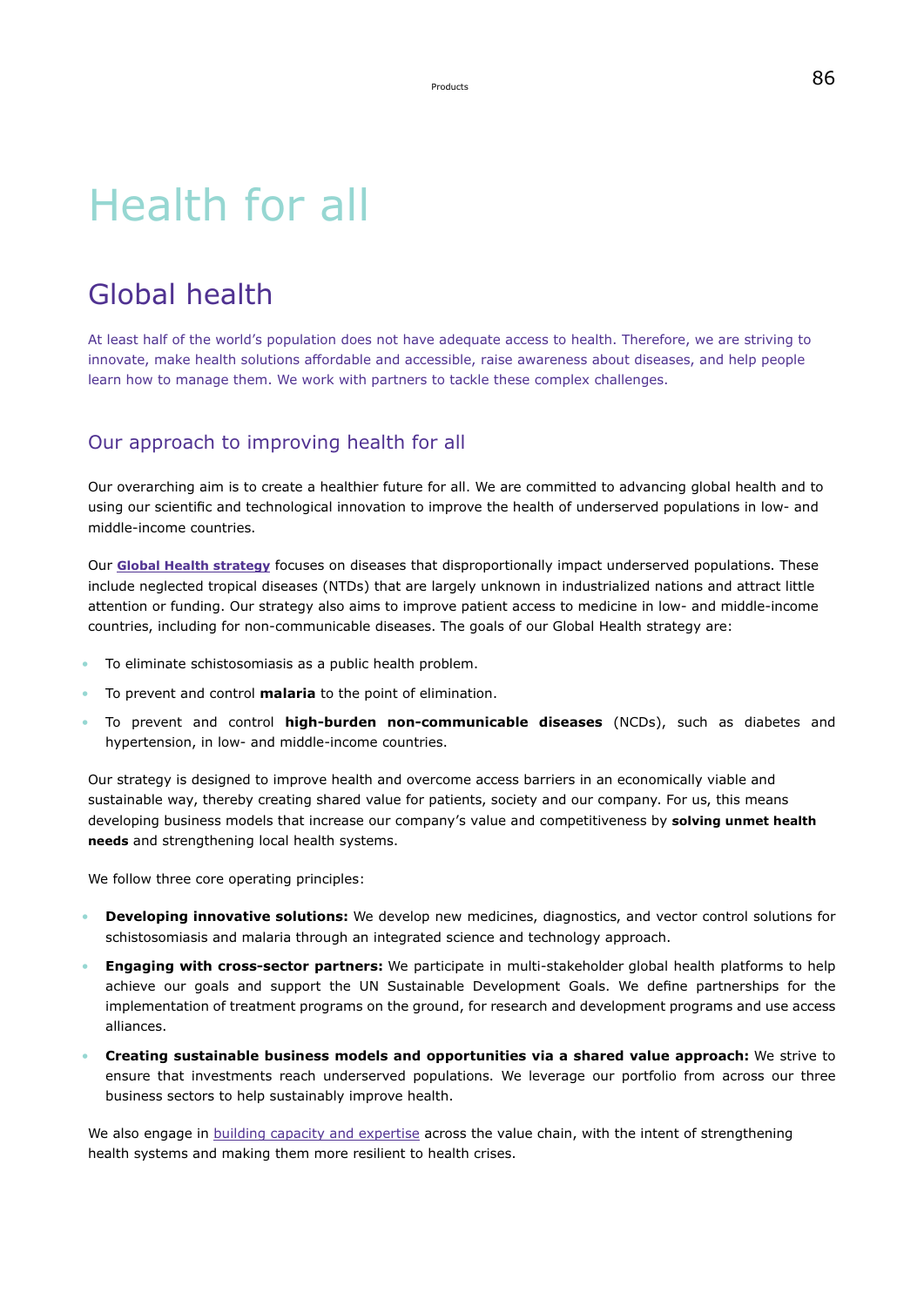# Health for all

## Global health

At least half of the world's population does not have adequate access to health. Therefore, we are striving to innovate, make health solutions affordable and accessible, raise awareness about diseases, and help people learn how to manage them. We work with partners to tackle these complex challenges.

### Our approach to improving health for all

Our overarching aim is to create a healthier future for all. We are committed to advancing global health and to using our scientific and technological innovation to improve the health of underserved populations in low- and middle-income countries.

Our **Global Health strategy** focuses on diseases that disproportionally impact underserved populations. These include neglected tropical diseases (NTDs) that are largely unknown in industrialized nations and attract little attention or funding. Our strategy also aims to improve patient access to medicine in low- and middle-income countries, including for non-communicable diseases. The goals of our Global Health strategy are:

- To eliminate schistosomiasis as a public health problem.
- To prevent and control **malaria** to the point of elimination.
- To prevent and control **high-burden non-communicable diseases** (NCDs), such as diabetes and hypertension, in low- and middle-income countries.

Our strategy is designed to improve health and overcome access barriers in an economically viable and sustainable way, thereby creating shared value for patients, society and our company. For us, this means developing business models that increase our company's value and competitiveness by **solving unmet health needs** and strengthening local health systems.

We follow three core operating principles:

- **Developing innovative solutions:** We develop new medicines, diagnostics, and vector control solutions for schistosomiasis and malaria through an integrated science and technology approach.
- **Engaging with cross-sector partners:** We participate in multi-stakeholder global health platforms to help achieve our goals and support the UN Sustainable Development Goals. We define partnerships for the implementation of treatment programs on the ground, for research and development programs and use access alliances.
- **Creating sustainable business models and opportunities via a shared value approach:** We strive to ensure that investments reach underserved populations. We leverage our portfolio from across our three business sectors to help sustainably improve health.

We also engage in building capacity and expertise across the value chain, with the intent of strengthening health systems and making them more resilient to health crises.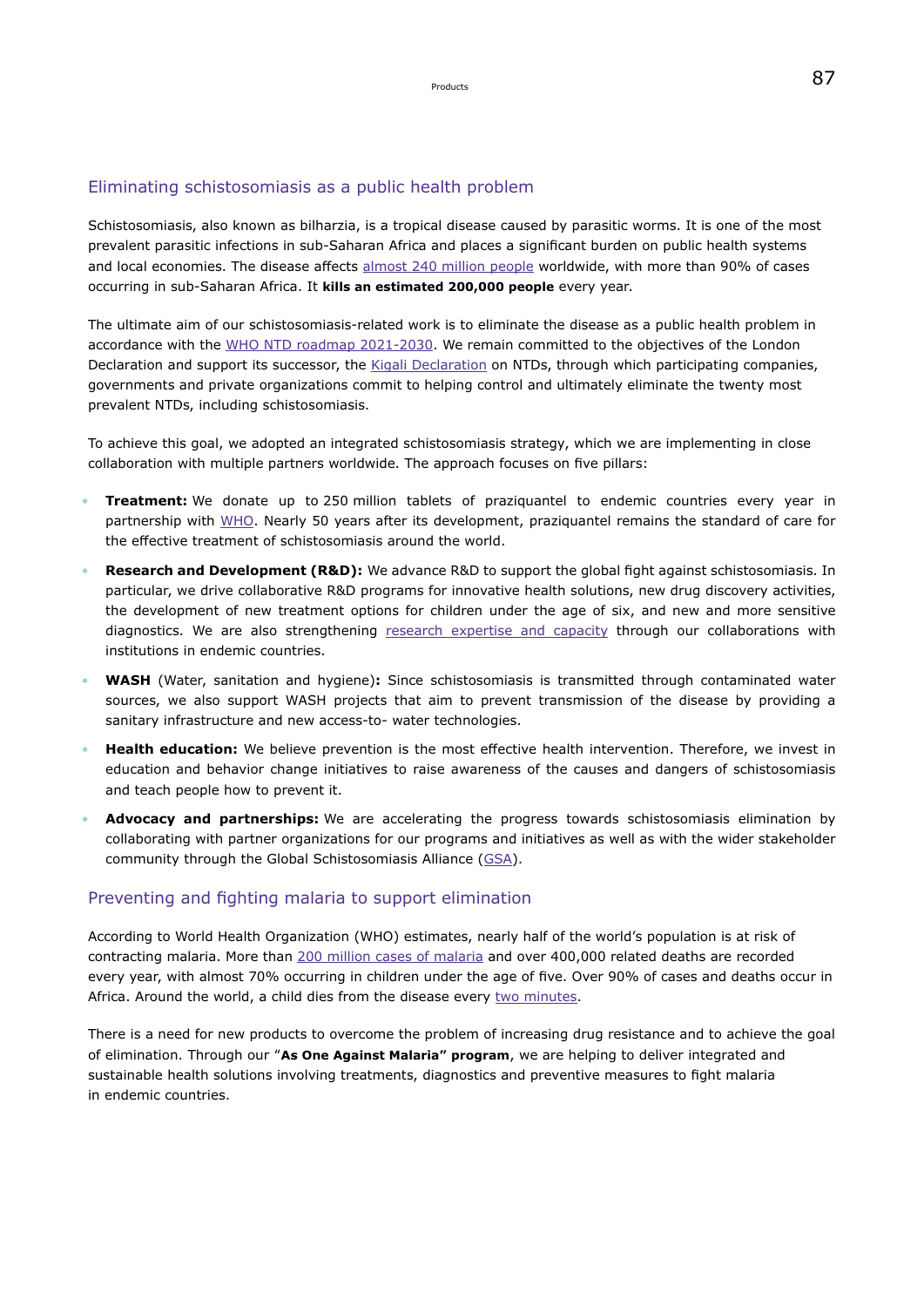## Eliminating schistosomiasis as a public health problem

Schistosomiasis, also known as bilharzia, is a tropical disease caused by parasitic worms. It is one of the most prevalent parasitic infections in sub-Saharan Africa and places a significant burden on public health systems and local economies. The disease affects almost 240 million people worldwide, with more than 90% of cases occurring in sub-Saharan Africa. It **kills an estimated 200,000 people** every year.

The ultimate aim of our schistosomiasis-related work is to eliminate the disease as a public health problem in accordance with the WHO NTD roadmap 2021-2030. We remain committed to the objectives of the London Declaration and support its successor, the Kigali Declaration on NTDs, through which participating companies, governments and private organizations commit to helping control and ultimately eliminate the twenty most prevalent NTDs, including schistosomiasis.

To achieve this goal, we adopted an integrated schistosomiasis strategy, which we are implementing in close collaboration with multiple partners worldwide. The approach focuses on five pillars:

- **Treatment:** We donate up to 250 million tablets of praziquantel to endemic countries every year in partnership with WHO. Nearly 50 years after its development, praziquantel remains the standard of care for the effective treatment of schistosomiasis around the world.
- **Research and Development (R&D):** We advance R&D to support the global fight against schistosomiasis. In particular, we drive collaborative R&D programs for innovative health solutions, new drug discovery activities, the development of new treatment options for children under the age of six, and new and more sensitive diagnostics. We are also strengthening research expertise and capacity through our collaborations with institutions in endemic countries.
- **WASH** (Water, sanitation and hygiene)**:** Since schistosomiasis is transmitted through contaminated water sources, we also support WASH projects that aim to prevent transmission of the disease by providing a sanitary infrastructure and new access-to- water technologies.
- **Health education:** We believe prevention is the most effective health intervention. Therefore, we invest in education and behavior change initiatives to raise awareness of the causes and dangers of schistosomiasis and teach people how to prevent it.
- **Advocacy and partnerships:** We are accelerating the progress towards schistosomiasis elimination by collaborating with partner organizations for our programs and initiatives as well as with the wider stakeholder community through the Global Schistosomiasis Alliance (GSA).

## Preventing and fighting malaria to support elimination

According to World Health Organization (WHO) estimates, nearly half of the world's population is at risk of contracting malaria. More than 200 million cases of malaria and over 400,000 related deaths are recorded every year, with almost 70% occurring in children under the age of five. Over 90% of cases and deaths occur in Africa. Around the world, a child dies from the disease every two minutes.

There is a need for new products to overcome the problem of increasing drug resistance and to achieve the goal of elimination. Through our "**As One Against Malaria" program**, we are helping to deliver integrated and sustainable health solutions involving treatments, diagnostics and preventive measures to fight malaria in endemic countries.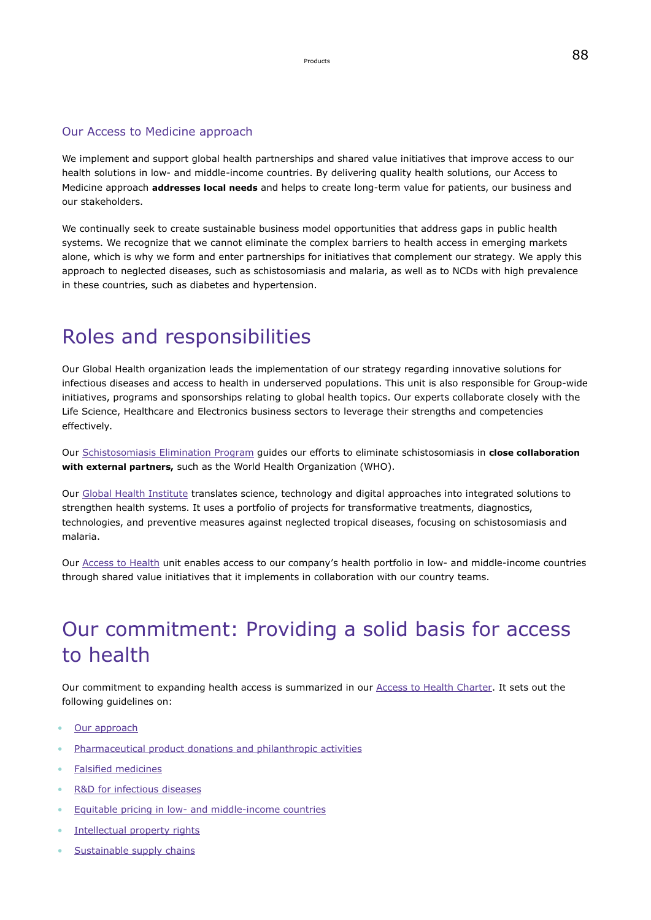### Our Access to Medicine approach

We implement and support global health partnerships and shared value initiatives that improve access to our health solutions in low- and middle-income countries. By delivering quality health solutions, our Access to Medicine approach **addresses local needs** and helps to create long-term value for patients, our business and our stakeholders.

We continually seek to create sustainable business model opportunities that address gaps in public health systems. We recognize that we cannot eliminate the complex barriers to health access in emerging markets alone, which is why we form and enter partnerships for initiatives that complement our strategy. We apply this approach to neglected diseases, such as schistosomiasis and malaria, as well as to NCDs with high prevalence in these countries, such as diabetes and hypertension.

## Roles and responsibilities

Our Global Health organization leads the implementation of our strategy regarding innovative solutions for infectious diseases and access to health in underserved populations. This unit is also responsible for Group-wide initiatives, programs and sponsorships relating to global health topics. Our experts collaborate closely with the Life Science, Healthcare and Electronics business sectors to leverage their strengths and competencies effectively.

Our Schistosomiasis Elimination Program guides our efforts to eliminate schistosomiasis in **close collaboration with external partners,** such as the World Health Organization (WHO).

Our Global Health Institute translates science, technology and digital approaches into integrated solutions to strengthen health systems. It uses a portfolio of projects for transformative treatments, diagnostics, technologies, and preventive measures against neglected tropical diseases, focusing on schistosomiasis and malaria.

Our Access to Health unit enables access to our company's health portfolio in low- and middle-income countries through shared value initiatives that it implements in collaboration with our country teams.

## Our commitment: Providing a solid basis for access to health

Our commitment to expanding health access is summarized in our Access to Health Charter. It sets out the following guidelines on:

- Our approach
- Pharmaceutical product donations and philanthropic activities
- Falsified medicines
- R&D for infectious diseases
- Equitable pricing in low- and middle-income countries
- Intellectual property rights
- Sustainable supply chains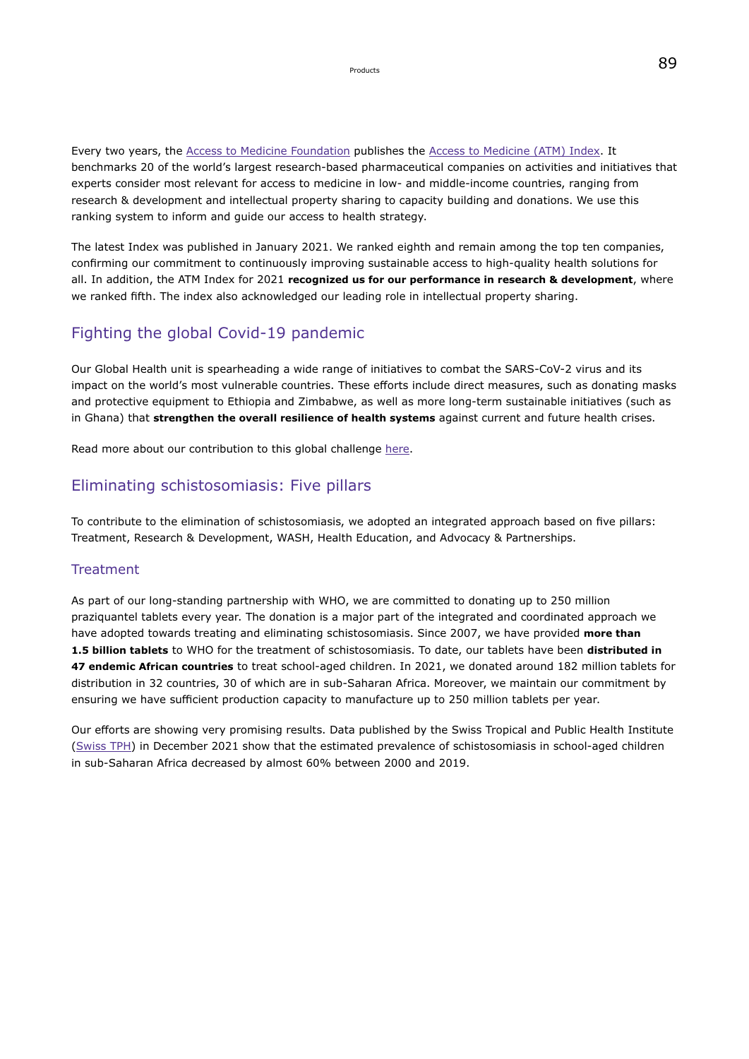Every two years, the Access to Medicine Foundation publishes the Access to Medicine (ATM) Index. It benchmarks 20 of the world's largest research-based pharmaceutical companies on activities and initiatives that experts consider most relevant for access to medicine in low- and middle-income countries, ranging from research & development and intellectual property sharing to capacity building and donations. We use this ranking system to inform and guide our access to health strategy.

The latest Index was published in January 2021. We ranked eighth and remain among the top ten companies, confirming our commitment to continuously improving sustainable access to high-quality health solutions for all. In addition, the ATM Index for 2021 **recognized us for our performance in research & development**, where we ranked fifth. The index also acknowledged our leading role in intellectual property sharing.

## Fighting the global Covid-19 pandemic

Our Global Health unit is spearheading a wide range of initiatives to combat the SARS-CoV-2 virus and its impact on the world's most vulnerable countries. These efforts include direct measures, such as donating masks and protective equipment to Ethiopia and Zimbabwe, as well as more long-term sustainable initiatives (such as in Ghana) that **strengthen the overall resilience of health systems** against current and future health crises.

Read more about our contribution to this global challenge here.

## Eliminating schistosomiasis: Five pillars

To contribute to the elimination of schistosomiasis, we adopted an integrated approach based on five pillars: Treatment, Research & Development, WASH, Health Education, and Advocacy & Partnerships.

### Treatment

As part of our long-standing partnership with WHO, we are committed to donating up to 250 million praziquantel tablets every year. The donation is a major part of the integrated and coordinated approach we have adopted towards treating and eliminating schistosomiasis. Since 2007, we have provided **more than 1.5 billion tablets** to WHO for the treatment of schistosomiasis. To date, our tablets have been **distributed in 47 endemic African countries** to treat school-aged children. In 2021, we donated around 182 million tablets for distribution in 32 countries, 30 of which are in sub-Saharan Africa. Moreover, we maintain our commitment by ensuring we have sufficient production capacity to manufacture up to 250 million tablets per year.

Our efforts are showing very promising results. Data published by the Swiss Tropical and Public Health Institute (Swiss TPH) in December 2021 show that the estimated prevalence of schistosomiasis in school-aged children in sub-Saharan Africa decreased by almost 60% between 2000 and 2019.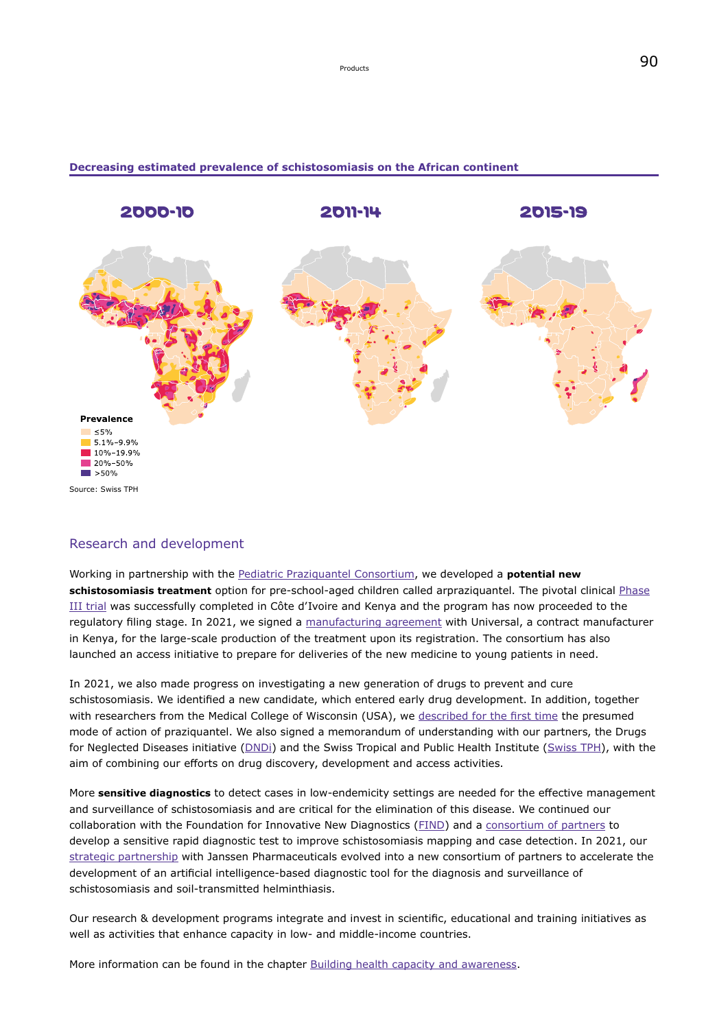**Decreasing estimated prevalence of schistosomiasis on the African continent**

2000-10

2011-14

2015-19

Prevalence

≤5%

5.1%–9.9%

10%–19.9%

20%–50%

>50%

Source: Swiss TPH

## Research and development

Working in partnership with the Pediatric Praziquantel Consortium, we developed a **potential new schistosomiasis treatment** option for pre-school-aged children called arpraziquantel. The pivotal clinical Phase III trial was successfully completed in Côte d'Ivoire and Kenya and the program has now proceeded to the regulatory filing stage. In 2021, we signed a manufacturing agreement with Universal, a contract manufacturer in Kenya, for the large-scale production of the treatment upon its registration. The consortium has also launched an access initiative to prepare for deliveries of the new medicine to young patients in need.

In 2021, we also made progress on investigating a new generation of drugs to prevent and cure schistosomiasis. We identified a new candidate, which entered early drug development. In addition, together with researchers from the Medical College of Wisconsin (USA), we described for the first time the presumed mode of action of praziquantel. We also signed a memorandum of understanding with our partners, the Drugs for Neglected Diseases initiative (DNDi) and the Swiss Tropical and Public Health Institute (Swiss TPH), with the aim of combining our efforts on drug discovery, development and access activities.

More **sensitive diagnostics** to detect cases in low-endemicity settings are needed for the effective management and surveillance of schistosomiasis and are critical for the elimination of this disease. We continued our collaboration with the Foundation for Innovative New Diagnostics (FIND) and a consortium of partners to develop a sensitive rapid diagnostic test to improve schistosomiasis mapping and case detection. In 2021, our strategic partnership with Janssen Pharmaceuticals evolved into a new consortium of partners to accelerate the development of an artificial intelligence-based diagnostic tool for the diagnosis and surveillance of schistosomiasis and soil-transmitted helminthiasis.

Our research & development programs integrate and invest in scientific, educational and training initiatives as well as activities that enhance capacity in low- and middle-income countries.

More information can be found in the chapter Building health capacity and awareness.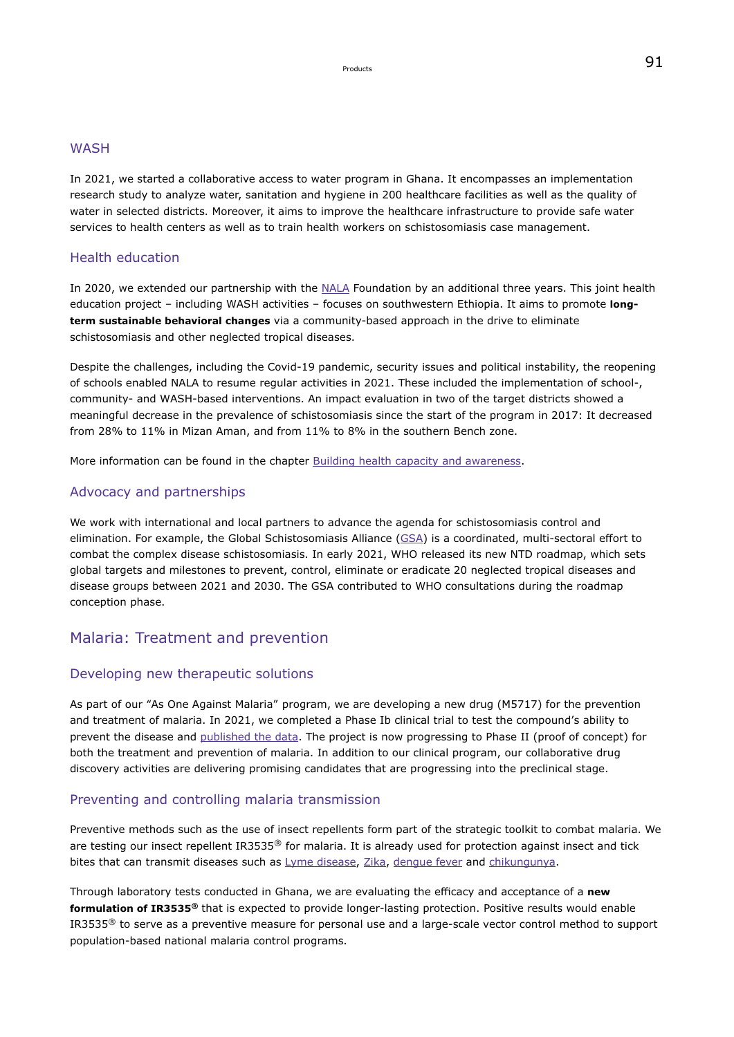### WASH

In 2021, we started a collaborative access to water program in Ghana. It encompasses an implementation research study to analyze water, sanitation and hygiene in 200 healthcare facilities as well as the quality of water in selected districts. Moreover, it aims to improve the healthcare infrastructure to provide safe water services to health centers as well as to train health workers on schistosomiasis case management.

### Health education

In 2020, we extended our partnership with the NALA Foundation by an additional three years. This joint health education project – including WASH activities – focuses on southwestern Ethiopia. It aims to promote **long-term sustainable behavioral changes** via a community-based approach in the drive to eliminate schistosomiasis and other neglected tropical diseases.

Despite the challenges, including the Covid-19 pandemic, security issues and political instability, the reopening of schools enabled NALA to resume regular activities in 2021. These included the implementation of school-, community- and WASH-based interventions. An impact evaluation in two of the target districts showed a meaningful decrease in the prevalence of schistosomiasis since the start of the program in 2017: It decreased from 28% to 11% in Mizan Aman, and from 11% to 8% in the southern Bench zone.

More information can be found in the chapter Building health capacity and awareness.

### Advocacy and partnerships

We work with international and local partners to advance the agenda for schistosomiasis control and elimination. For example, the Global Schistosomiasis Alliance (GSA) is a coordinated, multi-sectoral effort to combat the complex disease schistosomiasis. In early 2021, WHO released its new NTD roadmap, which sets global targets and milestones to prevent, control, eliminate or eradicate 20 neglected tropical diseases and disease groups between 2021 and 2030. The GSA contributed to WHO consultations during the roadmap conception phase.

## Malaria: Treatment and prevention

### Developing new therapeutic solutions

As part of our "As One Against Malaria" program, we are developing a new drug (M5717) for the prevention and treatment of malaria. In 2021, we completed a Phase Ib clinical trial to test the compound's ability to prevent the disease and published the data. The project is now progressing to Phase II (proof of concept) for both the treatment and prevention of malaria. In addition to our clinical program, our collaborative drug discovery activities are delivering promising candidates that are progressing into the preclinical stage.

### Preventing and controlling malaria transmission

Preventive methods such as the use of insect repellents form part of the strategic toolkit to combat malaria. We are testing our insect repellent IR3535® for malaria. It is already used for protection against insect and tick bites that can transmit diseases such as Lyme disease, Zika, dengue fever and chikungunya.

Through laboratory tests conducted in Ghana, we are evaluating the efficacy and acceptance of a **new formulation of IR3535®** that is expected to provide longer-lasting protection. Positive results would enable IR3535® to serve as a preventive measure for personal use and a large-scale vector control method to support population-based national malaria control programs.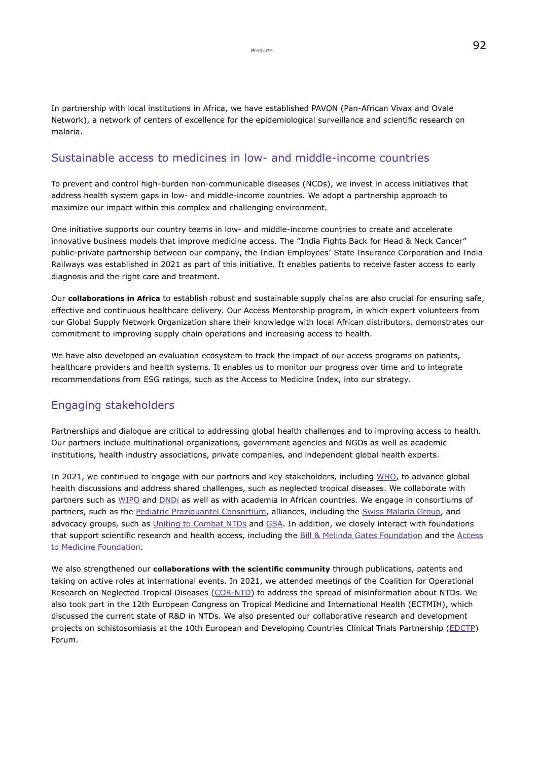In partnership with local institutions in Africa, we have established PAVON (Pan-African Vivax and Ovale Network), a network of centers of excellence for the epidemiological surveillance and scientific research on malaria.

## Sustainable access to medicines in low- and middle-income countries

To prevent and control high-burden non-communicable diseases (NCDs), we invest in access initiatives that address health system gaps in low- and middle-income countries. We adopt a partnership approach to maximize our impact within this complex and challenging environment.

One initiative supports our country teams in low- and middle-income countries to create and accelerate innovative business models that improve medicine access. The "India Fights Back for Head & Neck Cancer" public-private partnership between our company, the Indian Employees' State Insurance Corporation and India Railways was established in 2021 as part of this initiative. It enables patients to receive faster access to early diagnosis and the right care and treatment.

Our **collaborations in Africa** to establish robust and sustainable supply chains are also crucial for ensuring safe, effective and continuous healthcare delivery. Our Access Mentorship program, in which expert volunteers from our Global Supply Network Organization share their knowledge with local African distributors, demonstrates our commitment to improving supply chain operations and increasing access to health.

We have also developed an evaluation ecosystem to track the impact of our access programs on patients, healthcare providers and health systems. It enables us to monitor our progress over time and to integrate recommendations from ESG ratings, such as the Access to Medicine Index, into our strategy.

## Engaging stakeholders

Partnerships and dialogue are critical to addressing global health challenges and to improving access to health. Our partners include multinational organizations, government agencies and NGOs as well as academic institutions, health industry associations, private companies, and independent global health experts.

In 2021, we continued to engage with our partners and key stakeholders, including WHO, to advance global health discussions and address shared challenges, such as neglected tropical diseases. We collaborate with partners such as WIPO and DNDi as well as with academia in African countries. We engage in consortiums of partners, such as the Pediatric Praziquantel Consortium, alliances, including the Swiss Malaria Group, and advocacy groups, such as Uniting to Combat NTDs and GSA. In addition, we closely interact with foundations that support scientific research and health access, including the Bill & Melinda Gates Foundation and the Access to Medicine Foundation.

We also strengthened our **collaborations with the scientific community** through publications, patents and taking on active roles at international events. In 2021, we attended meetings of the Coalition for Operational Research on Neglected Tropical Diseases (COR-NTD) to address the spread of misinformation about NTDs. We also took part in the 12th European Congress on Tropical Medicine and International Health (ECTMIH), which discussed the current state of R&D in NTDs. We also presented our collaborative research and development projects on schistosomiasis at the 10th European and Developing Countries Clinical Trials Partnership (EDCTP) Forum.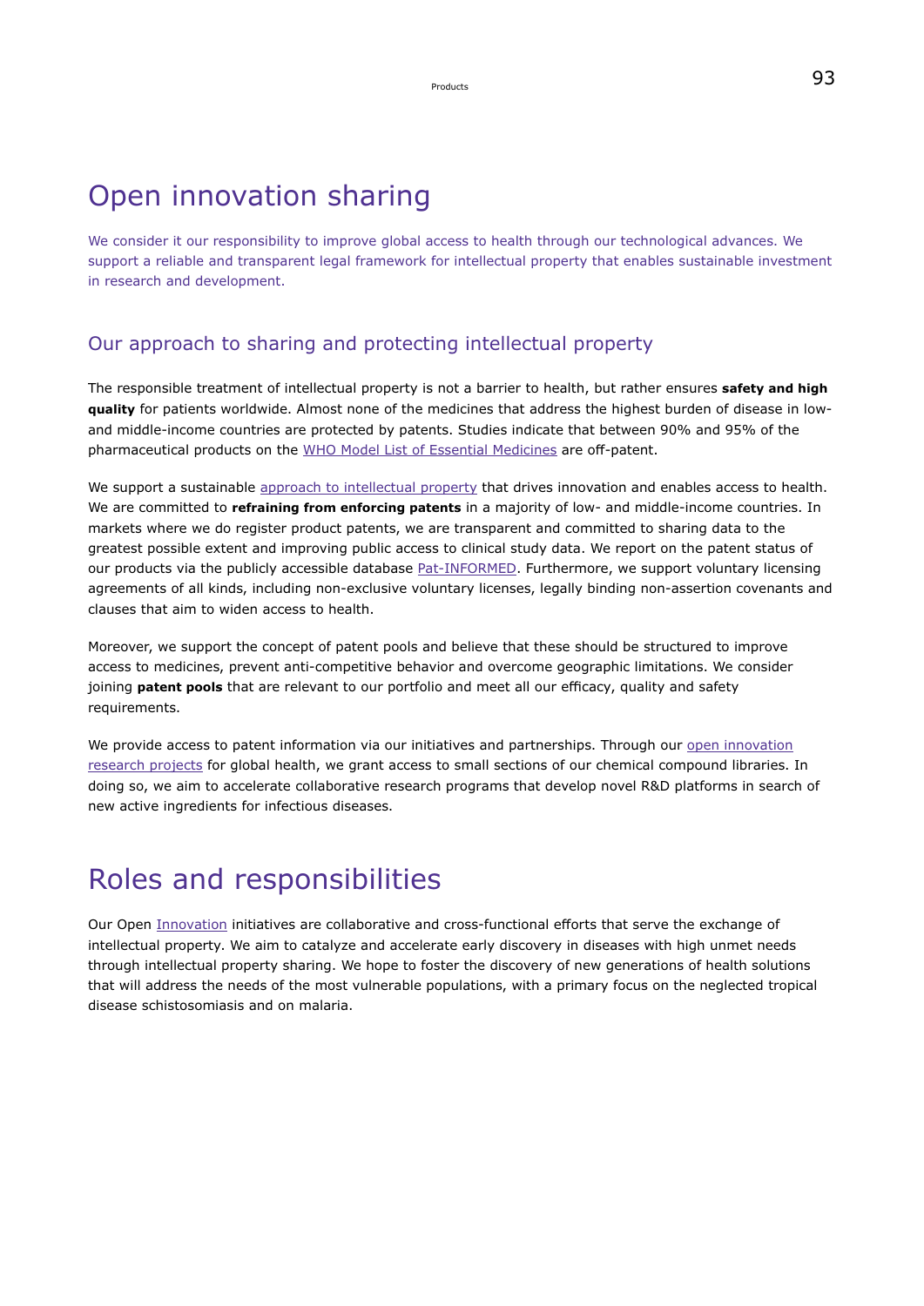# Open innovation sharing

We consider it our responsibility to improve global access to health through our technological advances. We support a reliable and transparent legal framework for intellectual property that enables sustainable investment in research and development.

## Our approach to sharing and protecting intellectual property

The responsible treatment of intellectual property is not a barrier to health, but rather ensures **safety and high quality** for patients worldwide. Almost none of the medicines that address the highest burden of disease in low- and middle-income countries are protected by patents. Studies indicate that between 90% and 95% of the pharmaceutical products on the WHO Model List of Essential Medicines are off-patent.

We support a sustainable approach to intellectual property that drives innovation and enables access to health. We are committed to **refraining from enforcing patents** in a majority of low- and middle-income countries. In markets where we do register product patents, we are transparent and committed to sharing data to the greatest possible extent and improving public access to clinical study data. We report on the patent status of our products via the publicly accessible database Pat-INFORMED. Furthermore, we support voluntary licensing agreements of all kinds, including non-exclusive voluntary licenses, legally binding non-assertion covenants and clauses that aim to widen access to health.

Moreover, we support the concept of patent pools and believe that these should be structured to improve access to medicines, prevent anti-competitive behavior and overcome geographic limitations. We consider joining **patent pools** that are relevant to our portfolio and meet all our efficacy, quality and safety requirements.

We provide access to patent information via our initiatives and partnerships. Through our open innovation research projects for global health, we grant access to small sections of our chemical compound libraries. In doing so, we aim to accelerate collaborative research programs that develop novel R&D platforms in search of new active ingredients for infectious diseases.

# Roles and responsibilities

Our Open Innovation initiatives are collaborative and cross-functional efforts that serve the exchange of intellectual property. We aim to catalyze and accelerate early discovery in diseases with high unmet needs through intellectual property sharing. We hope to foster the discovery of new generations of health solutions that will address the needs of the most vulnerable populations, with a primary focus on the neglected tropical disease schistosomiasis and on malaria.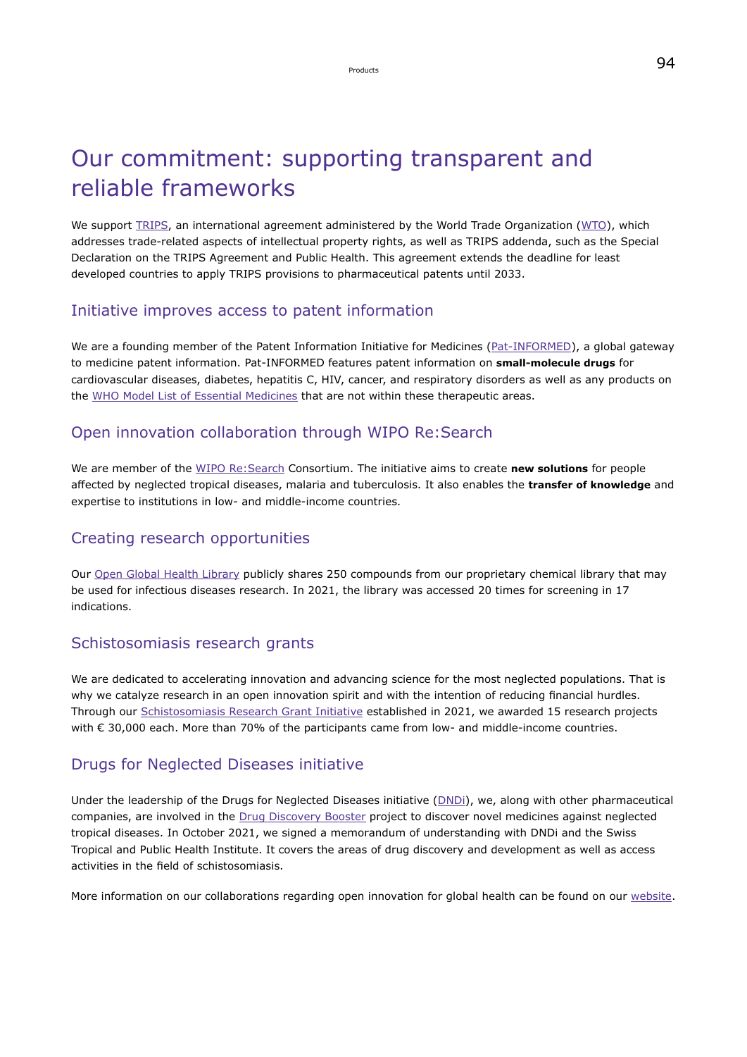# Our commitment: supporting transparent and reliable frameworks

We support TRIPS, an international agreement administered by the World Trade Organization (WTO), which addresses trade-related aspects of intellectual property rights, as well as TRIPS addenda, such as the Special Declaration on the TRIPS Agreement and Public Health. This agreement extends the deadline for least developed countries to apply TRIPS provisions to pharmaceutical patents until 2033.

## Initiative improves access to patent information

We are a founding member of the Patent Information Initiative for Medicines (Pat-INFORMED), a global gateway to medicine patent information. Pat-INFORMED features patent information on **small-molecule drugs** for cardiovascular diseases, diabetes, hepatitis C, HIV, cancer, and respiratory disorders as well as any products on the WHO Model List of Essential Medicines that are not within these therapeutic areas.

## Open innovation collaboration through WIPO Re:Search

We are member of the WIPO Re:Search Consortium. The initiative aims to create **new solutions** for people affected by neglected tropical diseases, malaria and tuberculosis. It also enables the **transfer of knowledge** and expertise to institutions in low- and middle-income countries.

## Creating research opportunities

Our Open Global Health Library publicly shares 250 compounds from our proprietary chemical library that may be used for infectious diseases research. In 2021, the library was accessed 20 times for screening in 17 indications.

## Schistosomiasis research grants

We are dedicated to accelerating innovation and advancing science for the most neglected populations. That is why we catalyze research in an open innovation spirit and with the intention of reducing financial hurdles. Through our Schistosomiasis Research Grant Initiative established in 2021, we awarded 15 research projects with € 30,000 each. More than 70% of the participants came from low- and middle-income countries.

## Drugs for Neglected Diseases initiative

Under the leadership of the Drugs for Neglected Diseases initiative (DNDi), we, along with other pharmaceutical companies, are involved in the Drug Discovery Booster project to discover novel medicines against neglected tropical diseases. In October 2021, we signed a memorandum of understanding with DNDi and the Swiss Tropical and Public Health Institute. It covers the areas of drug discovery and development as well as access activities in the field of schistosomiasis.

More information on our collaborations regarding open innovation for global health can be found on our website.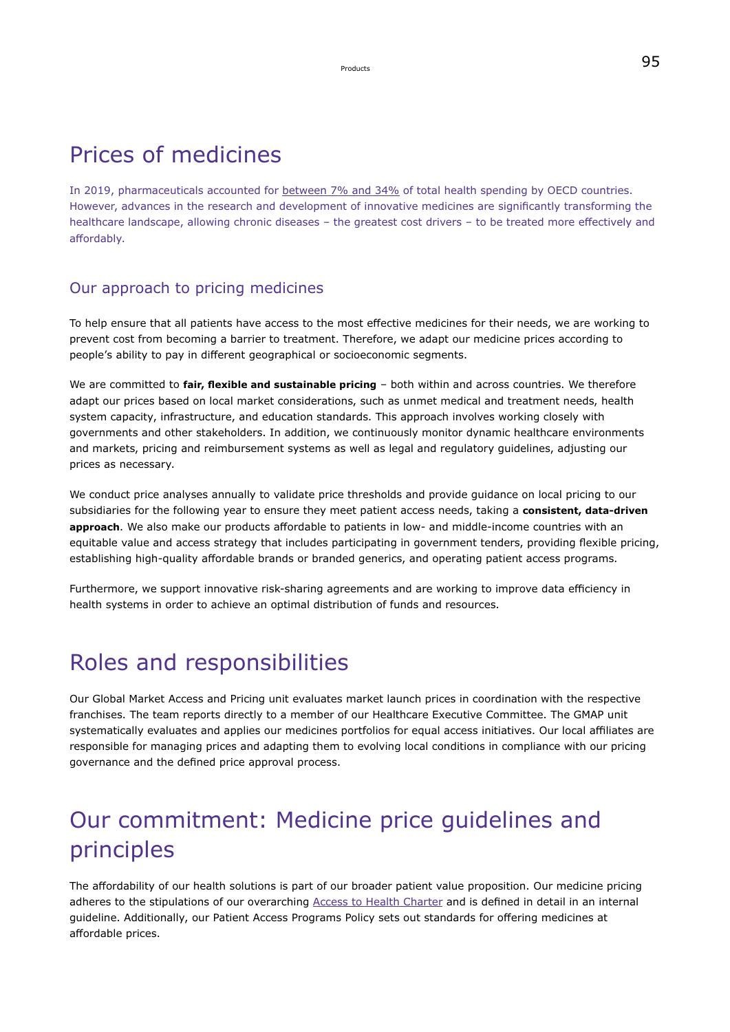# Prices of medicines

In 2019, pharmaceuticals accounted for between 7% and 34% of total health spending by OECD countries. However, advances in the research and development of innovative medicines are significantly transforming the healthcare landscape, allowing chronic diseases – the greatest cost drivers – to be treated more effectively and affordably.

## Our approach to pricing medicines

To help ensure that all patients have access to the most effective medicines for their needs, we are working to prevent cost from becoming a barrier to treatment. Therefore, we adapt our medicine prices according to people's ability to pay in different geographical or socioeconomic segments.

We are committed to **fair, flexible and sustainable pricing** – both within and across countries. We therefore adapt our prices based on local market considerations, such as unmet medical and treatment needs, health system capacity, infrastructure, and education standards. This approach involves working closely with governments and other stakeholders. In addition, we continuously monitor dynamic healthcare environments and markets, pricing and reimbursement systems as well as legal and regulatory guidelines, adjusting our prices as necessary.

We conduct price analyses annually to validate price thresholds and provide guidance on local pricing to our subsidiaries for the following year to ensure they meet patient access needs, taking a **consistent, data-driven approach**. We also make our products affordable to patients in low- and middle-income countries with an equitable value and access strategy that includes participating in government tenders, providing flexible pricing, establishing high-quality affordable brands or branded generics, and operating patient access programs.

Furthermore, we support innovative risk-sharing agreements and are working to improve data efficiency in health systems in order to achieve an optimal distribution of funds and resources.

# Roles and responsibilities

Our Global Market Access and Pricing unit evaluates market launch prices in coordination with the respective franchises. The team reports directly to a member of our Healthcare Executive Committee. The GMAP unit systematically evaluates and applies our medicines portfolios for equal access initiatives. Our local affiliates are responsible for managing prices and adapting them to evolving local conditions in compliance with our pricing governance and the defined price approval process.

# Our commitment: Medicine price guidelines and principles

The affordability of our health solutions is part of our broader patient value proposition. Our medicine pricing adheres to the stipulations of our overarching Access to Health Charter and is defined in detail in an internal guideline. Additionally, our Patient Access Programs Policy sets out standards for offering medicines at affordable prices.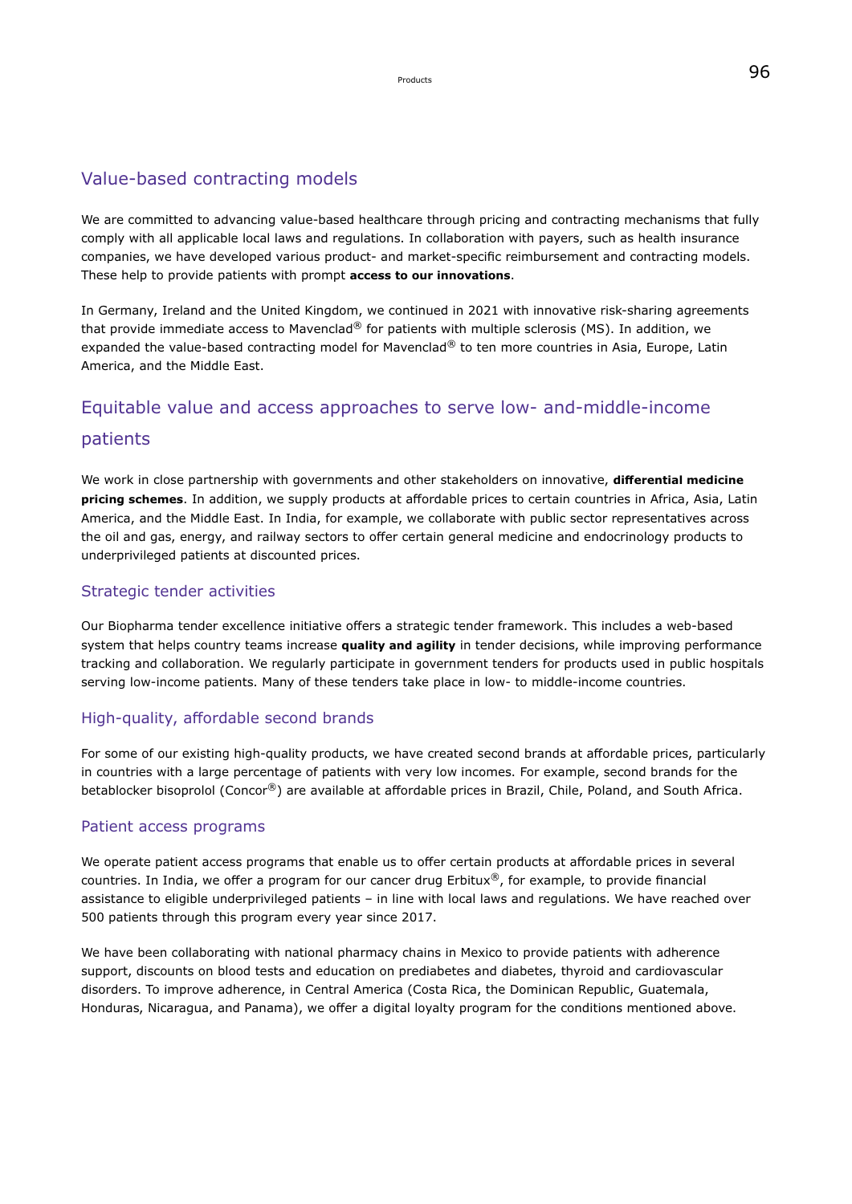## Value-based contracting models

We are committed to advancing value-based healthcare through pricing and contracting mechanisms that fully comply with all applicable local laws and regulations. In collaboration with payers, such as health insurance companies, we have developed various product- and market-specific reimbursement and contracting models. These help to provide patients with prompt **access to our innovations**.

In Germany, Ireland and the United Kingdom, we continued in 2021 with innovative risk-sharing agreements that provide immediate access to Mavenclad® for patients with multiple sclerosis (MS). In addition, we expanded the value-based contracting model for Mavenclad® to ten more countries in Asia, Europe, Latin America, and the Middle East.

## Equitable value and access approaches to serve low- and-middle-income patients

We work in close partnership with governments and other stakeholders on innovative, **differential medicine pricing schemes**. In addition, we supply products at affordable prices to certain countries in Africa, Asia, Latin America, and the Middle East. In India, for example, we collaborate with public sector representatives across the oil and gas, energy, and railway sectors to offer certain general medicine and endocrinology products to underprivileged patients at discounted prices.

### Strategic tender activities

Our Biopharma tender excellence initiative offers a strategic tender framework. This includes a web-based system that helps country teams increase **quality and agility** in tender decisions, while improving performance tracking and collaboration. We regularly participate in government tenders for products used in public hospitals serving low-income patients. Many of these tenders take place in low- to middle-income countries.

### High-quality, affordable second brands

For some of our existing high-quality products, we have created second brands at affordable prices, particularly in countries with a large percentage of patients with very low incomes. For example, second brands for the betablocker bisoprolol (Concor®) are available at affordable prices in Brazil, Chile, Poland, and South Africa.

### Patient access programs

We operate patient access programs that enable us to offer certain products at affordable prices in several countries. In India, we offer a program for our cancer drug Erbitux®, for example, to provide financial assistance to eligible underprivileged patients – in line with local laws and regulations. We have reached over 500 patients through this program every year since 2017.

We have been collaborating with national pharmacy chains in Mexico to provide patients with adherence support, discounts on blood tests and education on prediabetes and diabetes, thyroid and cardiovascular disorders. To improve adherence, in Central America (Costa Rica, the Dominican Republic, Guatemala, Honduras, Nicaragua, and Panama), we offer a digital loyalty program for the conditions mentioned above.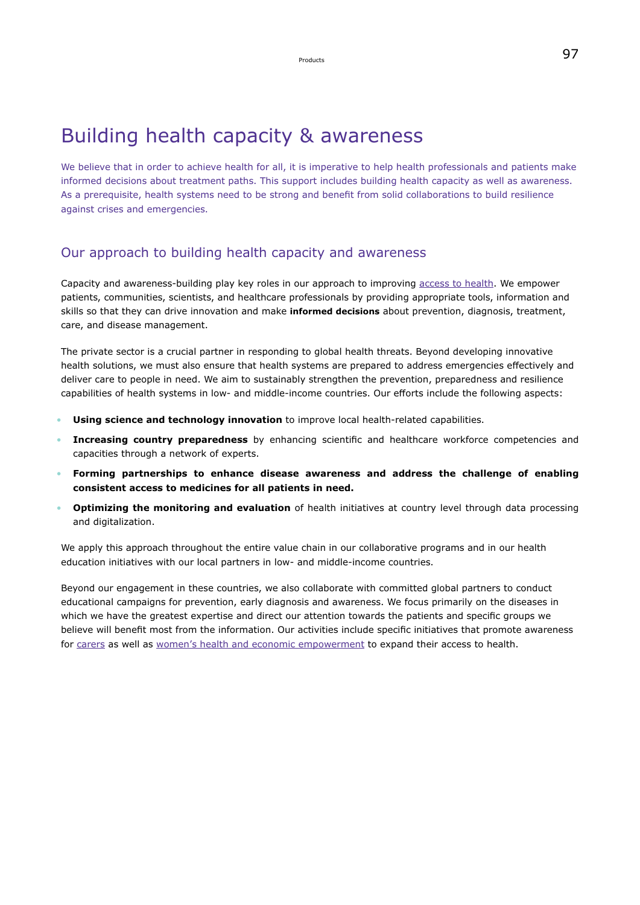# Building health capacity & awareness

We believe that in order to achieve health for all, it is imperative to help health professionals and patients make informed decisions about treatment paths. This support includes building health capacity as well as awareness. As a prerequisite, health systems need to be strong and benefit from solid collaborations to build resilience against crises and emergencies.

## Our approach to building health capacity and awareness

Capacity and awareness-building play key roles in our approach to improving access to health. We empower patients, communities, scientists, and healthcare professionals by providing appropriate tools, information and skills so that they can drive innovation and make **informed decisions** about prevention, diagnosis, treatment, care, and disease management.

The private sector is a crucial partner in responding to global health threats. Beyond developing innovative health solutions, we must also ensure that health systems are prepared to address emergencies effectively and deliver care to people in need. We aim to sustainably strengthen the prevention, preparedness and resilience capabilities of health systems in low- and middle-income countries. Our efforts include the following aspects:

- **Using science and technology innovation** to improve local health-related capabilities.
- **Increasing country preparedness** by enhancing scientific and healthcare workforce competencies and capacities through a network of experts.
- **Forming partnerships to enhance disease awareness and address the challenge of enabling consistent access to medicines for all patients in need.**
- **Optimizing the monitoring and evaluation** of health initiatives at country level through data processing and digitalization.

We apply this approach throughout the entire value chain in our collaborative programs and in our health education initiatives with our local partners in low- and middle-income countries.

Beyond our engagement in these countries, we also collaborate with committed global partners to conduct educational campaigns for prevention, early diagnosis and awareness. We focus primarily on the diseases in which we have the greatest expertise and direct our attention towards the patients and specific groups we believe will benefit most from the information. Our activities include specific initiatives that promote awareness for carers as well as women's health and economic empowerment to expand their access to health.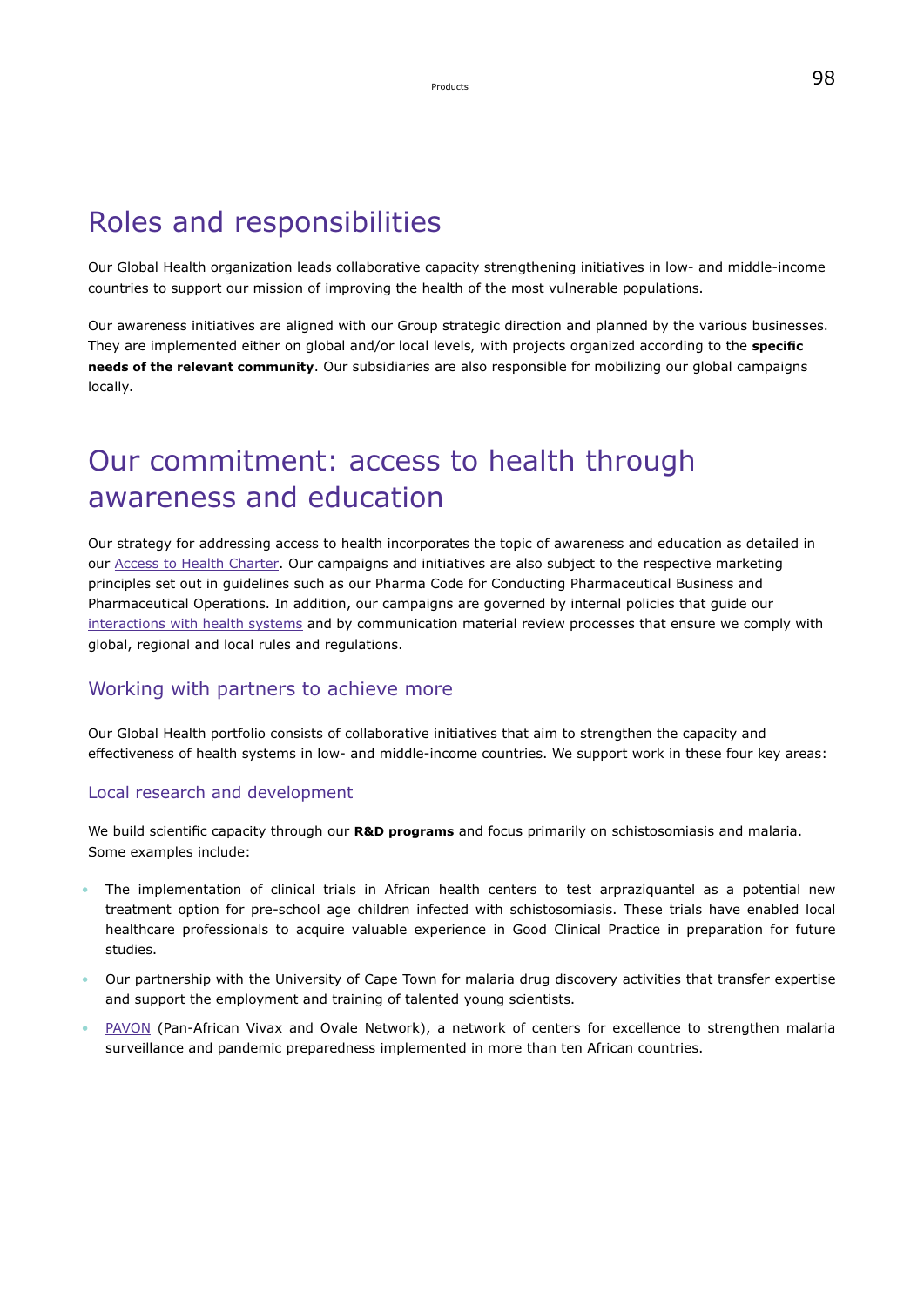## Roles and responsibilities

Our Global Health organization leads collaborative capacity strengthening initiatives in low- and middle-income countries to support our mission of improving the health of the most vulnerable populations.

Our awareness initiatives are aligned with our Group strategic direction and planned by the various businesses. They are implemented either on global and/or local levels, with projects organized according to the **specific needs of the relevant community**. Our subsidiaries are also responsible for mobilizing our global campaigns locally.

## Our commitment: access to health through awareness and education

Our strategy for addressing access to health incorporates the topic of awareness and education as detailed in our Access to Health Charter. Our campaigns and initiatives are also subject to the respective marketing principles set out in guidelines such as our Pharma Code for Conducting Pharmaceutical Business and Pharmaceutical Operations. In addition, our campaigns are governed by internal policies that guide our interactions with health systems and by communication material review processes that ensure we comply with global, regional and local rules and regulations.

### Working with partners to achieve more

Our Global Health portfolio consists of collaborative initiatives that aim to strengthen the capacity and effectiveness of health systems in low- and middle-income countries. We support work in these four key areas:

#### Local research and development

We build scientific capacity through our **R&D programs** and focus primarily on schistosomiasis and malaria. Some examples include:

- The implementation of clinical trials in African health centers to test arpraziquantel as a potential new treatment option for pre-school age children infected with schistosomiasis. These trials have enabled local healthcare professionals to acquire valuable experience in Good Clinical Practice in preparation for future studies.
- Our partnership with the University of Cape Town for malaria drug discovery activities that transfer expertise and support the employment and training of talented young scientists.
- PAVON (Pan-African Vivax and Ovale Network), a network of centers for excellence to strengthen malaria surveillance and pandemic preparedness implemented in more than ten African countries.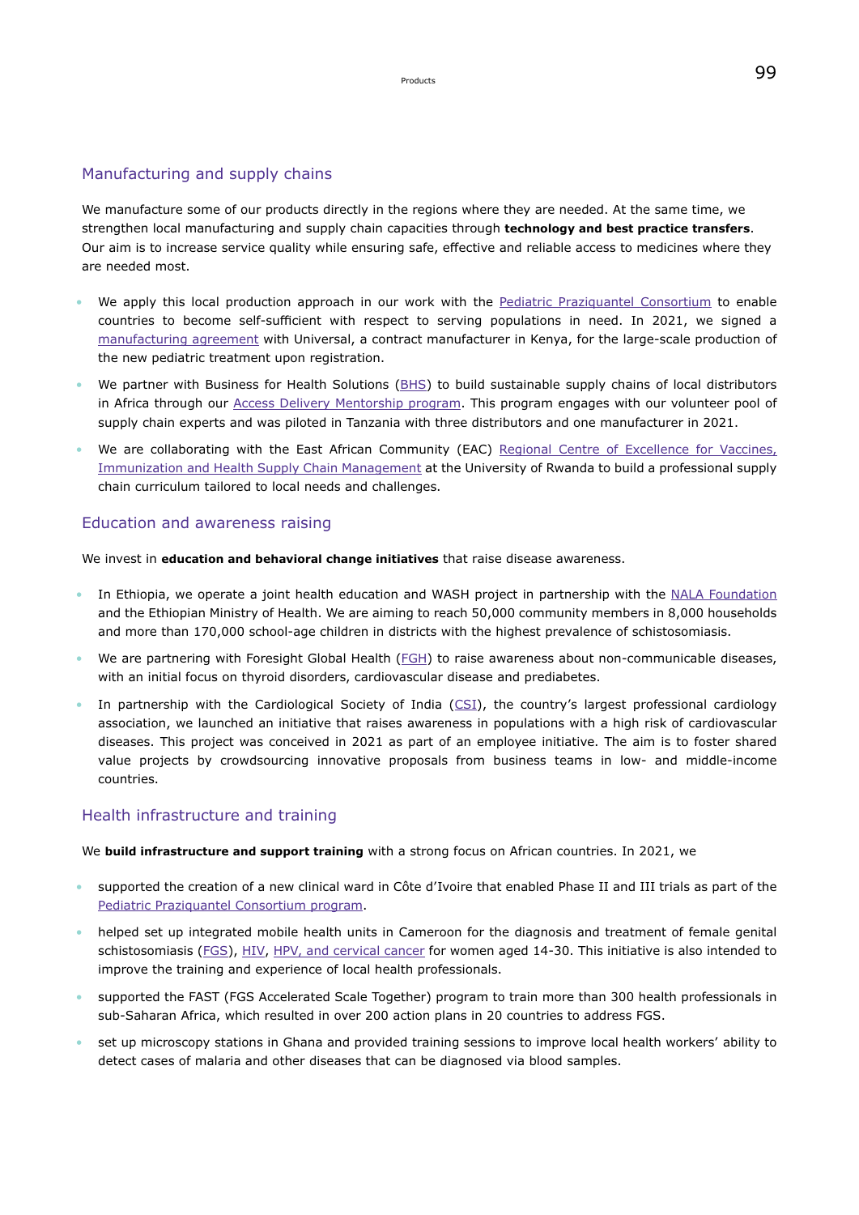## Manufacturing and supply chains

We manufacture some of our products directly in the regions where they are needed. At the same time, we strengthen local manufacturing and supply chain capacities through **technology and best practice transfers**. Our aim is to increase service quality while ensuring safe, effective and reliable access to medicines where they are needed most.

- We apply this local production approach in our work with the Pediatric Praziquantel Consortium to enable countries to become self-sufficient with respect to serving populations in need. In 2021, we signed a manufacturing agreement with Universal, a contract manufacturer in Kenya, for the large-scale production of the new pediatric treatment upon registration.
- We partner with Business for Health Solutions (BHS) to build sustainable supply chains of local distributors in Africa through our Access Delivery Mentorship program. This program engages with our volunteer pool of supply chain experts and was piloted in Tanzania with three distributors and one manufacturer in 2021.
- We are collaborating with the East African Community (EAC) Regional Centre of Excellence for Vaccines, Immunization and Health Supply Chain Management at the University of Rwanda to build a professional supply chain curriculum tailored to local needs and challenges.

## Education and awareness raising

We invest in **education and behavioral change initiatives** that raise disease awareness.

- In Ethiopia, we operate a joint health education and WASH project in partnership with the NALA Foundation and the Ethiopian Ministry of Health. We are aiming to reach 50,000 community members in 8,000 households and more than 170,000 school-age children in districts with the highest prevalence of schistosomiasis.
- We are partnering with Foresight Global Health (FGH) to raise awareness about non-communicable diseases, with an initial focus on thyroid disorders, cardiovascular disease and prediabetes.
- In partnership with the Cardiological Society of India (CSI), the country's largest professional cardiology association, we launched an initiative that raises awareness in populations with a high risk of cardiovascular diseases. This project was conceived in 2021 as part of an employee initiative. The aim is to foster shared value projects by crowdsourcing innovative proposals from business teams in low- and middle-income countries.

## Health infrastructure and training

We **build infrastructure and support training** with a strong focus on African countries. In 2021, we

- supported the creation of a new clinical ward in Côte d'Ivoire that enabled Phase II and III trials as part of the Pediatric Praziquantel Consortium program.
- helped set up integrated mobile health units in Cameroon for the diagnosis and treatment of female genital schistosomiasis (FGS), HIV, HPV, and cervical cancer for women aged 14-30. This initiative is also intended to improve the training and experience of local health professionals.
- supported the FAST (FGS Accelerated Scale Together) program to train more than 300 health professionals in sub-Saharan Africa, which resulted in over 200 action plans in 20 countries to address FGS.
- set up microscopy stations in Ghana and provided training sessions to improve local health workers' ability to detect cases of malaria and other diseases that can be diagnosed via blood samples.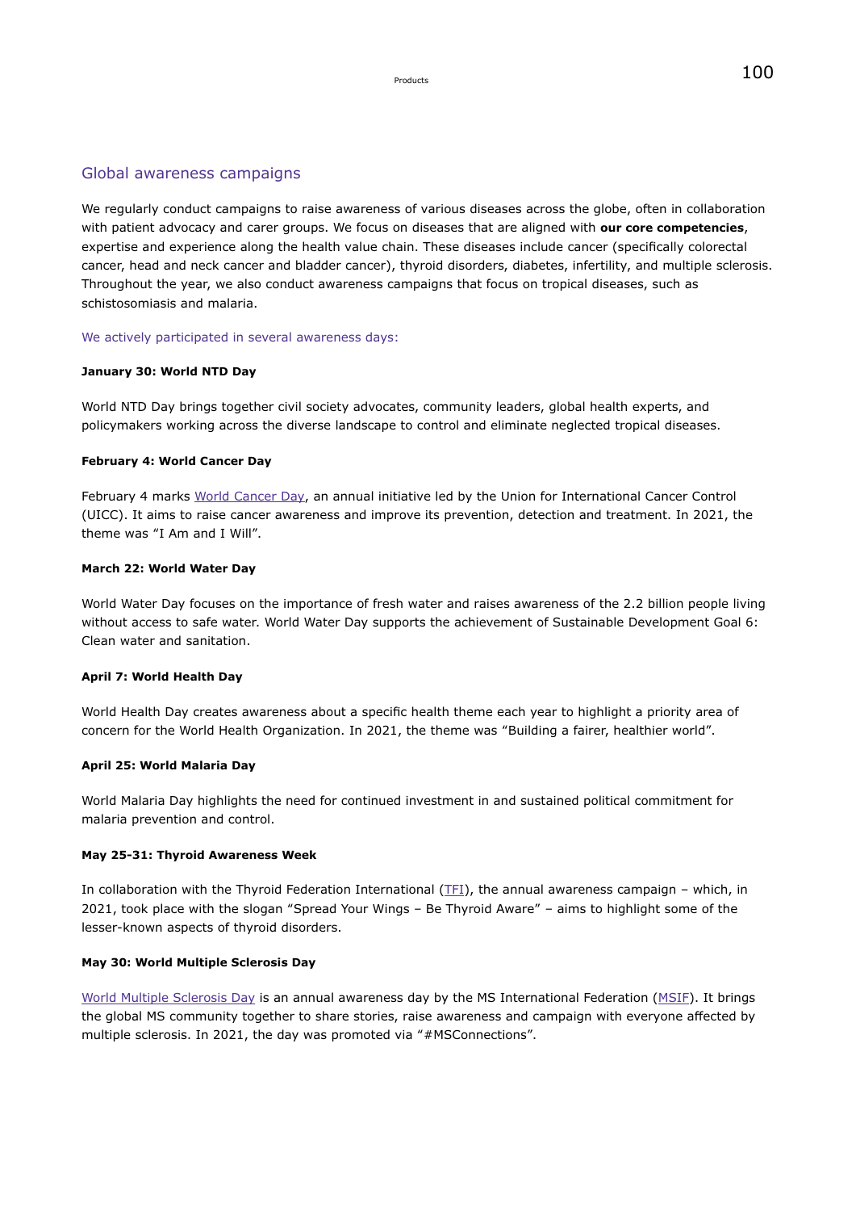## Global awareness campaigns

We regularly conduct campaigns to raise awareness of various diseases across the globe, often in collaboration with patient advocacy and carer groups. We focus on diseases that are aligned with **our core competencies**, expertise and experience along the health value chain. These diseases include cancer (specifically colorectal cancer, head and neck cancer and bladder cancer), thyroid disorders, diabetes, infertility, and multiple sclerosis. Throughout the year, we also conduct awareness campaigns that focus on tropical diseases, such as schistosomiasis and malaria.

### We actively participated in several awareness days:

**January 30: World NTD Day**

World NTD Day brings together civil society advocates, community leaders, global health experts, and policymakers working across the diverse landscape to control and eliminate neglected tropical diseases.

**February 4: World Cancer Day**

February 4 marks World Cancer Day, an annual initiative led by the Union for International Cancer Control (UICC). It aims to raise cancer awareness and improve its prevention, detection and treatment. In 2021, the theme was "I Am and I Will".

**March 22: World Water Day**

World Water Day focuses on the importance of fresh water and raises awareness of the 2.2 billion people living without access to safe water. World Water Day supports the achievement of Sustainable Development Goal 6: Clean water and sanitation.

**April 7: World Health Day**

World Health Day creates awareness about a specific health theme each year to highlight a priority area of concern for the World Health Organization. In 2021, the theme was "Building a fairer, healthier world".

**April 25: World Malaria Day**

World Malaria Day highlights the need for continued investment in and sustained political commitment for malaria prevention and control.

**May 25-31: Thyroid Awareness Week**

In collaboration with the Thyroid Federation International (TFI), the annual awareness campaign – which, in 2021, took place with the slogan "Spread Your Wings – Be Thyroid Aware" – aims to highlight some of the lesser-known aspects of thyroid disorders.

**May 30: World Multiple Sclerosis Day**

World Multiple Sclerosis Day is an annual awareness day by the MS International Federation (MSIF). It brings the global MS community together to share stories, raise awareness and campaign with everyone affected by multiple sclerosis. In 2021, the day was promoted via "#MSConnections".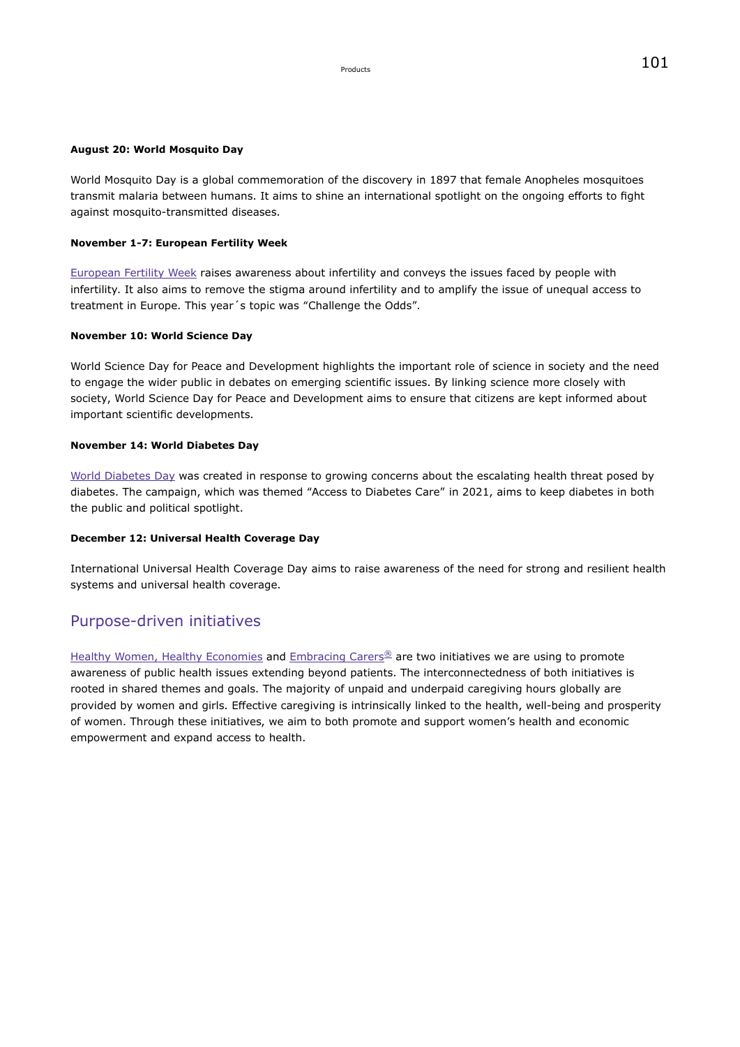**August 20: World Mosquito Day**

World Mosquito Day is a global commemoration of the discovery in 1897 that female Anopheles mosquitoes transmit malaria between humans. It aims to shine an international spotlight on the ongoing efforts to fight against mosquito-transmitted diseases.

**November 1-7: European Fertility Week**

European Fertility Week raises awareness about infertility and conveys the issues faced by people with infertility. It also aims to remove the stigma around infertility and to amplify the issue of unequal access to treatment in Europe. This year´s topic was “Challenge the Odds”.

**November 10: World Science Day**

World Science Day for Peace and Development highlights the important role of science in society and the need to engage the wider public in debates on emerging scientific issues. By linking science more closely with society, World Science Day for Peace and Development aims to ensure that citizens are kept informed about important scientific developments.

**November 14: World Diabetes Day**

World Diabetes Day was created in response to growing concerns about the escalating health threat posed by diabetes. The campaign, which was themed “Access to Diabetes Care” in 2021, aims to keep diabetes in both the public and political spotlight.

**December 12: Universal Health Coverage Day**

International Universal Health Coverage Day aims to raise awareness of the need for strong and resilient health systems and universal health coverage.

## Purpose-driven initiatives

Healthy Women, Healthy Economies and Embracing Carers® are two initiatives we are using to promote awareness of public health issues extending beyond patients. The interconnectedness of both initiatives is rooted in shared themes and goals. The majority of unpaid and underpaid caregiving hours globally are provided by women and girls. Effective caregiving is intrinsically linked to the health, well-being and prosperity of women. Through these initiatives, we aim to both promote and support women’s health and economic empowerment and expand access to health.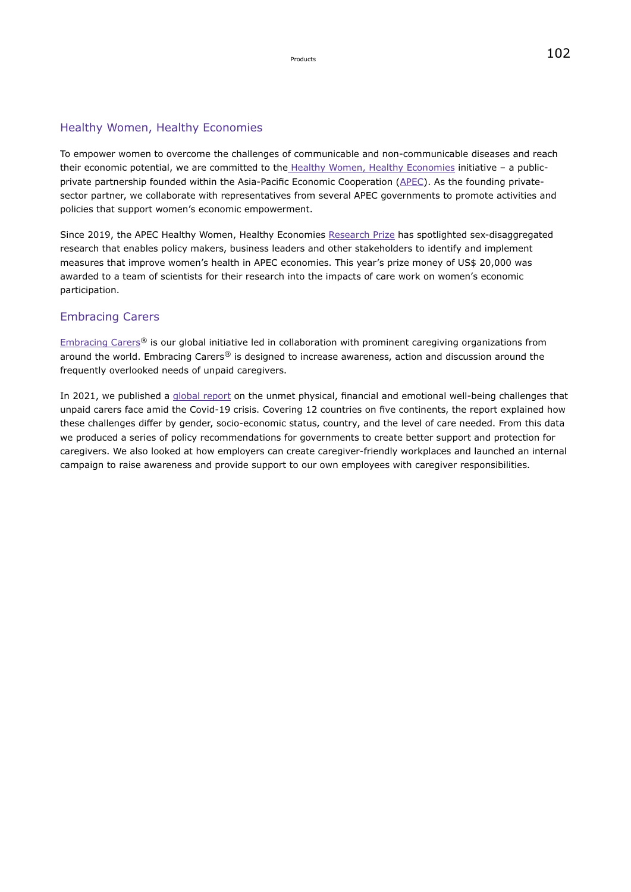## Healthy Women, Healthy Economies

To empower women to overcome the challenges of communicable and non-communicable diseases and reach their economic potential, we are committed to the Healthy Women, Healthy Economies initiative – a public-private partnership founded within the Asia-Pacific Economic Cooperation (APEC). As the founding private-sector partner, we collaborate with representatives from several APEC governments to promote activities and policies that support women's economic empowerment.

Since 2019, the APEC Healthy Women, Healthy Economies Research Prize has spotlighted sex-disaggregated research that enables policy makers, business leaders and other stakeholders to identify and implement measures that improve women's health in APEC economies. This year's prize money of US$ 20,000 was awarded to a team of scientists for their research into the impacts of care work on women's economic participation.

## Embracing Carers

Embracing Carers® is our global initiative led in collaboration with prominent caregiving organizations from around the world. Embracing Carers® is designed to increase awareness, action and discussion around the frequently overlooked needs of unpaid caregivers.

In 2021, we published a global report on the unmet physical, financial and emotional well-being challenges that unpaid carers face amid the Covid-19 crisis. Covering 12 countries on five continents, the report explained how these challenges differ by gender, socio-economic status, country, and the level of care needed. From this data we produced a series of policy recommendations for governments to create better support and protection for caregivers. We also looked at how employers can create caregiver-friendly workplaces and launched an internal campaign to raise awareness and provide support to our own employees with caregiver responsibilities.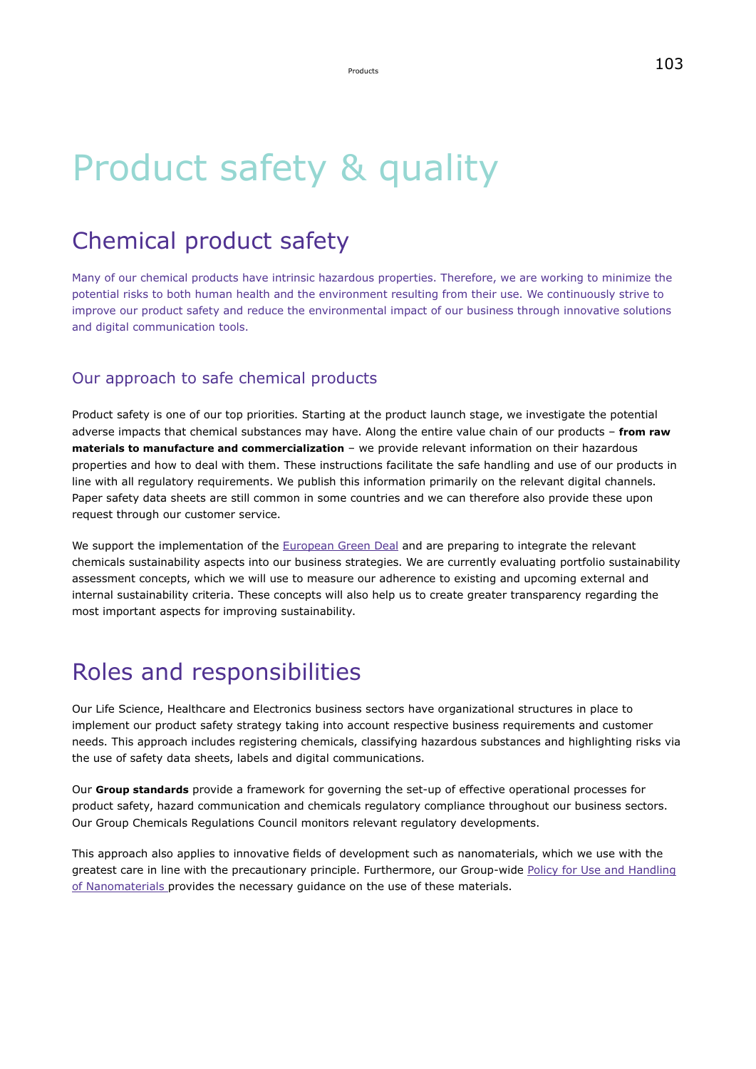# Product safety & quality

## Chemical product safety

Many of our chemical products have intrinsic hazardous properties. Therefore, we are working to minimize the potential risks to both human health and the environment resulting from their use. We continuously strive to improve our product safety and reduce the environmental impact of our business through innovative solutions and digital communication tools.

### Our approach to safe chemical products

Product safety is one of our top priorities. Starting at the product launch stage, we investigate the potential adverse impacts that chemical substances may have. Along the entire value chain of our products – **from raw materials to manufacture and commercialization** – we provide relevant information on their hazardous properties and how to deal with them. These instructions facilitate the safe handling and use of our products in line with all regulatory requirements. We publish this information primarily on the relevant digital channels. Paper safety data sheets are still common in some countries and we can therefore also provide these upon request through our customer service.

We support the implementation of the European Green Deal and are preparing to integrate the relevant chemicals sustainability aspects into our business strategies. We are currently evaluating portfolio sustainability assessment concepts, which we will use to measure our adherence to existing and upcoming external and internal sustainability criteria. These concepts will also help us to create greater transparency regarding the most important aspects for improving sustainability.

## Roles and responsibilities

Our Life Science, Healthcare and Electronics business sectors have organizational structures in place to implement our product safety strategy taking into account respective business requirements and customer needs. This approach includes registering chemicals, classifying hazardous substances and highlighting risks via the use of safety data sheets, labels and digital communications.

Our **Group standards** provide a framework for governing the set-up of effective operational processes for product safety, hazard communication and chemicals regulatory compliance throughout our business sectors. Our Group Chemicals Regulations Council monitors relevant regulatory developments.

This approach also applies to innovative fields of development such as nanomaterials, which we use with the greatest care in line with the precautionary principle. Furthermore, our Group-wide Policy for Use and Handling of Nanomaterials provides the necessary guidance on the use of these materials.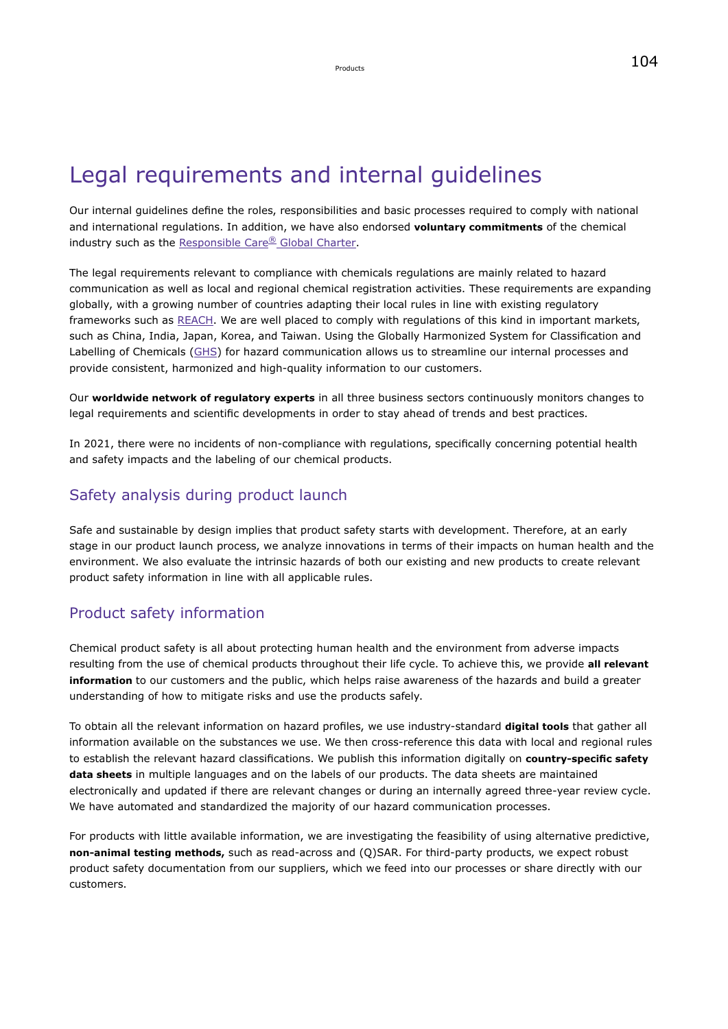# Legal requirements and internal guidelines

Our internal guidelines define the roles, responsibilities and basic processes required to comply with national and international regulations. In addition, we have also endorsed **voluntary commitments** of the chemical industry such as the Responsible Care® Global Charter.

The legal requirements relevant to compliance with chemicals regulations are mainly related to hazard communication as well as local and regional chemical registration activities. These requirements are expanding globally, with a growing number of countries adapting their local rules in line with existing regulatory frameworks such as REACH. We are well placed to comply with regulations of this kind in important markets, such as China, India, Japan, Korea, and Taiwan. Using the Globally Harmonized System for Classification and Labelling of Chemicals (GHS) for hazard communication allows us to streamline our internal processes and provide consistent, harmonized and high-quality information to our customers.

Our **worldwide network of regulatory experts** in all three business sectors continuously monitors changes to legal requirements and scientific developments in order to stay ahead of trends and best practices.

In 2021, there were no incidents of non-compliance with regulations, specifically concerning potential health and safety impacts and the labeling of our chemical products.

## Safety analysis during product launch

Safe and sustainable by design implies that product safety starts with development. Therefore, at an early stage in our product launch process, we analyze innovations in terms of their impacts on human health and the environment. We also evaluate the intrinsic hazards of both our existing and new products to create relevant product safety information in line with all applicable rules.

## Product safety information

Chemical product safety is all about protecting human health and the environment from adverse impacts resulting from the use of chemical products throughout their life cycle. To achieve this, we provide **all relevant information** to our customers and the public, which helps raise awareness of the hazards and build a greater understanding of how to mitigate risks and use the products safely.

To obtain all the relevant information on hazard profiles, we use industry-standard **digital tools** that gather all information available on the substances we use. We then cross-reference this data with local and regional rules to establish the relevant hazard classifications. We publish this information digitally on **country-specific safety data sheets** in multiple languages and on the labels of our products. The data sheets are maintained electronically and updated if there are relevant changes or during an internally agreed three-year review cycle. We have automated and standardized the majority of our hazard communication processes.

For products with little available information, we are investigating the feasibility of using alternative predictive, **non-animal testing methods,** such as read-across and (Q)SAR. For third-party products, we expect robust product safety documentation from our suppliers, which we feed into our processes or share directly with our customers.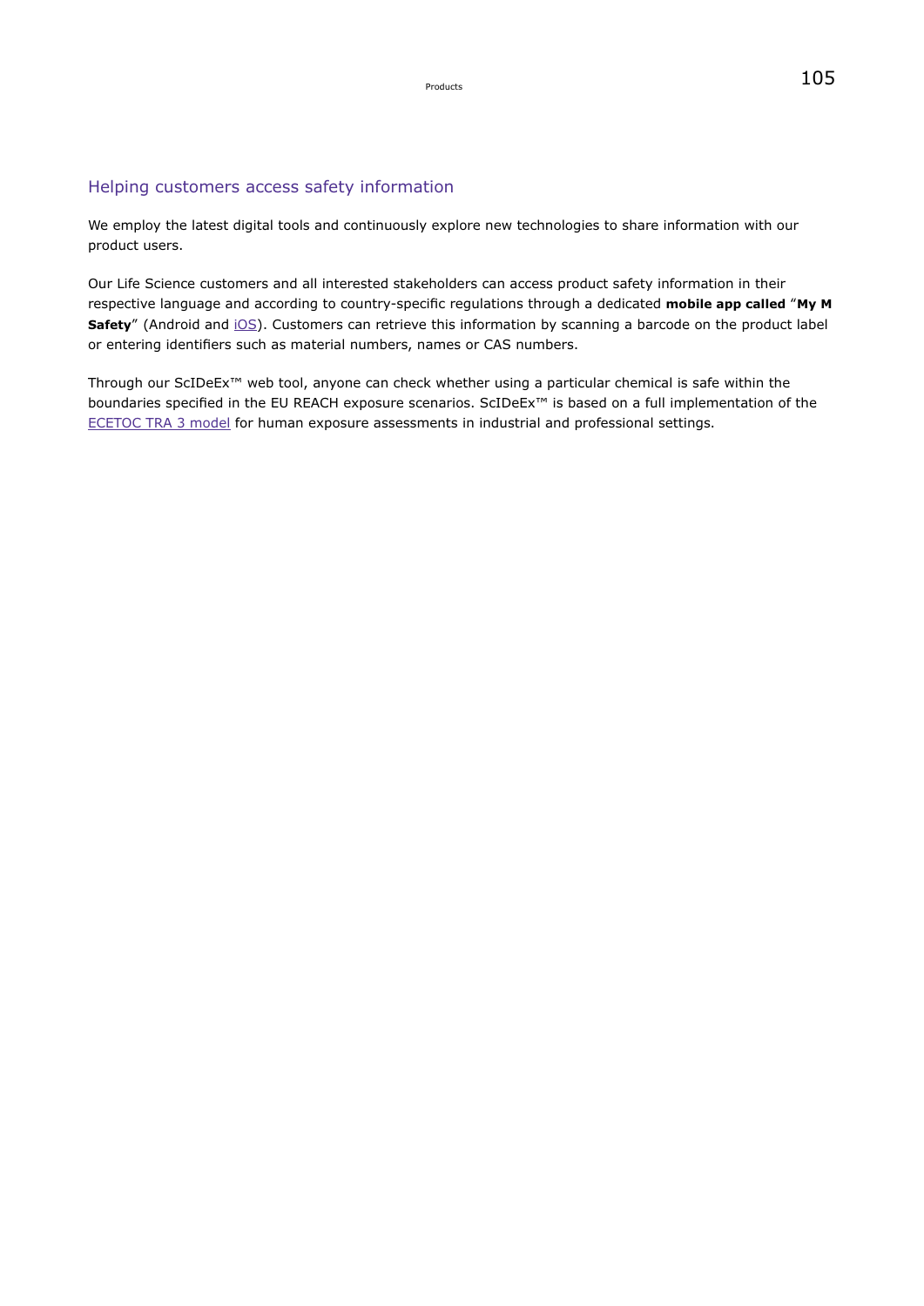## Helping customers access safety information

We employ the latest digital tools and continuously explore new technologies to share information with our product users.

Our Life Science customers and all interested stakeholders can access product safety information in their respective language and according to country-specific regulations through a dedicated **mobile app called** "**My M Safety**" (Android and iOS). Customers can retrieve this information by scanning a barcode on the product label or entering identifiers such as material numbers, names or CAS numbers.

Through our ScIDeEx™ web tool, anyone can check whether using a particular chemical is safe within the boundaries specified in the EU REACH exposure scenarios. ScIDeEx™ is based on a full implementation of the ECETOC TRA 3 model for human exposure assessments in industrial and professional settings.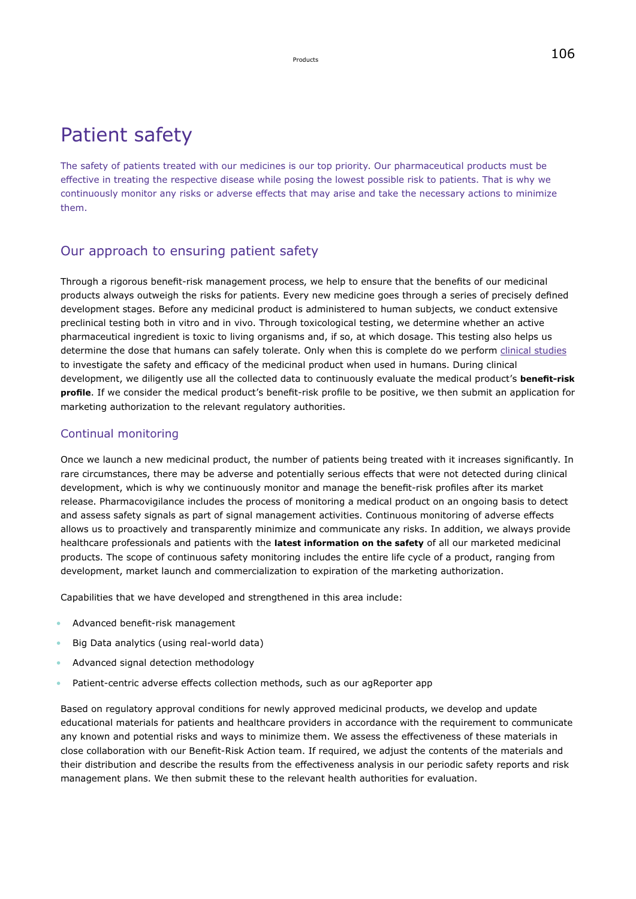# Patient safety

The safety of patients treated with our medicines is our top priority. Our pharmaceutical products must be effective in treating the respective disease while posing the lowest possible risk to patients. That is why we continuously monitor any risks or adverse effects that may arise and take the necessary actions to minimize them.

## Our approach to ensuring patient safety

Through a rigorous benefit-risk management process, we help to ensure that the benefits of our medicinal products always outweigh the risks for patients. Every new medicine goes through a series of precisely defined development stages. Before any medicinal product is administered to human subjects, we conduct extensive preclinical testing both in vitro and in vivo. Through toxicological testing, we determine whether an active pharmaceutical ingredient is toxic to living organisms and, if so, at which dosage. This testing also helps us determine the dose that humans can safely tolerate. Only when this is complete do we perform clinical studies to investigate the safety and efficacy of the medicinal product when used in humans. During clinical development, we diligently use all the collected data to continuously evaluate the medical product's **benefit-risk profile**. If we consider the medical product's benefit-risk profile to be positive, we then submit an application for marketing authorization to the relevant regulatory authorities.

### Continual monitoring

Once we launch a new medicinal product, the number of patients being treated with it increases significantly. In rare circumstances, there may be adverse and potentially serious effects that were not detected during clinical development, which is why we continuously monitor and manage the benefit-risk profiles after its market release. Pharmacovigilance includes the process of monitoring a medical product on an ongoing basis to detect and assess safety signals as part of signal management activities. Continuous monitoring of adverse effects allows us to proactively and transparently minimize and communicate any risks. In addition, we always provide healthcare professionals and patients with the **latest information on the safety** of all our marketed medicinal products. The scope of continuous safety monitoring includes the entire life cycle of a product, ranging from development, market launch and commercialization to expiration of the marketing authorization.

Capabilities that we have developed and strengthened in this area include:

- Advanced benefit-risk management
- Big Data analytics (using real-world data)
- Advanced signal detection methodology
- Patient-centric adverse effects collection methods, such as our agReporter app

Based on regulatory approval conditions for newly approved medicinal products, we develop and update educational materials for patients and healthcare providers in accordance with the requirement to communicate any known and potential risks and ways to minimize them. We assess the effectiveness of these materials in close collaboration with our Benefit-Risk Action team. If required, we adjust the contents of the materials and their distribution and describe the results from the effectiveness analysis in our periodic safety reports and risk management plans. We then submit these to the relevant health authorities for evaluation.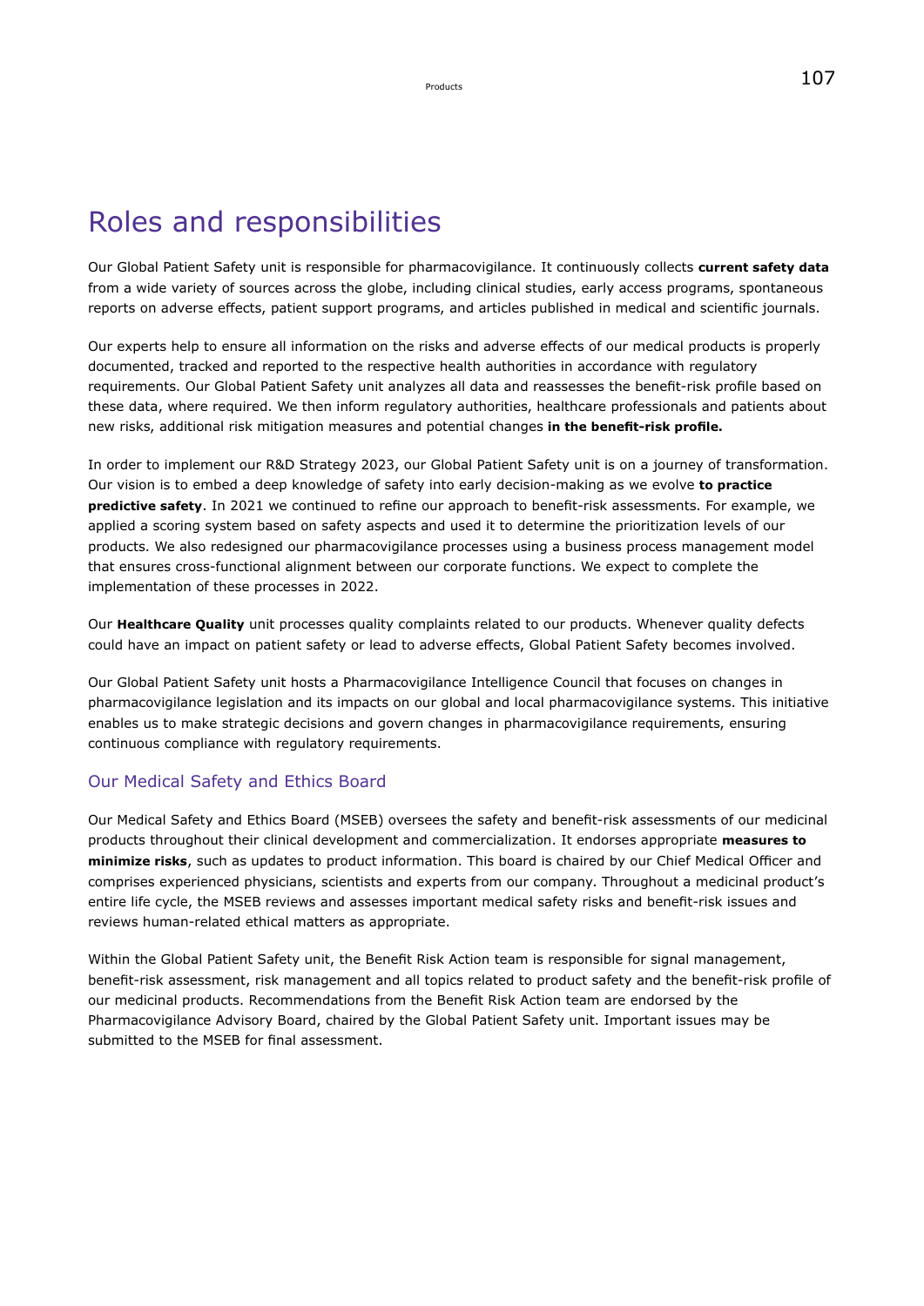# Roles and responsibilities

Our Global Patient Safety unit is responsible for pharmacovigilance. It continuously collects **current safety data** from a wide variety of sources across the globe, including clinical studies, early access programs, spontaneous reports on adverse effects, patient support programs, and articles published in medical and scientific journals.

Our experts help to ensure all information on the risks and adverse effects of our medical products is properly documented, tracked and reported to the respective health authorities in accordance with regulatory requirements. Our Global Patient Safety unit analyzes all data and reassesses the benefit-risk profile based on these data, where required. We then inform regulatory authorities, healthcare professionals and patients about new risks, additional risk mitigation measures and potential changes **in the benefit-risk profile.**

In order to implement our R&D Strategy 2023, our Global Patient Safety unit is on a journey of transformation. Our vision is to embed a deep knowledge of safety into early decision-making as we evolve **to practice predictive safety**. In 2021 we continued to refine our approach to benefit-risk assessments. For example, we applied a scoring system based on safety aspects and used it to determine the prioritization levels of our products. We also redesigned our pharmacovigilance processes using a business process management model that ensures cross-functional alignment between our corporate functions. We expect to complete the implementation of these processes in 2022.

Our **Healthcare Quality** unit processes quality complaints related to our products. Whenever quality defects could have an impact on patient safety or lead to adverse effects, Global Patient Safety becomes involved.

Our Global Patient Safety unit hosts a Pharmacovigilance Intelligence Council that focuses on changes in pharmacovigilance legislation and its impacts on our global and local pharmacovigilance systems. This initiative enables us to make strategic decisions and govern changes in pharmacovigilance requirements, ensuring continuous compliance with regulatory requirements.

## Our Medical Safety and Ethics Board

Our Medical Safety and Ethics Board (MSEB) oversees the safety and benefit-risk assessments of our medicinal products throughout their clinical development and commercialization. It endorses appropriate **measures to minimize risks**, such as updates to product information. This board is chaired by our Chief Medical Officer and comprises experienced physicians, scientists and experts from our company. Throughout a medicinal product's entire life cycle, the MSEB reviews and assesses important medical safety risks and benefit-risk issues and reviews human-related ethical matters as appropriate.

Within the Global Patient Safety unit, the Benefit Risk Action team is responsible for signal management, benefit-risk assessment, risk management and all topics related to product safety and the benefit-risk profile of our medicinal products. Recommendations from the Benefit Risk Action team are endorsed by the Pharmacovigilance Advisory Board, chaired by the Global Patient Safety unit. Important issues may be submitted to the MSEB for final assessment.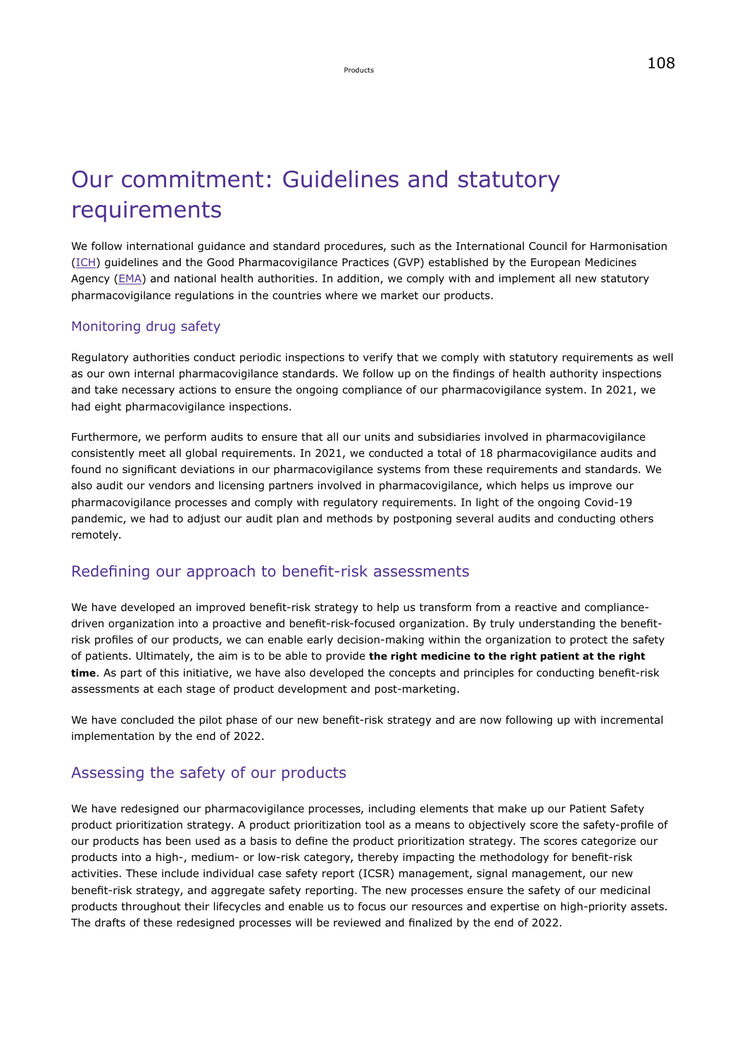# Our commitment: Guidelines and statutory requirements

We follow international guidance and standard procedures, such as the International Council for Harmonisation (ICH) guidelines and the Good Pharmacovigilance Practices (GVP) established by the European Medicines Agency (EMA) and national health authorities. In addition, we comply with and implement all new statutory pharmacovigilance regulations in the countries where we market our products.

### Monitoring drug safety

Regulatory authorities conduct periodic inspections to verify that we comply with statutory requirements as well as our own internal pharmacovigilance standards. We follow up on the findings of health authority inspections and take necessary actions to ensure the ongoing compliance of our pharmacovigilance system. In 2021, we had eight pharmacovigilance inspections.

Furthermore, we perform audits to ensure that all our units and subsidiaries involved in pharmacovigilance consistently meet all global requirements. In 2021, we conducted a total of 18 pharmacovigilance audits and found no significant deviations in our pharmacovigilance systems from these requirements and standards. We also audit our vendors and licensing partners involved in pharmacovigilance, which helps us improve our pharmacovigilance processes and comply with regulatory requirements. In light of the ongoing Covid-19 pandemic, we had to adjust our audit plan and methods by postponing several audits and conducting others remotely.

## Redefining our approach to benefit-risk assessments

We have developed an improved benefit-risk strategy to help us transform from a reactive and compliance-driven organization into a proactive and benefit-risk-focused organization. By truly understanding the benefit-risk profiles of our products, we can enable early decision-making within the organization to protect the safety of patients. Ultimately, the aim is to be able to provide **the right medicine to the right patient at the right time**. As part of this initiative, we have also developed the concepts and principles for conducting benefit-risk assessments at each stage of product development and post-marketing.

We have concluded the pilot phase of our new benefit-risk strategy and are now following up with incremental implementation by the end of 2022.

## Assessing the safety of our products

We have redesigned our pharmacovigilance processes, including elements that make up our Patient Safety product prioritization strategy. A product prioritization tool as a means to objectively score the safety-profile of our products has been used as a basis to define the product prioritization strategy. The scores categorize our products into a high-, medium- or low-risk category, thereby impacting the methodology for benefit-risk activities. These include individual case safety report (ICSR) management, signal management, our new benefit-risk strategy, and aggregate safety reporting. The new processes ensure the safety of our medicinal products throughout their lifecycles and enable us to focus our resources and expertise on high-priority assets. The drafts of these redesigned processes will be reviewed and finalized by the end of 2022.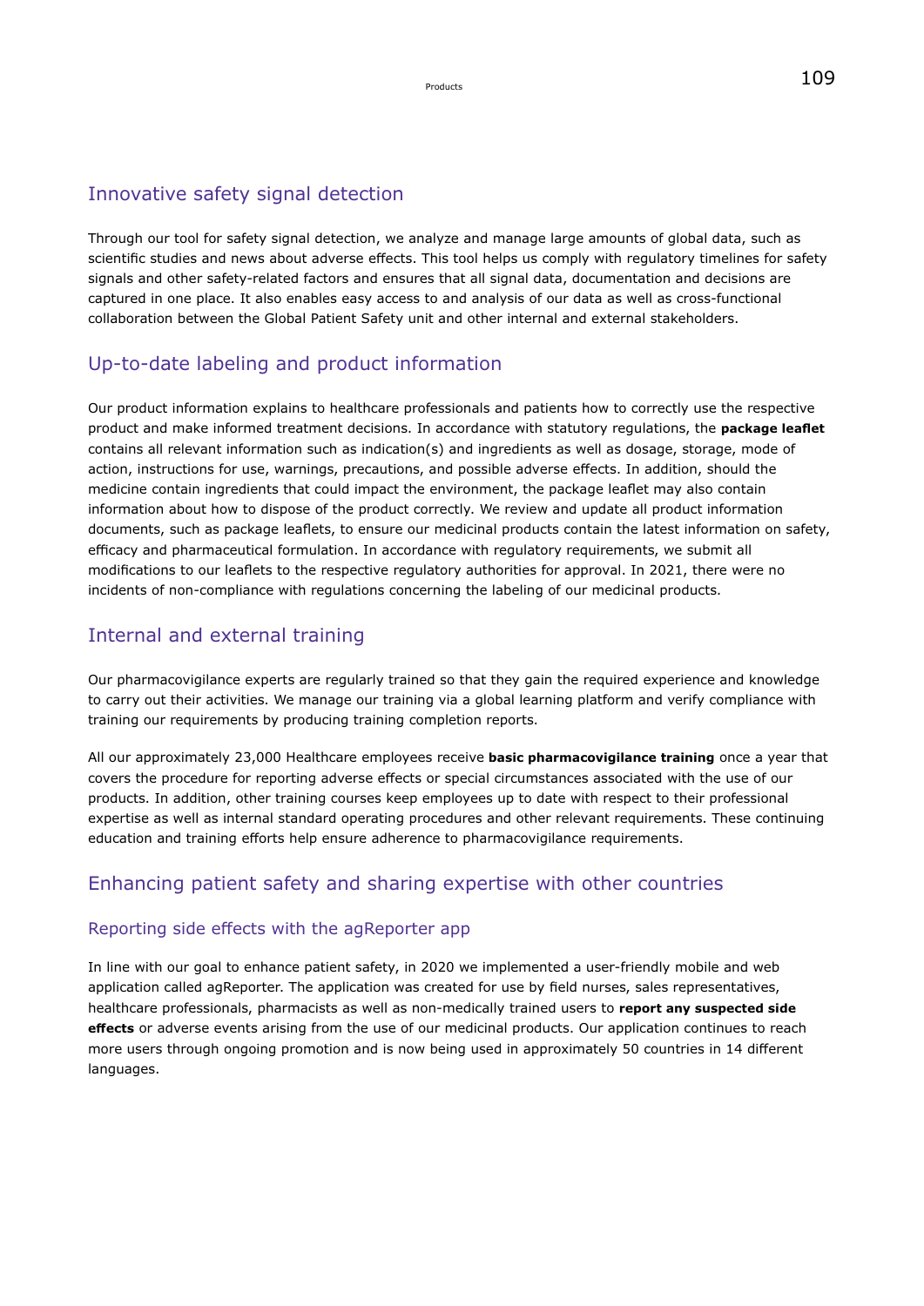## Innovative safety signal detection

Through our tool for safety signal detection, we analyze and manage large amounts of global data, such as scientific studies and news about adverse effects. This tool helps us comply with regulatory timelines for safety signals and other safety-related factors and ensures that all signal data, documentation and decisions are captured in one place. It also enables easy access to and analysis of our data as well as cross-functional collaboration between the Global Patient Safety unit and other internal and external stakeholders.

## Up-to-date labeling and product information

Our product information explains to healthcare professionals and patients how to correctly use the respective product and make informed treatment decisions. In accordance with statutory regulations, the **package leaflet** contains all relevant information such as indication(s) and ingredients as well as dosage, storage, mode of action, instructions for use, warnings, precautions, and possible adverse effects. In addition, should the medicine contain ingredients that could impact the environment, the package leaflet may also contain information about how to dispose of the product correctly. We review and update all product information documents, such as package leaflets, to ensure our medicinal products contain the latest information on safety, efficacy and pharmaceutical formulation. In accordance with regulatory requirements, we submit all modifications to our leaflets to the respective regulatory authorities for approval. In 2021, there were no incidents of non-compliance with regulations concerning the labeling of our medicinal products.

## Internal and external training

Our pharmacovigilance experts are regularly trained so that they gain the required experience and knowledge to carry out their activities. We manage our training via a global learning platform and verify compliance with training our requirements by producing training completion reports.

All our approximately 23,000 Healthcare employees receive **basic pharmacovigilance training** once a year that covers the procedure for reporting adverse effects or special circumstances associated with the use of our products. In addition, other training courses keep employees up to date with respect to their professional expertise as well as internal standard operating procedures and other relevant requirements. These continuing education and training efforts help ensure adherence to pharmacovigilance requirements.

## Enhancing patient safety and sharing expertise with other countries

### Reporting side effects with the agReporter app

In line with our goal to enhance patient safety, in 2020 we implemented a user-friendly mobile and web application called agReporter. The application was created for use by field nurses, sales representatives, healthcare professionals, pharmacists as well as non-medically trained users to **report any suspected side effects** or adverse events arising from the use of our medicinal products. Our application continues to reach more users through ongoing promotion and is now being used in approximately 50 countries in 14 different languages.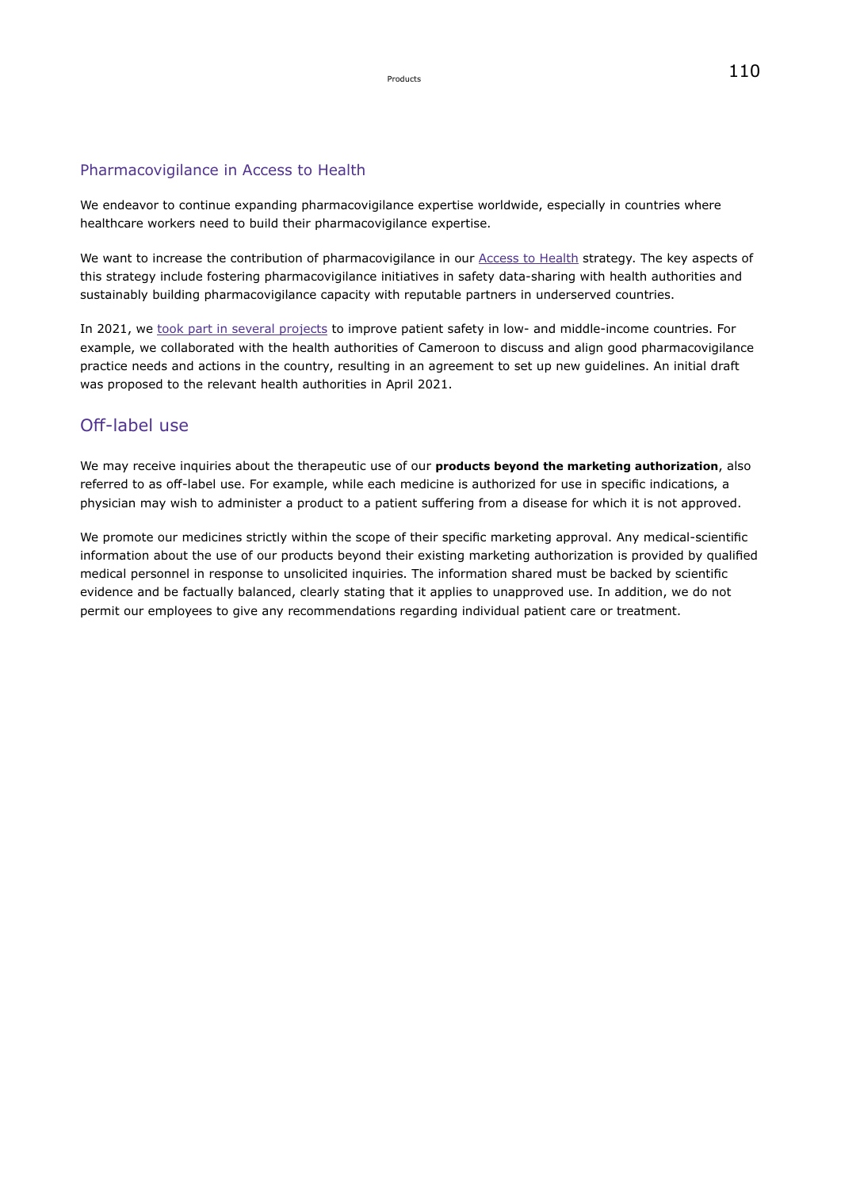### Pharmacovigilance in Access to Health

We endeavor to continue expanding pharmacovigilance expertise worldwide, especially in countries where healthcare workers need to build their pharmacovigilance expertise.

We want to increase the contribution of pharmacovigilance in our Access to Health strategy. The key aspects of this strategy include fostering pharmacovigilance initiatives in safety data-sharing with health authorities and sustainably building pharmacovigilance capacity with reputable partners in underserved countries.

In 2021, we took part in several projects to improve patient safety in low- and middle-income countries. For example, we collaborated with the health authorities of Cameroon to discuss and align good pharmacovigilance practice needs and actions in the country, resulting in an agreement to set up new guidelines. An initial draft was proposed to the relevant health authorities in April 2021.

## Off-label use

We may receive inquiries about the therapeutic use of our **products beyond the marketing authorization**, also referred to as off-label use. For example, while each medicine is authorized for use in specific indications, a physician may wish to administer a product to a patient suffering from a disease for which it is not approved.

We promote our medicines strictly within the scope of their specific marketing approval. Any medical-scientific information about the use of our products beyond their existing marketing authorization is provided by qualified medical personnel in response to unsolicited inquiries. The information shared must be backed by scientific evidence and be factually balanced, clearly stating that it applies to unapproved use. In addition, we do not permit our employees to give any recommendations regarding individual patient care or treatment.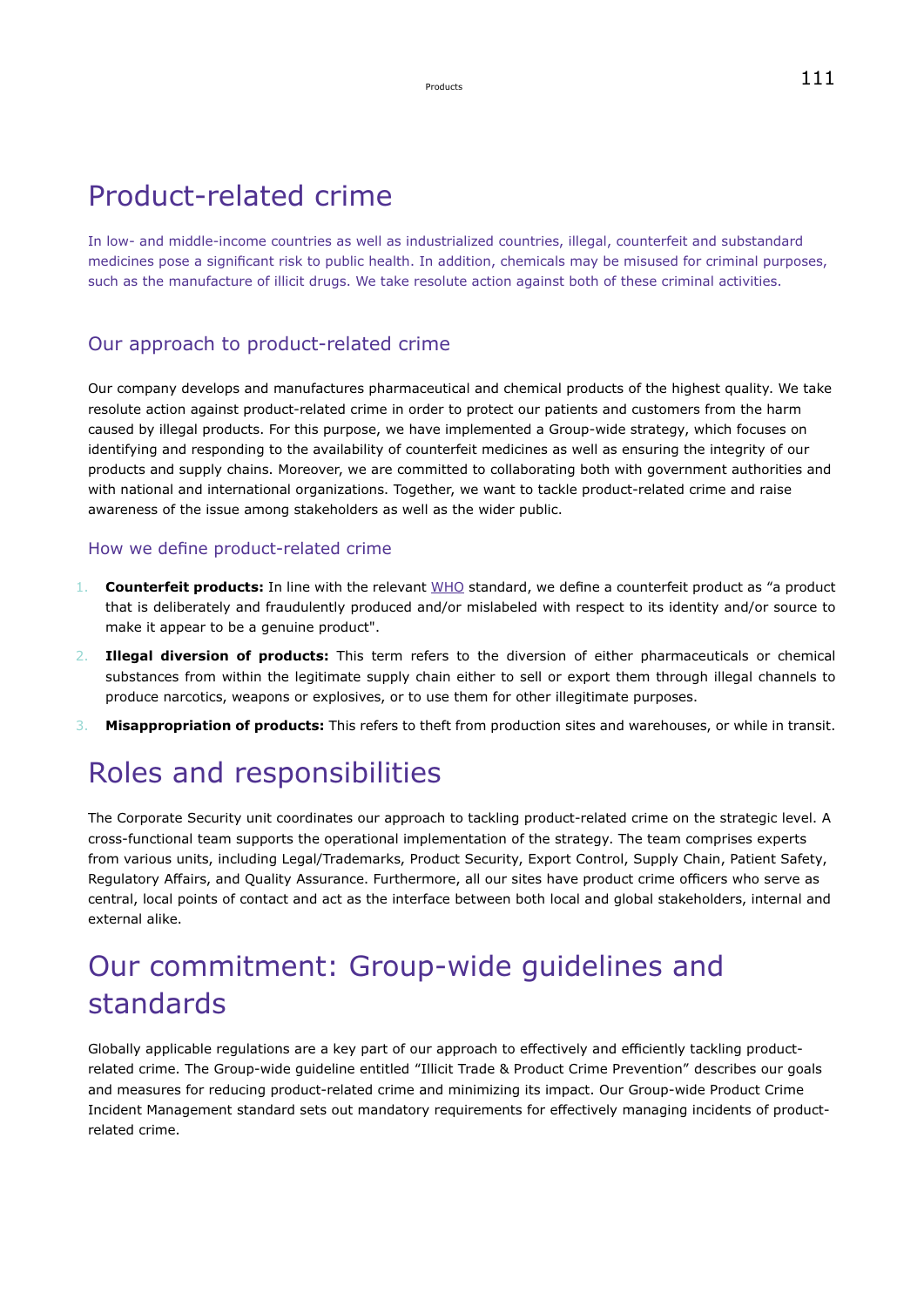# Product-related crime

In low- and middle-income countries as well as industrialized countries, illegal, counterfeit and substandard medicines pose a significant risk to public health. In addition, chemicals may be misused for criminal purposes, such as the manufacture of illicit drugs. We take resolute action against both of these criminal activities.

## Our approach to product-related crime

Our company develops and manufactures pharmaceutical and chemical products of the highest quality. We take resolute action against product-related crime in order to protect our patients and customers from the harm caused by illegal products. For this purpose, we have implemented a Group-wide strategy, which focuses on identifying and responding to the availability of counterfeit medicines as well as ensuring the integrity of our products and supply chains. Moreover, we are committed to collaborating both with government authorities and with national and international organizations. Together, we want to tackle product-related crime and raise awareness of the issue among stakeholders as well as the wider public.

### How we define product-related crime

1. **Counterfeit products:** In line with the relevant WHO standard, we define a counterfeit product as "a product that is deliberately and fraudulently produced and/or mislabeled with respect to its identity and/or source to make it appear to be a genuine product".
2. **Illegal diversion of products:** This term refers to the diversion of either pharmaceuticals or chemical substances from within the legitimate supply chain either to sell or export them through illegal channels to produce narcotics, weapons or explosives, or to use them for other illegitimate purposes.
3. **Misappropriation of products:** This refers to theft from production sites and warehouses, or while in transit.

# Roles and responsibilities

The Corporate Security unit coordinates our approach to tackling product-related crime on the strategic level. A cross-functional team supports the operational implementation of the strategy. The team comprises experts from various units, including Legal/Trademarks, Product Security, Export Control, Supply Chain, Patient Safety, Regulatory Affairs, and Quality Assurance. Furthermore, all our sites have product crime officers who serve as central, local points of contact and act as the interface between both local and global stakeholders, internal and external alike.

# Our commitment: Group-wide guidelines and standards

Globally applicable regulations are a key part of our approach to effectively and efficiently tackling product-related crime. The Group-wide guideline entitled "Illicit Trade & Product Crime Prevention" describes our goals and measures for reducing product-related crime and minimizing its impact. Our Group-wide Product Crime Incident Management standard sets out mandatory requirements for effectively managing incidents of product-related crime.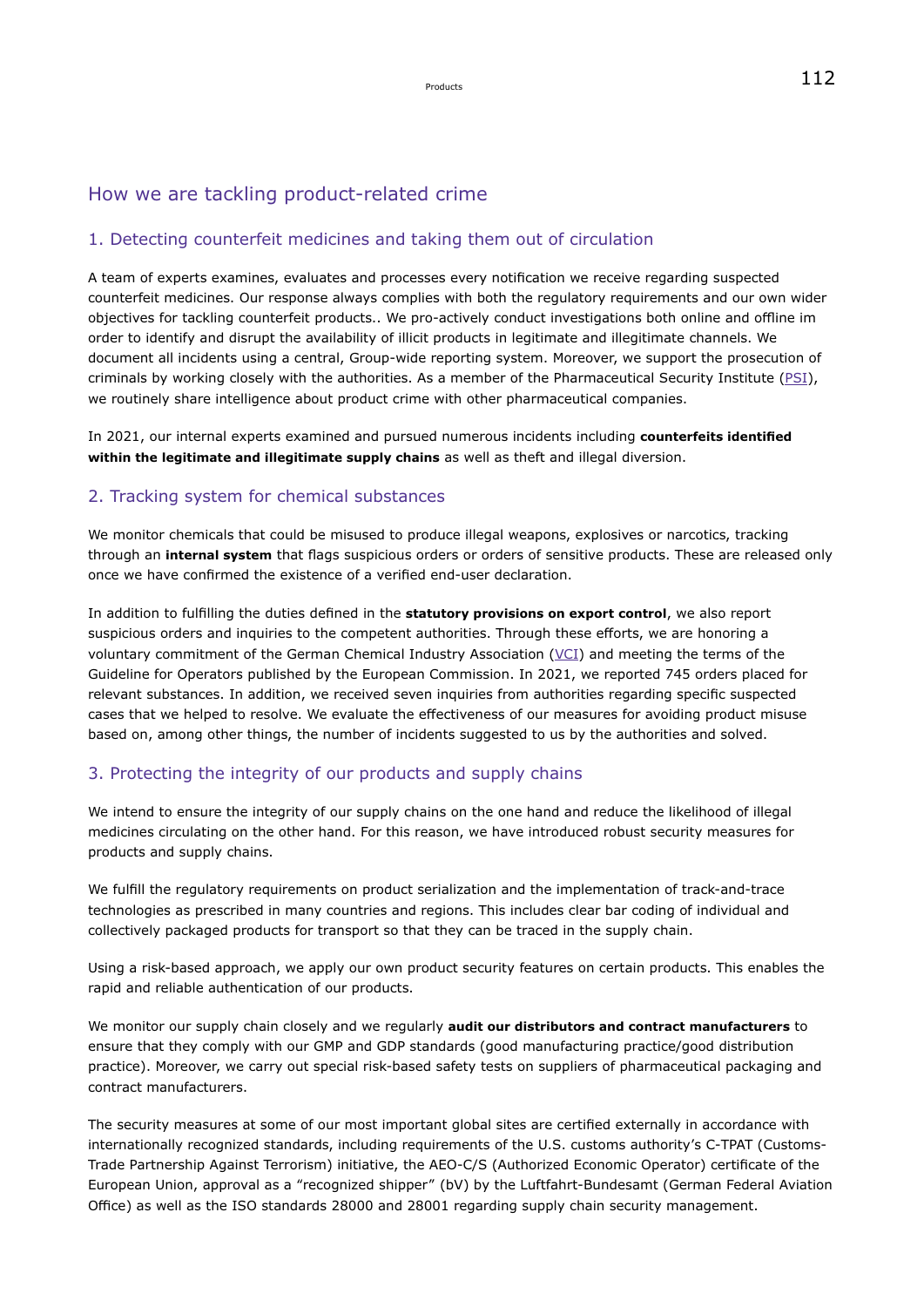## How we are tackling product-related crime

### 1. Detecting counterfeit medicines and taking them out of circulation

A team of experts examines, evaluates and processes every notification we receive regarding suspected counterfeit medicines. Our response always complies with both the regulatory requirements and our own wider objectives for tackling counterfeit products.. We pro-actively conduct investigations both online and offline im order to identify and disrupt the availability of illicit products in legitimate and illegitimate channels. We document all incidents using a central, Group-wide reporting system. Moreover, we support the prosecution of criminals by working closely with the authorities. As a member of the Pharmaceutical Security Institute (PSI), we routinely share intelligence about product crime with other pharmaceutical companies.

In 2021, our internal experts examined and pursued numerous incidents including **counterfeits identified within the legitimate and illegitimate supply chains** as well as theft and illegal diversion.

### 2. Tracking system for chemical substances

We monitor chemicals that could be misused to produce illegal weapons, explosives or narcotics, tracking through an **internal system** that flags suspicious orders or orders of sensitive products. These are released only once we have confirmed the existence of a verified end-user declaration.

In addition to fulfilling the duties defined in the **statutory provisions on export control**, we also report suspicious orders and inquiries to the competent authorities. Through these efforts, we are honoring a voluntary commitment of the German Chemical Industry Association (VCI) and meeting the terms of the Guideline for Operators published by the European Commission. In 2021, we reported 745 orders placed for relevant substances. In addition, we received seven inquiries from authorities regarding specific suspected cases that we helped to resolve. We evaluate the effectiveness of our measures for avoiding product misuse based on, among other things, the number of incidents suggested to us by the authorities and solved.

### 3. Protecting the integrity of our products and supply chains

We intend to ensure the integrity of our supply chains on the one hand and reduce the likelihood of illegal medicines circulating on the other hand. For this reason, we have introduced robust security measures for products and supply chains.

We fulfill the regulatory requirements on product serialization and the implementation of track-and-trace technologies as prescribed in many countries and regions. This includes clear bar coding of individual and collectively packaged products for transport so that they can be traced in the supply chain.

Using a risk-based approach, we apply our own product security features on certain products. This enables the rapid and reliable authentication of our products.

We monitor our supply chain closely and we regularly **audit our distributors and contract manufacturers** to ensure that they comply with our GMP and GDP standards (good manufacturing practice/good distribution practice). Moreover, we carry out special risk-based safety tests on suppliers of pharmaceutical packaging and contract manufacturers.

The security measures at some of our most important global sites are certified externally in accordance with internationally recognized standards, including requirements of the U.S. customs authority's C-TPAT (Customs-Trade Partnership Against Terrorism) initiative, the AEO-C/S (Authorized Economic Operator) certificate of the European Union, approval as a "recognized shipper" (bV) by the Luftfahrt-Bundesamt (German Federal Aviation Office) as well as the ISO standards 28000 and 28001 regarding supply chain security management.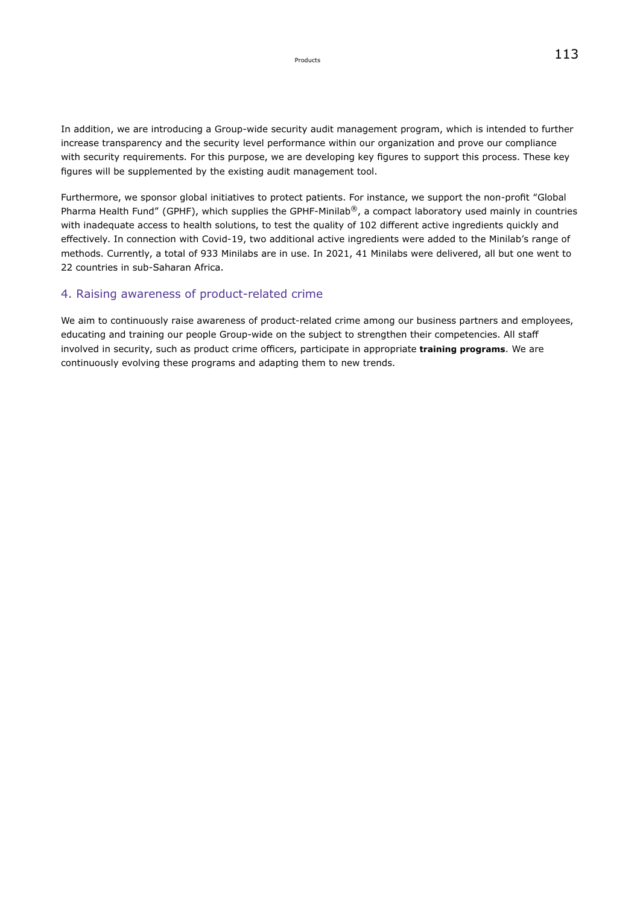In addition, we are introducing a Group-wide security audit management program, which is intended to further increase transparency and the security level performance within our organization and prove our compliance with security requirements. For this purpose, we are developing key figures to support this process. These key figures will be supplemented by the existing audit management tool.

Furthermore, we sponsor global initiatives to protect patients. For instance, we support the non-profit "Global Pharma Health Fund" (GPHF), which supplies the GPHF-Minilab®, a compact laboratory used mainly in countries with inadequate access to health solutions, to test the quality of 102 different active ingredients quickly and effectively. In connection with Covid-19, two additional active ingredients were added to the Minilab's range of methods. Currently, a total of 933 Minilabs are in use. In 2021, 41 Minilabs were delivered, all but one went to 22 countries in sub-Saharan Africa.

## 4. Raising awareness of product-related crime

We aim to continuously raise awareness of product-related crime among our business partners and employees, educating and training our people Group-wide on the subject to strengthen their competencies. All staff involved in security, such as product crime officers, participate in appropriate **training programs**. We are continuously evolving these programs and adapting them to new trends.